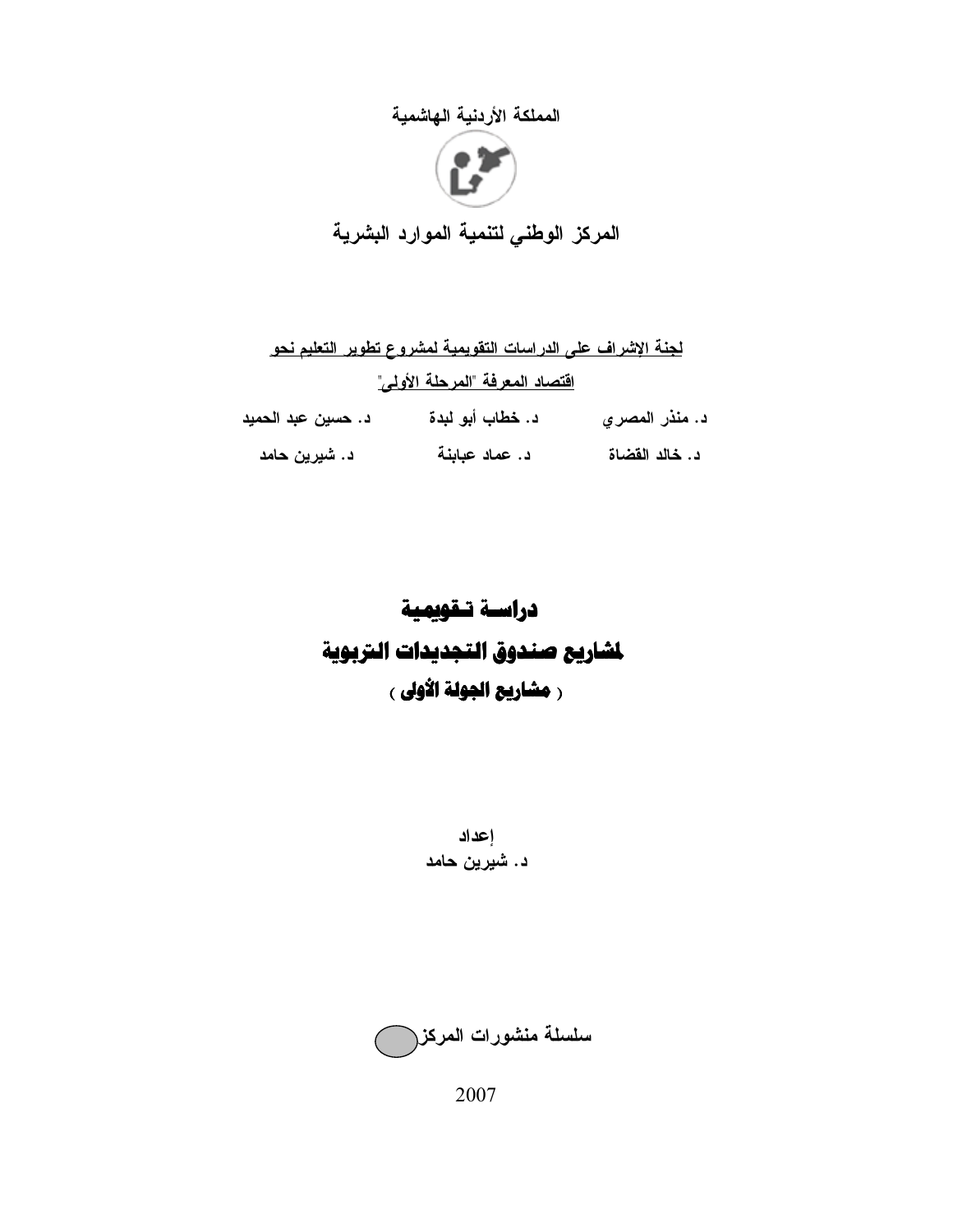المملكة الأردنية الهاشمية

# المركز الوطني لتنمية الموارد البشرية

لجنة الإشراف على الدراسات التقويمية لمشروع تطوير التعليم نحو اقتصاد المعرفة "المرحلة الأولى"

د. منذر المصري　　د. خطاب أبو لبدة　　د. حسين عبد الحميد

د. خالد القضاة　　د. عماد عبابنة　　د. شيرين حامد

# دراسة تقويمية
# لمشاريع صندوق التجديدات التربوية
## ( مشاريع الجولة الأولى )

إعداد

د. شيرين حامد

سلسلة منشورات المركز

2007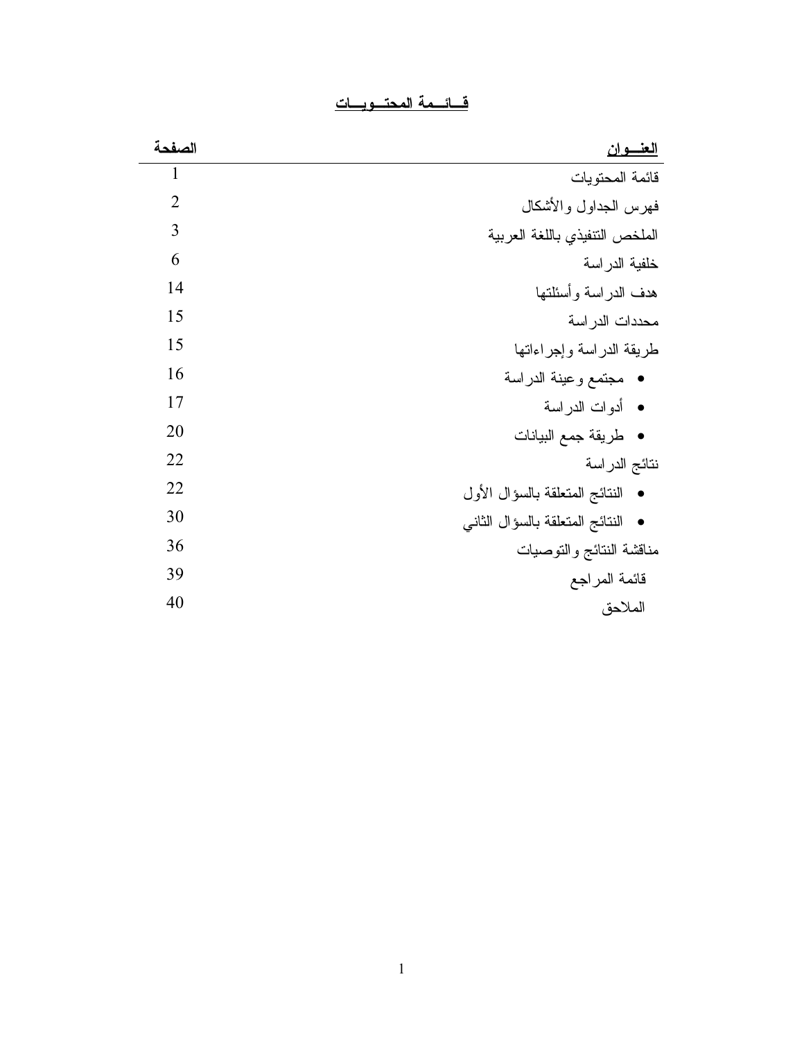# قائمة المحتويات

| العنوان | الصفحة |
| --- | --- |
| قائمة المحتويات | 1 |
| فهرس الجداول والأشكال | 2 |
| الملخص التنفيذي باللغة العربية | 3 |
| خلفية الدراسة | 6 |
| هدف الدراسة وأسئلتها | 14 |
| محددات الدراسة | 15 |
| طريقة الدراسة وإجراءاتها | 15 |
| • مجتمع وعينة الدراسة | 16 |
| • أدوات الدراسة | 17 |
| • طريقة جمع البيانات | 20 |
| نتائج الدراسة | 22 |
| • النتائج المتعلقة بالسؤال الأول | 22 |
| • النتائج المتعلقة بالسؤال الثاني | 30 |
| مناقشة النتائج والتوصيات | 36 |
| قائمة المراجع | 39 |
| الملاحق | 40 |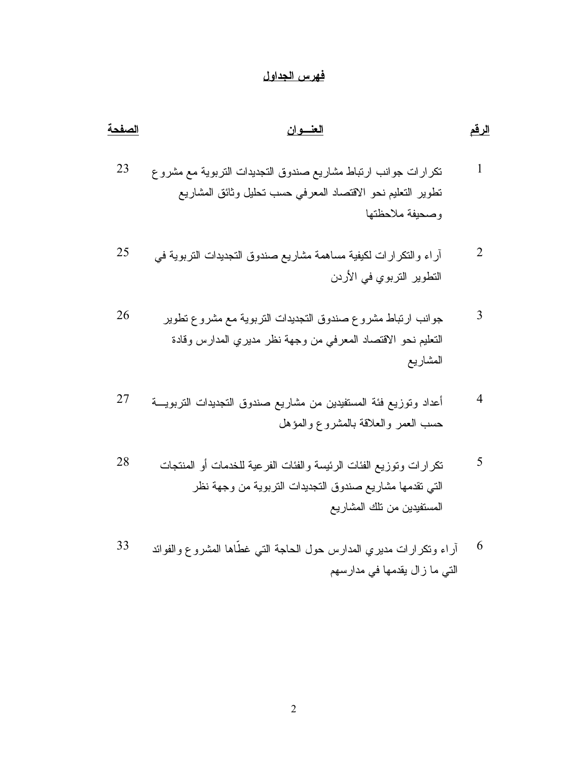# فهرس الجداول

| الرقم | العنـــوان | الصفحة |
|---|---|---|
| 1 | تكرارات جوانب ارتباط مشاريع صندوق التجديدات التربوية مع مشروع تطوير التعليم نحو الاقتصاد المعرفي حسب تحليل وثائق المشاريع وصحيفة ملاحظتها | 23 |
| 2 | آراء والتكرارات لكيفية مساهمة مشاريع صندوق التجديدات التربوية في التطوير التربوي في الأردن | 25 |
| 3 | جوانب ارتباط مشروع صندوق التجديدات التربوية مع مشروع تطوير التعليم نحو الاقتصاد المعرفي من وجهة نظر مديري المدارس وقادة المشاريع | 26 |
| 4 | أعداد وتوزيع فئة المستفيدين من مشاريع صندوق التجديدات التربويـــة حسب العمر والعلاقة بالمشروع والمؤهل | 27 |
| 5 | تكرارات وتوزيع الفئات الرئيسة والفئات الفرعية للخدمات أو المنتجات التي تقدمها مشاريع صندوق التجديدات التربوية من وجهة نظر المستفيدين من تلك المشاريع | 28 |
| 6 | آراء وتكرارات مديري المدارس حول الحاجة التي غطّاها المشروع والفوائد التي ما زال يقدمها في مدارسهم | 33 |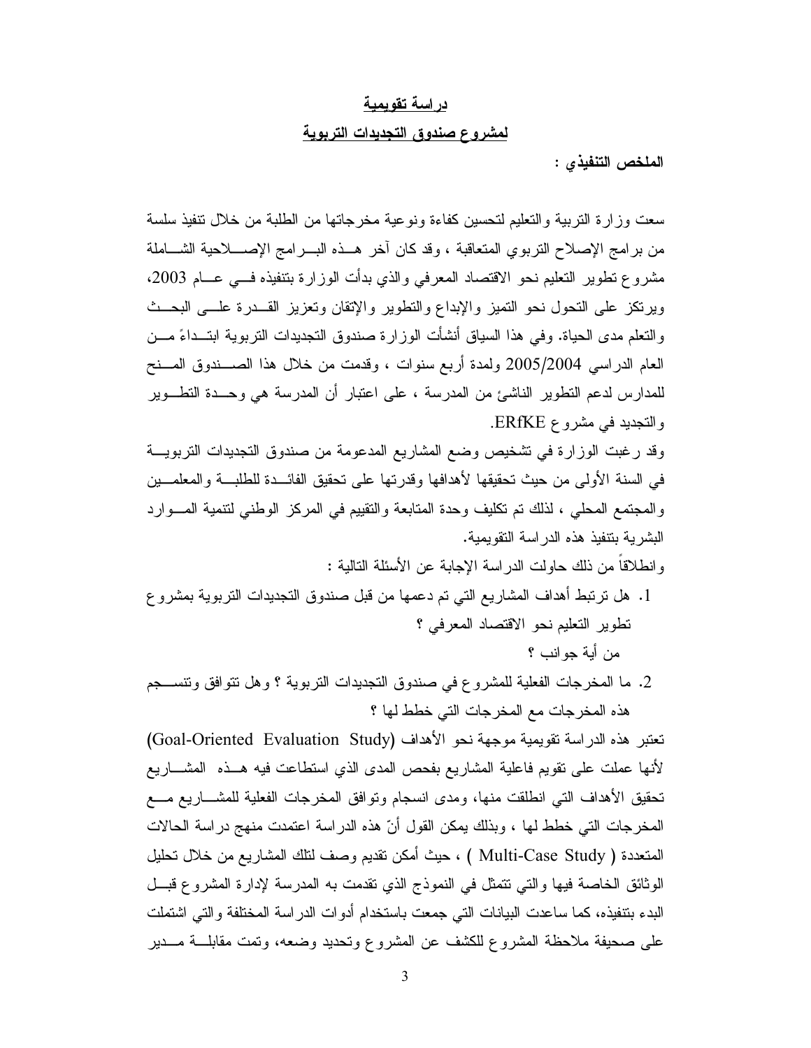## دراسة تقويمية

## لمشروع صندوق التجديدات التربوية

**الملخص التنفيذي :**

سعت وزارة التربية والتعليم لتحسين كفاءة ونوعية مخرجاتها من الطلبة من خلال تنفيذ سلسة من برامج الإصلاح التربوي المتعاقبة ، وقد كان آخر هذه البرامج الإصلاحية الشاملة مشروع تطوير التعليم نحو الاقتصاد المعرفي والذي بدأت الوزارة بتنفيذه في عام 2003، ويرتكز على التحول نحو التميز والإبداع والتطوير والإتقان وتعزيز القدرة على البحث والتعلم مدى الحياة. وفي هذا السياق أنشأت الوزارة صندوق التجديدات التربوية ابتداءً من العام الدراسي 2005/2004 ولمدة أربع سنوات ، وقدمت من خلال هذا الصندوق المنح للمدارس لدعم التطوير الناشئ من المدرسة ، على اعتبار أن المدرسة هي وحدة التطوير والتجديد في مشروع ERfKE.

وقد رغبت الوزارة في تشخيص وضع المشاريع المدعومة من صندوق التجديدات التربوية في السنة الأولى من حيث تحقيقها لأهدافها وقدرتها على تحقيق الفائدة للطلبة والمعلمين والمجتمع المحلي ، لذلك تم تكليف وحدة المتابعة والتقييم في المركز الوطني لتنمية الموارد البشرية بتنفيذ هذه الدراسة التقويمية.

وانطلاقاً من ذلك حاولت الدراسة الإجابة عن الأسئلة التالية :

1. هل ترتبط أهداف المشاريع التي تم دعمها من قبل صندوق التجديدات التربوية بمشروع تطوير التعليم نحو الاقتصاد المعرفي ؟
   من أية جوانب ؟
2. ما المخرجات الفعلية للمشروع في صندوق التجديدات التربوية ؟ وهل تتوافق وتنسجم هذه المخرجات مع المخرجات التي خطط لها ؟

تعتبر هذه الدراسة تقويمية موجهة نحو الأهداف (Goal-Oriented Evaluation Study) لأنها عملت على تقويم فاعلية المشاريع بفحص المدى الذي استطاعت فيه هذه المشاريع تحقيق الأهداف التي انطلقت منها، ومدى انسجام وتوافق المخرجات الفعلية للمشاريع مع المخرجات التي خطط لها ، وبذلك يمكن القول أنّ هذه الدراسة اعتمدت منهج دراسة الحالات المتعددة ( Multi-Case Study ) ، حيث أمكن تقديم وصف لتلك المشاريع من خلال تحليل الوثائق الخاصة فيها والتي تتمثل في النموذج الذي تقدمت به المدرسة لإدارة المشروع قبل البدء بتنفيذه، كما ساعدت البيانات التي جمعت باستخدام أدوات الدراسة المختلفة والتي اشتملت على صحيفة ملاحظة المشروع للكشف عن المشروع وتحديد وضعه، وتمت مقابلة مدير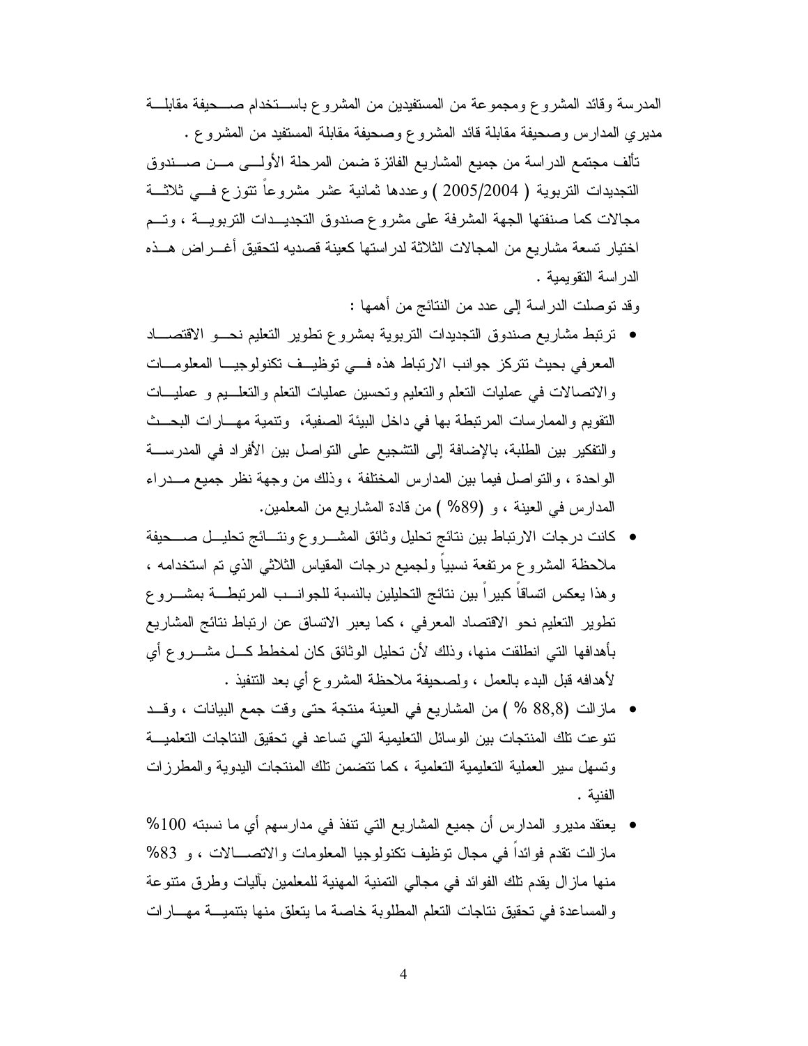المدرسة وقائد المشروع ومجموعة من المستفيدين من المشروع باستخدام صحيفة مقابلة مديري المدارس وصحيفة مقابلة قائد المشروع وصحيفة مقابلة المستفيد من المشروع .

تألف مجتمع الدراسة من جميع المشاريع الفائزة ضمن المرحلة الأولى من صندوق التجديدات التربوية ( 2005/2004 ) وعددها ثمانية عشر مشروعاً تتوزع في ثلاثة مجالات كما صنفتها الجهة المشرفة على مشروع صندوق التجديدات التربوية ، وتم اختيار تسعة مشاريع من المجالات الثلاثة لدراستها كعينة قصديه لتحقيق أغراض هذه الدراسة التقويمية .

وقد توصلت الدراسة إلى عدد من النتائج من أهمها :

- ترتبط مشاريع صندوق التجديدات التربوية بمشروع تطوير التعليم نحو الاقتصاد المعرفي بحيث تتركز جوانب الارتباط هذه في توظيف تكنولوجيا المعلومات والاتصالات في عمليات التعلم والتعليم وتحسين عمليات التعلم والتعليم و عمليات التقويم والممارسات المرتبطة بها في داخل البيئة الصفية، وتنمية مهارات البحث والتفكير بين الطلبة، بالإضافة إلى التشجيع على التواصل بين الأفراد في المدرسة الواحدة ، والتواصل فيما بين المدارس المختلفة ، وذلك من وجهة نظر جميع مدراء المدارس في العينة ، و (89% ) من قادة المشاريع من المعلمين.
- كانت درجات الارتباط بين نتائج تحليل وثائق المشروع ونتائج تحليل صحيفة ملاحظة المشروع مرتفعة نسبياً ولجميع درجات المقياس الثلاثي الذي تم استخدامه ، وهذا يعكس اتساقاً كبيراً بين نتائج التحليلين بالنسبة للجوانب المرتبطة بمشروع تطوير التعليم نحو الاقتصاد المعرفي ، كما يعبر الاتساق عن ارتباط نتائج المشاريع بأهدافها التي انطلقت منها، وذلك لأن تحليل الوثائق كان لمخطط كل مشروع أي لأهدافه قبل البدء بالعمل ، ولصحيفة ملاحظة المشروع أي بعد التنفيذ .
- مازالت (88,8 % ) من المشاريع في العينة منتجة حتى وقت جمع البيانات ، وقد تنوعت تلك المنتجات بين الوسائل التعليمية التي تساعد في تحقيق النتاجات التعلمية وتسهل سير العملية التعليمية التعلمية ، كما تتضمن تلك المنتجات اليدوية والمطرزات الفنية .
- يعتقد مديرو المدارس أن جميع المشاريع التي تنفذ في مدارسهم أي ما نسبته 100% مازالت تقدم فوائداً في مجال توظيف تكنولوجيا المعلومات والاتصالات ، و 83% منها مازال يقدم تلك الفوائد في مجالي التنمية المهنية للمعلمين بآليات وطرق متنوعة والمساعدة في تحقيق نتاجات التعلم المطلوبة خاصة ما يتعلق منها بتنمية مهارات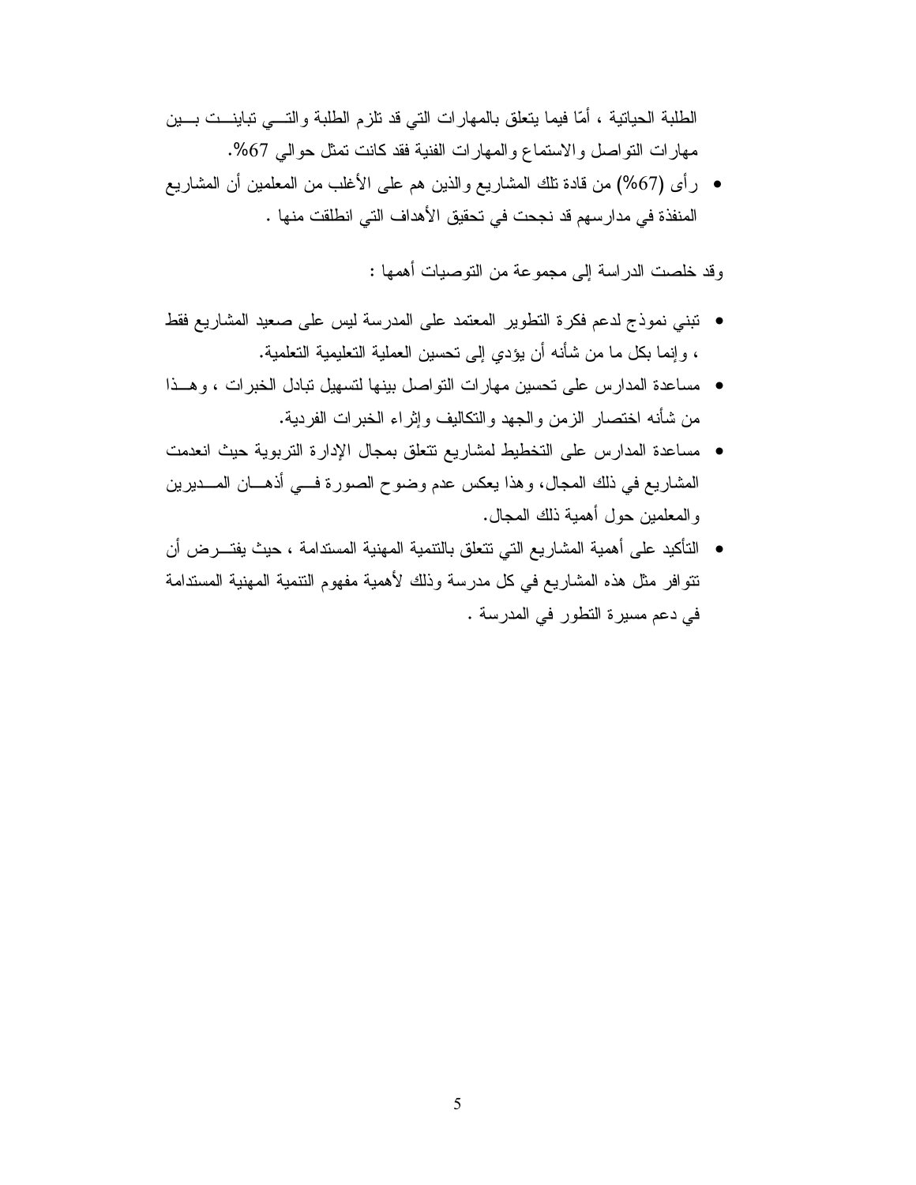الطلبة الحياتية ، أمّا فيما يتعلق بالمهارات التي قد تلزم الطلبة والتي تباينت بين مهارات التواصل والاستماع والمهارات الفنية فقد كانت تمثل حوالي 67%.

- رأى (67%) من قادة تلك المشاريع والذين هم على الأغلب من المعلمين أن المشاريع المنفذة في مدارسهم قد نجحت في تحقيق الأهداف التي انطلقت منها .

وقد خلصت الدراسة إلى مجموعة من التوصيات أهمها :

- تبني نموذج لدعم فكرة التطوير المعتمد على المدرسة ليس على صعيد المشاريع فقط ، وإنما بكل ما من شأنه أن يؤدي إلى تحسين العملية التعليمية التعلمية.
- مساعدة المدارس على تحسين مهارات التواصل بينها لتسهيل تبادل الخبرات ، وهذا من شأنه اختصار الزمن والجهد والتكاليف وإثراء الخبرات الفردية.
- مساعدة المدارس على التخطيط لمشاريع تتعلق بمجال الإدارة التربوية حيث انعدمت المشاريع في ذلك المجال، وهذا يعكس عدم وضوح الصورة في أذهان المديرين والمعلمين حول أهمية ذلك المجال.
- التأكيد على أهمية المشاريع التي تتعلق بالتنمية المهنية المستدامة ، حيث يفترض أن تتوافر مثل هذه المشاريع في كل مدرسة وذلك لأهمية مفهوم التنمية المهنية المستدامة في دعم مسيرة التطور في المدرسة .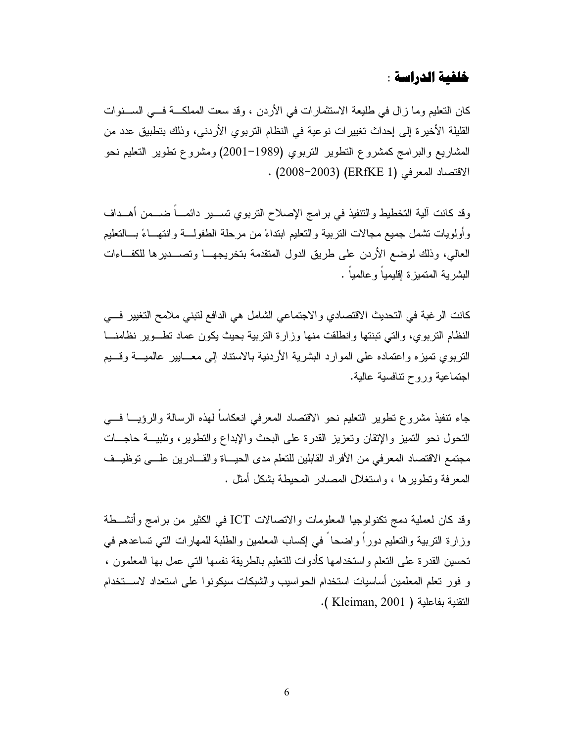## خلفية الدراسة :

كان التعليم وما زال في طليعة الاستثمارات في الأردن ، وقد سعت المملكة في السنوات القليلة الأخيرة إلى إحداث تغييرات نوعية في النظام التربوي الأردني، وذلك بتطبيق عدد من المشاريع والبرامج كمشروع التطوير التربوي (1989-2001) ومشروع تطوير التعليم نحو الاقتصاد المعرفي (ERfKE 1) (2003-2008) .

وقد كانت آلية التخطيط والتنفيذ في برامج الإصلاح التربوي تسير دائماً ضمن أهداف وأولويات تشمل جميع مجالات التربية والتعليم ابتداءً من مرحلة الطفولة وانتهاءً بالتعليم العالي، وذلك لوضع الأردن على طريق الدول المتقدمة بتخريجها وتصديرها للكفاءات البشرية المتميزة إقليمياً وعالمياً .

كانت الرغبة في التحديث الاقتصادي والاجتماعي الشامل هي الدافع لتبني ملامح التغيير في النظام التربوي، والتي تبنتها وانطلقت منها وزارة التربية بحيث يكون عماد تطوير نظامنا التربوي تميزه واعتماده على الموارد البشرية الأردنية بالاستناد إلى معايير عالمية وقيم اجتماعية وروح تنافسية عالية.

جاء تنفيذ مشروع تطوير التعليم نحو الاقتصاد المعرفي انعكاساً لهذه الرسالة والرؤيا في التحول نحو التميز والإتقان وتعزيز القدرة على البحث والإبداع والتطوير، وتلبية حاجات مجتمع الاقتصاد المعرفي من الأفراد القابلين للتعلم مدى الحياة والقادرين على توظيف المعرفة وتطويرها ، واستغلال المصادر المحيطة بشكل أمثل .

وقد كان لعملية دمج تكنولوجيا المعلومات والاتصالات ICT في الكثير من برامج وأنشطة وزارة التربية والتعليم دوراً واضحاً في إكساب المعلمين والطلبة للمهارات التي تساعدهم في تحسين القدرة على التعلم واستخدامها كأدوات للتعليم بالطريقة نفسها التي عمل بها المعلمون ، و فور تعلم المعلمين أساسيات استخدام الحواسيب والشبكات سيكونوا على استعداد لاستخدام التقنية بفاعلية ( Kleiman, 2001 ).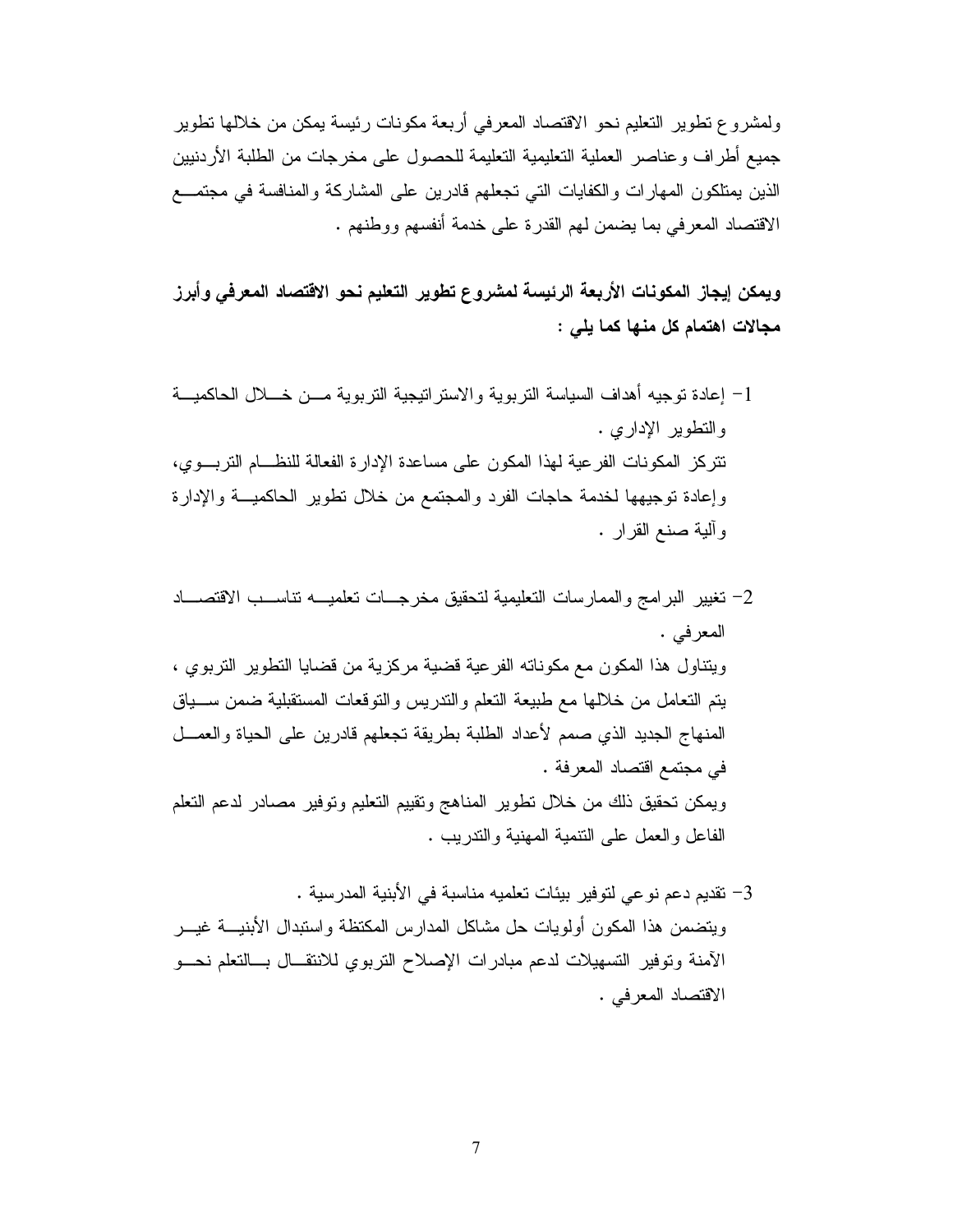ولمشروع تطوير التعليم نحو الاقتصاد المعرفي أربعة مكونات رئيسة يمكن من خلالها تطوير جميع أطراف وعناصر العملية التعليمية التعليمة للحصول على مخرجات من الطلبة الأردنيين الذين يمتلكون المهارات والكفايات التي تجعلهم قادرين على المشاركة والمنافسة في مجتمع الاقتصاد المعرفي بما يضمن لهم القدرة على خدمة أنفسهم ووطنهم .

**ويمكن إيجاز المكونات الأربعة الرئيسة لمشروع تطوير التعليم نحو الاقتصاد المعرفي وأبرز مجالات اهتمام كل منها كما يلي :**

1- إعادة توجيه أهداف السياسة التربوية والاستراتيجية التربوية من خلال الحاكمية والتطوير الإداري .

تتركز المكونات الفرعية لهذا المكون على مساعدة الإدارة الفعالة للنظام التربوي، وإعادة توجيهها لخدمة حاجات الفرد والمجتمع من خلال تطوير الحاكمية والإدارة وآلية صنع القرار .

2- تغيير البرامج والممارسات التعليمية لتحقيق مخرجات تعلميه تناسب الاقتصاد المعرفي .

ويتناول هذا المكون مع مكوناته الفرعية قضية مركزية من قضايا التطوير التربوي ، يتم التعامل من خلالها مع طبيعة التعلم والتدريس والتوقعات المستقبلية ضمن سياق المنهاج الجديد الذي صمم لأعداد الطلبة بطريقة تجعلهم قادرين على الحياة والعمل في مجتمع اقتصاد المعرفة .

ويمكن تحقيق ذلك من خلال تطوير المناهج وتقييم التعليم وتوفير مصادر لدعم التعلم الفاعل والعمل على التنمية المهنية والتدريب .

3- تقديم دعم نوعي لتوفير بيئات تعلميه مناسبة في الأبنية المدرسية .

ويتضمن هذا المكون أولويات حل مشاكل المدارس المكتظة واستبدال الأبنية غير الآمنة وتوفير التسهيلات لدعم مبادرات الإصلاح التربوي للانتقال بالتعلم نحو الاقتصاد المعرفي .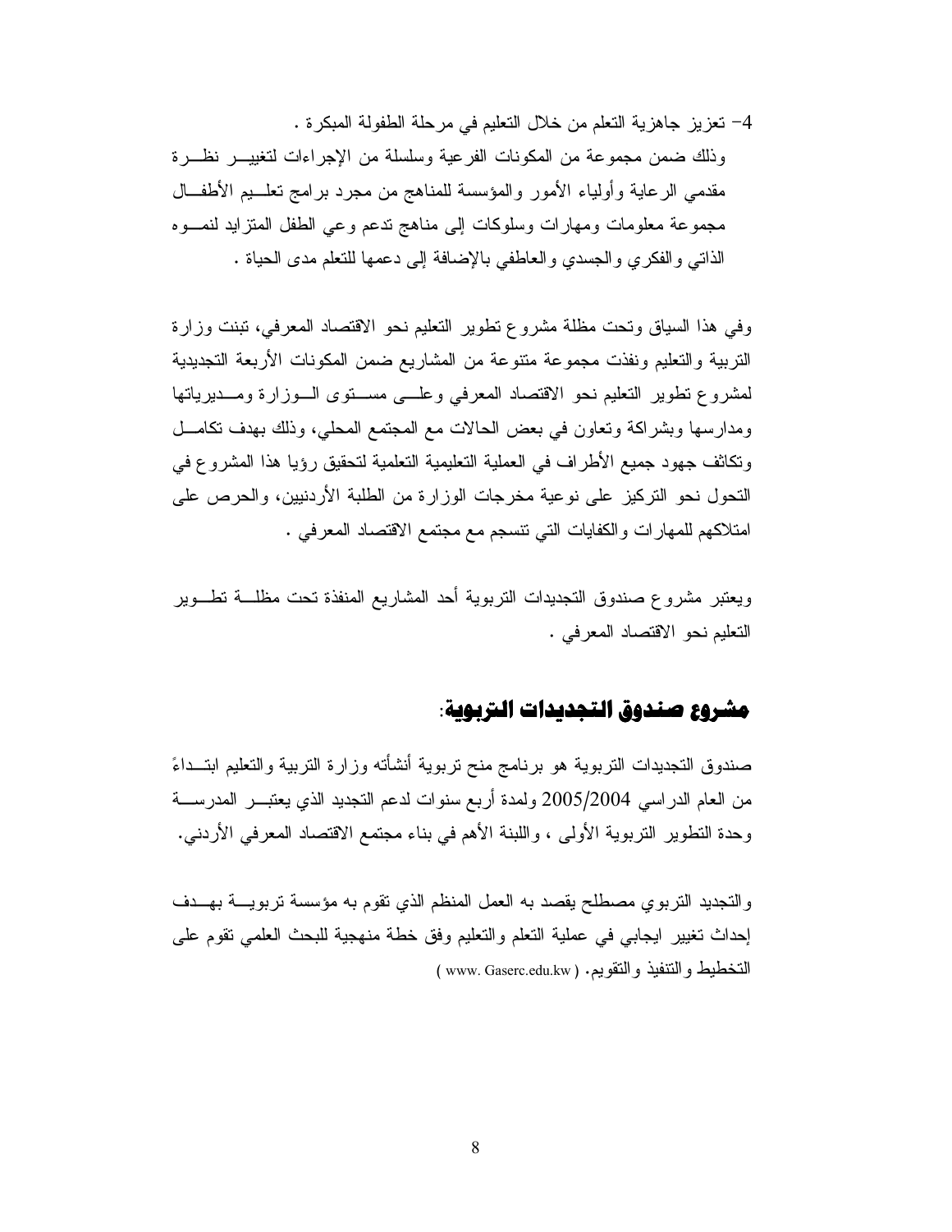4- تعزيز جاهزية التعلم من خلال التعليم في مرحلة الطفولة المبكرة .

وذلك ضمن مجموعة من المكونات الفرعية وسلسلة من الإجراءات لتغيير نظرة مقدمي الرعاية وأولياء الأمور والمؤسسة للمناهج من مجرد برامج تعليم الأطفال مجموعة معلومات ومهارات وسلوكات إلى مناهج تدعم وعي الطفل المتزايد لنموه الذاتي والفكري والجسدي والعاطفي بالإضافة إلى دعمها للتعلم مدى الحياة .

وفي هذا السياق وتحت مظلة مشروع تطوير التعليم نحو الاقتصاد المعرفي، تبنت وزارة التربية والتعليم ونفذت مجموعة متنوعة من المشاريع ضمن المكونات الأربعة التجديدية لمشروع تطوير التعليم نحو الاقتصاد المعرفي وعلى مستوى الوزارة ومديرياتها ومدارسها وبشراكة وتعاون في بعض الحالات مع المجتمع المحلي، وذلك بهدف تكامل وتكاثف جهود جميع الأطراف في العملية التعليمية التعلمية لتحقيق رؤيا هذا المشروع في التحول نحو التركيز على نوعية مخرجات الوزارة من الطلبة الأردنيين، والحرص على امتلاكهم للمهارات والكفايات التي تنسجم مع مجتمع الاقتصاد المعرفي .

ويعتبر مشروع صندوق التجديدات التربوية أحد المشاريع المنفذة تحت مظلة تطوير التعليم نحو الاقتصاد المعرفي .

## **مشروع صندوق التجديدات التربوية**:

صندوق التجديدات التربوية هو برنامج منح تربوية أنشأته وزارة التربية والتعليم ابتداءً من العام الدراسي 2005/2004 ولمدة أربع سنوات لدعم التجديد الذي يعتبر المدرسة وحدة التطوير التربوية الأولى ، واللبنة الأهم في بناء مجتمع الاقتصاد المعرفي الأردني.

والتجديد التربوي مصطلح يقصد به العمل المنظم الذي تقوم به مؤسسة تربوية بهدف إحداث تغيير ايجابي في عملية التعلم والتعليم وفق خطة منهجية للبحث العلمي تقوم على التخطيط والتنفيذ والتقويم. ( www. Gaserc.edu.kw )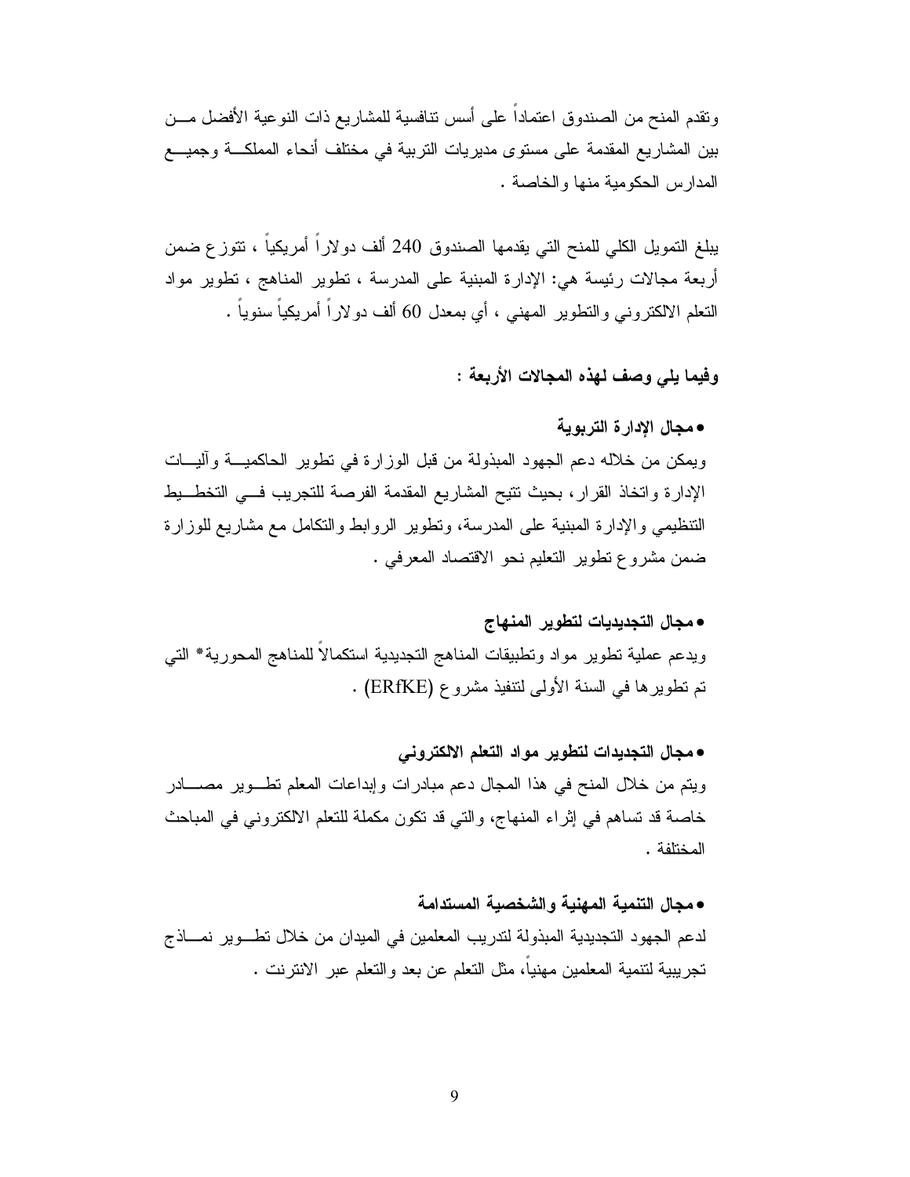وتقدم المنح من الصندوق اعتماداً على أسس تنافسية للمشاريع ذات النوعية الأفضل من بين المشاريع المقدمة على مستوى مديريات التربية في مختلف أنحاء المملكة وجميع المدارس الحكومية منها والخاصة .

يبلغ التمويل الكلي للمنح التي يقدمها الصندوق 240 ألف دولاراً أمريكياً ، تتوزع ضمن أربعة مجالات رئيسة هي: الإدارة المبنية على المدرسة ، تطوير المناهج ، تطوير مواد التعلم الالكتروني والتطوير المهني ، أي بمعدل 60 ألف دولاراً أمريكياً سنوياً .

**وفيما يلي وصف لهذه المجالات الأربعة :**

- **مجال الإدارة التربوية**

ويمكن من خلاله دعم الجهود المبذولة من قبل الوزارة في تطوير الحاكمية وآليات الإدارة واتخاذ القرار، بحيث تتيح المشاريع المقدمة الفرصة للتجريب في التخطيط التنظيمي والإدارة المبنية على المدرسة، وتطوير الروابط والتكامل مع مشاريع للوزارة ضمن مشروع تطوير التعليم نحو الاقتصاد المعرفي .

- **مجال التجديديات لتطوير المنهاج**

ويدعم عملية تطوير مواد وتطبيقات المناهج التجديدية استكمالاً للمناهج المحورية* التي تم تطويرها في السنة الأولى لتنفيذ مشروع (ERfKE) .

- **مجال التجديدات لتطوير مواد التعلم الالكتروني**

ويتم من خلال المنح في هذا المجال دعم مبادرات وإبداعات المعلم تطوير مصادر خاصة قد تساهم في إثراء المنهاج، والتي قد تكون مكملة للتعلم الالكتروني في المباحث المختلفة .

- **مجال التنمية المهنية والشخصية المستدامة**

لدعم الجهود التجديدية المبذولة لتدريب المعلمين في الميدان من خلال تطوير نماذج تجريبية لتنمية المعلمين مهنياً، مثل التعلم عن بعد والتعلم عبر الانترنت .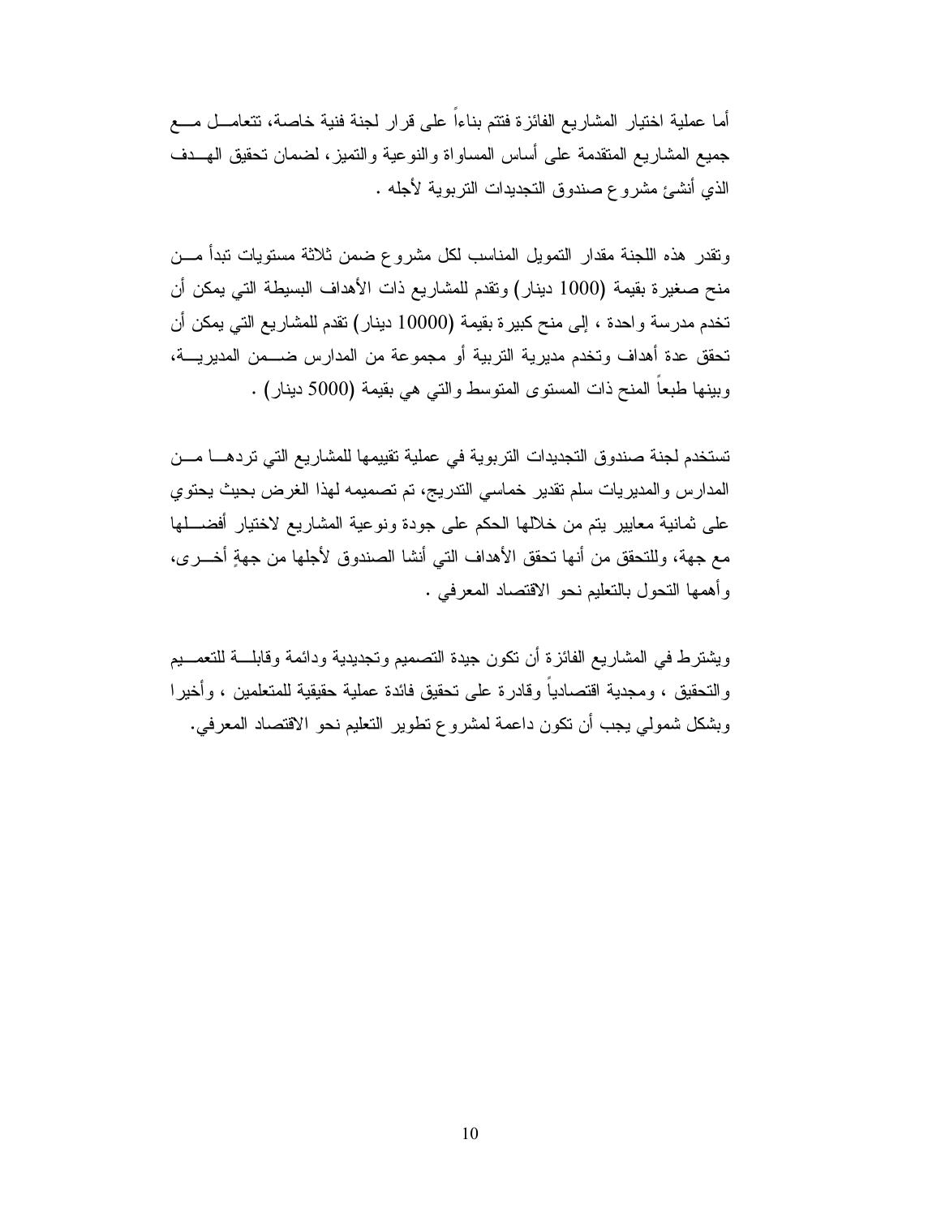أما عملية اختيار المشاريع الفائزة فتتم بناءاً على قرار لجنة فنية خاصة، تتعامل مع جميع المشاريع المتقدمة على أساس المساواة والنوعية والتميز، لضمان تحقيق الهدف الذي أنشئ مشروع صندوق التجديدات التربوية لأجله .

وتقدر هذه اللجنة مقدار التمويل المناسب لكل مشروع ضمن ثلاثة مستويات تبدأ من منح صغيرة بقيمة (1000 دينار) وتقدم للمشاريع ذات الأهداف البسيطة التي يمكن أن تخدم مدرسة واحدة ، إلى منح كبيرة بقيمة (10000 دينار) تقدم للمشاريع التي يمكن أن تحقق عدة أهداف وتخدم مديرية التربية أو مجموعة من المدارس ضمن المديرية، وبينها طبعاً المنح ذات المستوى المتوسط والتي هي بقيمة (5000 دينار) .

تستخدم لجنة صندوق التجديدات التربوية في عملية تقييمها للمشاريع التي تردها من المدارس والمديريات سلم تقدير خماسي التدريج، تم تصميمه لهذا الغرض بحيث يحتوي على ثمانية معايير يتم من خلالها الحكم على جودة ونوعية المشاريع لاختيار أفضلها مع جهة، وللتحقق من أنها تحقق الأهداف التي أنشا الصندوق لأجلها من جهةٍ أخرى، وأهمها التحول بالتعليم نحو الاقتصاد المعرفي .

ويشترط في المشاريع الفائزة أن تكون جيدة التصميم وتجديدية ودائمة وقابلة للتعميم والتحقيق ، ومجدية اقتصادياً وقادرة على تحقيق فائدة عملية حقيقية للمتعلمين ، وأخيرا وبشكل شمولي يجب أن تكون داعمة لمشروع تطوير التعليم نحو الاقتصاد المعرفي.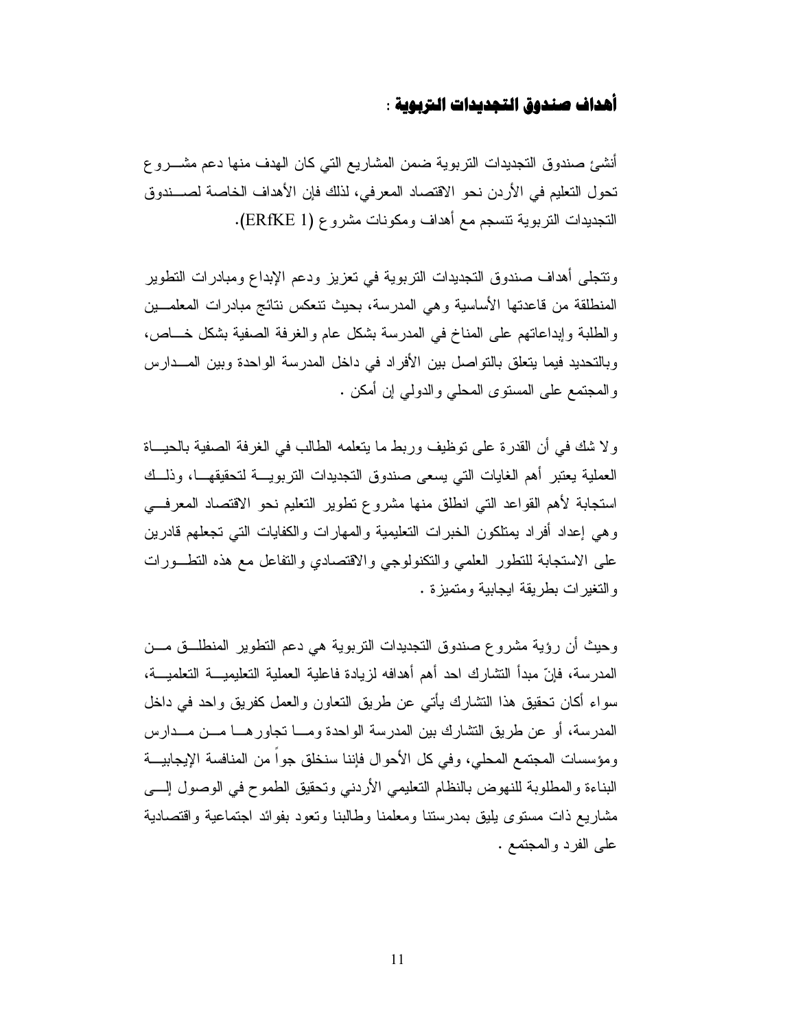## أهداف صندوق التجديدات التربوية :

أنشئ صندوق التجديدات التربوية ضمن المشاريع التي كان الهدف منها دعم مشروع تحول التعليم في الأردن نحو الاقتصاد المعرفي، لذلك فإن الأهداف الخاصة لصندوق التجديدات التربوية تنسجم مع أهداف ومكونات مشروع (ERfKE 1).

وتتجلى أهداف صندوق التجديدات التربوية في تعزيز ودعم الإبداع ومبادرات التطوير المنطلقة من قاعدتها الأساسية وهي المدرسة، بحيث تنعكس نتائج مبادرات المعلمين والطلبة وإبداعاتهم على المناخ في المدرسة بشكل عام والغرفة الصفية بشكل خاص، وبالتحديد فيما يتعلق بالتواصل بين الأفراد في داخل المدرسة الواحدة وبين المدارس والمجتمع على المستوى المحلي والدولي إن أمكن .

ولا شك في أن القدرة على توظيف وربط ما يتعلمه الطالب في الغرفة الصفية بالحياة العملية يعتبر أهم الغايات التي يسعى صندوق التجديدات التربوية لتحقيقها، وذلك استجابة لأهم القواعد التي انطلق منها مشروع تطوير التعليم نحو الاقتصاد المعرفي وهي إعداد أفراد يمتلكون الخبرات التعليمية والمهارات والكفايات التي تجعلهم قادرين على الاستجابة للتطور العلمي والتكنولوجي والاقتصادي والتفاعل مع هذه التطورات والتغيرات بطريقة ايجابية ومتميزة .

وحيث أن رؤية مشروع صندوق التجديدات التربوية هي دعم التطوير المنطلق من المدرسة، فإنّ مبدأ التشارك احد أهم أهدافه لزيادة فاعلية العملية التعليمية التعلمية، سواء أكان تحقيق هذا التشارك يأتي عن طريق التعاون والعمل كفريق واحد في داخل المدرسة، أو عن طريق التشارك بين المدرسة الواحدة وما تجاورها من مدارس ومؤسسات المجتمع المحلي، وفي كل الأحوال فإننا سنخلق جواً من المنافسة الإيجابية البناءة والمطلوبة للنهوض بالنظام التعليمي الأردني وتحقيق الطموح في الوصول إلى مشاريع ذات مستوى يليق بمدرستنا ومعلمنا وطالبنا وتعود بفوائد اجتماعية واقتصادية على الفرد والمجتمع .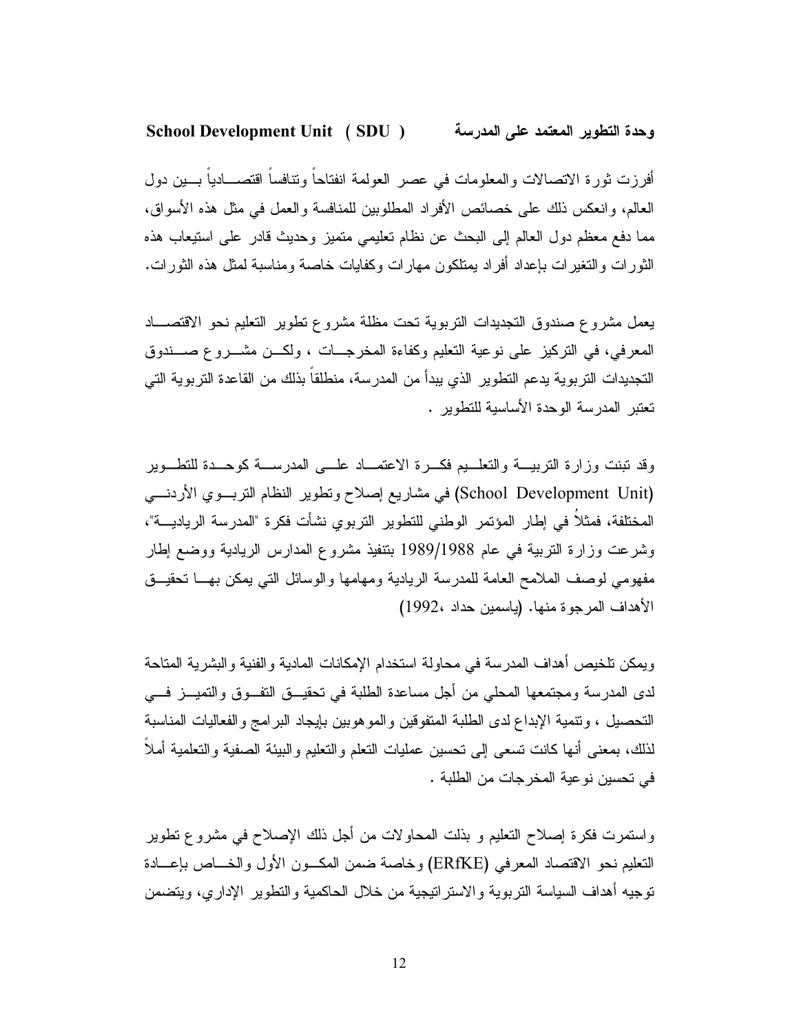### وحدة التطوير المعتمد على المدرسة School Development Unit ( SDU )

أفرزت ثورة الاتصالات والمعلومات في عصر العولمة انفتاحاً وتنافساً اقتصادياً بين دول العالم، وانعكس ذلك على خصائص الأفراد المطلوبين للمنافسة والعمل في مثل هذه الأسواق، مما دفع معظم دول العالم إلى البحث عن نظام تعليمي متميز وحديث قادر على استيعاب هذه الثورات والتغيرات بإعداد أفراد يمتلكون مهارات وكفايات خاصة ومناسبة لمثل هذه الثورات.

يعمل مشروع صندوق التجديدات التربوية تحت مظلة مشروع تطوير التعليم نحو الاقتصاد المعرفي، في التركيز على نوعية التعليم وكفاءة المخرجات ، ولكن مشروع صندوق التجديدات التربوية يدعم التطوير الذي يبدأ من المدرسة، منطلقاً بذلك من القاعدة التربوية التي تعتبر المدرسة الوحدة الأساسية للتطوير .

وقد تبنت وزارة التربية والتعليم فكرة الاعتماد على المدرسة كوحدة للتطوير (School Development Unit) في مشاريع إصلاح وتطوير النظام التربوي الأردني المختلفة، فمثلاً في إطار المؤتمر الوطني للتطوير التربوي نشأت فكرة "المدرسة الريادية"، وشرعت وزارة التربية في عام 1989/1988 بتنفيذ مشروع المدارس الريادية ووضع إطار مفهومي لوصف الملامح العامة للمدرسة الريادية ومهامها والوسائل التي يمكن بها تحقيق الأهداف المرجوة منها. (ياسمين حداد ،1992)

ويمكن تلخيص أهداف المدرسة في محاولة استخدام الإمكانات المادية والفنية والبشرية المتاحة لدى المدرسة ومجتمعها المحلي من أجل مساعدة الطلبة في تحقيق التفوق والتميز في التحصيل ، وتنمية الإبداع لدى الطلبة المتفوقين والموهوبين بإيجاد البرامج والفعاليات المناسبة لذلك، بمعنى أنها كانت تسعى إلى تحسين عمليات التعلم والتعليم والبيئة الصفية والتعلمية أملاً في تحسين نوعية المخرجات من الطلبة .

واستمرت فكرة إصلاح التعليم و بذلت المحاولات من أجل ذلك الإصلاح في مشروع تطوير التعليم نحو الاقتصاد المعرفي (ERfKE) وخاصة ضمن المكون الأول والخاص بإعادة توجيه أهداف السياسة التربوية والاستراتيجية من خلال الحاكمية والتطوير الإداري، ويتضمن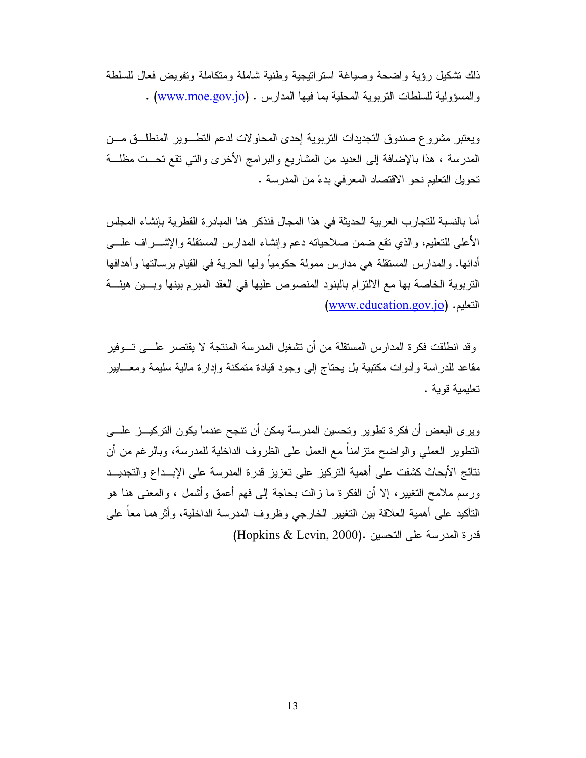ذلك تشكيل رؤية واضحة وصياغة استراتيجية وطنية شاملة ومتكاملة وتفويض فعال للسلطة والمسؤولية للسلطات التربوية المحلية بما فيها المدارس . (www.moe.gov.jo) .

ويعتبر مشروع صندوق التجديدات التربوية إحدى المحاولات لدعم التطوير المنطلق من المدرسة ، هذا بالإضافة إلى العديد من المشاريع والبرامج الأخرى والتي تقع تحت مظلة تحويل التعليم نحو الاقتصاد المعرفي بدءً من المدرسة .

أما بالنسبة للتجارب العربية الحديثة في هذا المجال فنذكر هنا المبادرة القطرية بإنشاء المجلس الأعلى للتعليم، والذي تقع ضمن صلاحياته دعم وإنشاء المدارس المستقلة والإشراف على أدائها. والمدارس المستقلة هي مدارس ممولة حكومياً ولها الحرية في القيام برسالتها وأهدافها التربوية الخاصة بها مع الالتزام بالبنود المنصوص عليها في العقد المبرم بينها وبين هيئة التعليم. (www.education.gov.jo)

وقد انطلقت فكرة المدارس المستقلة من أن تشغيل المدرسة المنتجة لا يقتصر على توفير مقاعد للدراسة وأدوات مكتبية بل يحتاج إلى وجود قيادة متمكنة وإدارة مالية سليمة ومعايير تعليمية قوية .

ويرى البعض أن فكرة تطوير وتحسين المدرسة يمكن أن تنجح عندما يكون التركيز على التطوير العملي والواضح متزامناً مع العمل على الظروف الداخلية للمدرسة، وبالرغم من أن نتائج الأبحاث كشفت على أهمية التركيز على تعزيز قدرة المدرسة على الإبداع والتجديد ورسم ملامح التغيير، إلا أن الفكرة ما زالت بحاجة إلى فهم أعمق وأشمل ، والمعنى هنا هو التأكيد على أهمية العلاقة بين التغيير الخارجي وظروف المدرسة الداخلية، وأثرهما معاً على قدرة المدرسة على التحسين .(Hopkins & Levin, 2000)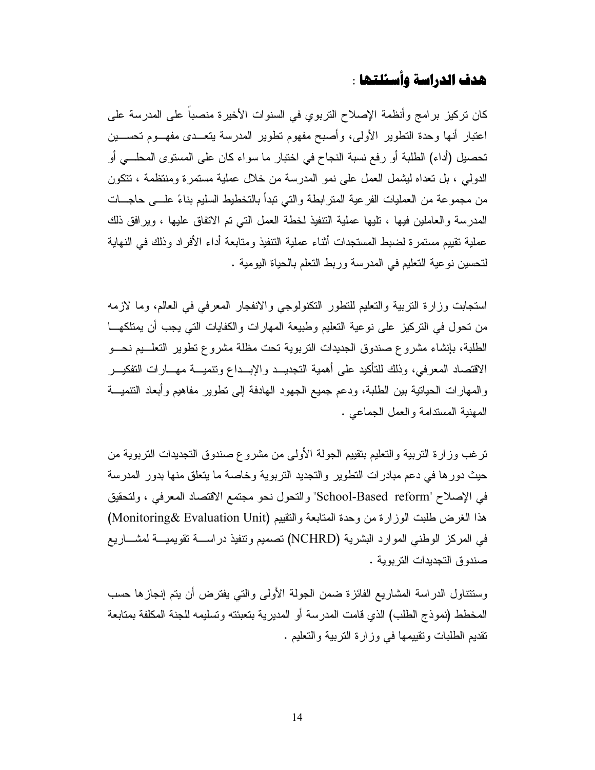## هدف الدراسة وأسئلتها :

كان تركيز برامج وأنظمة الإصلاح التربوي في السنوات الأخيرة منصباً على المدرسة على اعتبار أنها وحدة التطوير الأولى، وأصبح مفهوم تطوير المدرسة يتعدى مفهوم تحسين تحصيل (أداء) الطلبة أو رفع نسبة النجاح في اختبار ما سواء كان على المستوى المحلي أو الدولي ، بل تعداه ليشمل العمل على نمو المدرسة من خلال عملية مستمرة ومنتظمة ، تتكون من مجموعة من العمليات الفرعية المترابطة والتي تبدأ بالتخطيط السليم بناءً على حاجات المدرسة والعاملين فيها ، تليها عملية التنفيذ لخطة العمل التي تم الاتفاق عليها ، ويرافق ذلك عملية تقييم مستمرة لضبط المستجدات أثناء عملية التنفيذ ومتابعة أداء الأفراد وذلك في النهاية لتحسين نوعية التعليم في المدرسة وربط التعلم بالحياة اليومية .

استجابت وزارة التربية والتعليم للتطور التكنولوجي والانفجار المعرفي في العالم، وما لازمه من تحول في التركيز على نوعية التعليم وطبيعة المهارات والكفايات التي يجب أن يمتلكها الطلبة، بإنشاء مشروع صندوق الجديدات التربوية تحت مظلة مشروع تطوير التعليم نحو الاقتصاد المعرفي، وذلك للتأكيد على أهمية التجديد والإبداع وتنمية مهارات التفكير والمهارات الحياتية بين الطلبة، ودعم جميع الجهود الهادفة إلى تطوير مفاهيم وأبعاد التنمية المهنية المستدامة والعمل الجماعي .

ترغب وزارة التربية والتعليم بتقييم الجولة الأولى من مشروع صندوق التجديدات التربوية من حيث دورها في دعم مبادرات التطوير والتجديد التربوية وخاصة ما يتعلق منها بدور المدرسة في الإصلاح "School-Based reform" والتحول نحو مجتمع الاقتصاد المعرفي ، ولتحقيق هذا الغرض طلبت الوزارة من وحدة المتابعة والتقييم (Monitoring& Evaluation Unit) في المركز الوطني الموارد البشرية (NCHRD) تصميم وتنفيذ دراسة تقويمية لمشاريع صندوق التجديدات التربوية .

وستتناول الدراسة المشاريع الفائزة ضمن الجولة الأولى والتي يفترض أن يتم إنجازها حسب المخطط (نموذج الطلب) الذي قامت المدرسة أو المديرية بتعبئته وتسليمه للجنة المكلفة بمتابعة تقديم الطلبات وتقييمها في وزارة التربية والتعليم .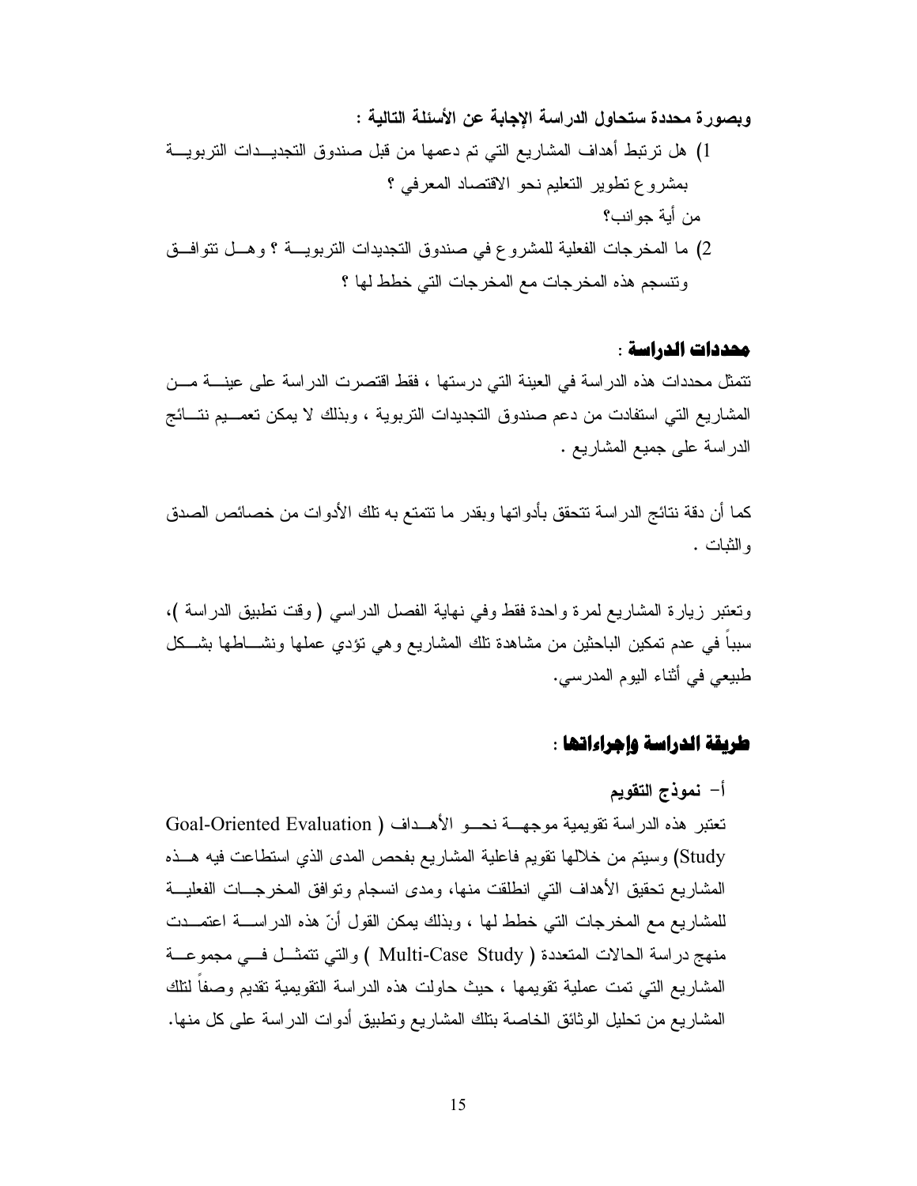**وبصورة محددة ستحاول الدراسة الإجابة عن الأسئلة التالية :**

1) هل ترتبط أهداف المشاريع التي تم دعمها من قبل صندوق التجديدات التربوية بمشروع تطوير التعليم نحو الاقتصاد المعرفي ؟
من أية جوانب؟
2) ما المخرجات الفعلية للمشروع في صندوق التجديدات التربوية ؟ وهل تتوافق وتنسجم هذه المخرجات مع المخرجات التي خطط لها ؟

## محددات الدراسة :

تتمثل محددات هذه الدراسة في العينة التي درستها ، فقط اقتصرت الدراسة على عينة من المشاريع التي استفادت من دعم صندوق التجديدات التربوية ، وبذلك لا يمكن تعميم نتائج الدراسة على جميع المشاريع .

كما أن دقة نتائج الدراسة تتحقق بأدواتها وبقدر ما تتمتع به تلك الأدوات من خصائص الصدق والثبات .

وتعتبر زيارة المشاريع لمرة واحدة فقط وفي نهاية الفصل الدراسي ( وقت تطبيق الدراسة )، سبباً في عدم تمكين الباحثين من مشاهدة تلك المشاريع وهي تؤدي عملها ونشاطها بشكل طبيعي في أثناء اليوم المدرسي.

## طريقة الدراسة وإجراءاتها :

### أ- نموذج التقويم

تعتبر هذه الدراسة تقويمية موجهة نحو الأهداف ( Goal-Oriented Evaluation Study) وسيتم من خلالها تقويم فاعلية المشاريع بفحص المدى الذي استطاعت فيه هذه المشاريع تحقيق الأهداف التي انطلقت منها، ومدى انسجام وتوافق المخرجات الفعلية للمشاريع مع المخرجات التي خطط لها ، وبذلك يمكن القول أنّ هذه الدراسة اعتمدت منهج دراسة الحالات المتعددة ( Multi-Case Study ) والتي تتمثل في مجموعة المشاريع التي تمت عملية تقويمها ، حيث حاولت هذه الدراسة التقويمية تقديم وصفاً لتلك المشاريع من تحليل الوثائق الخاصة بتلك المشاريع وتطبيق أدوات الدراسة على كل منها.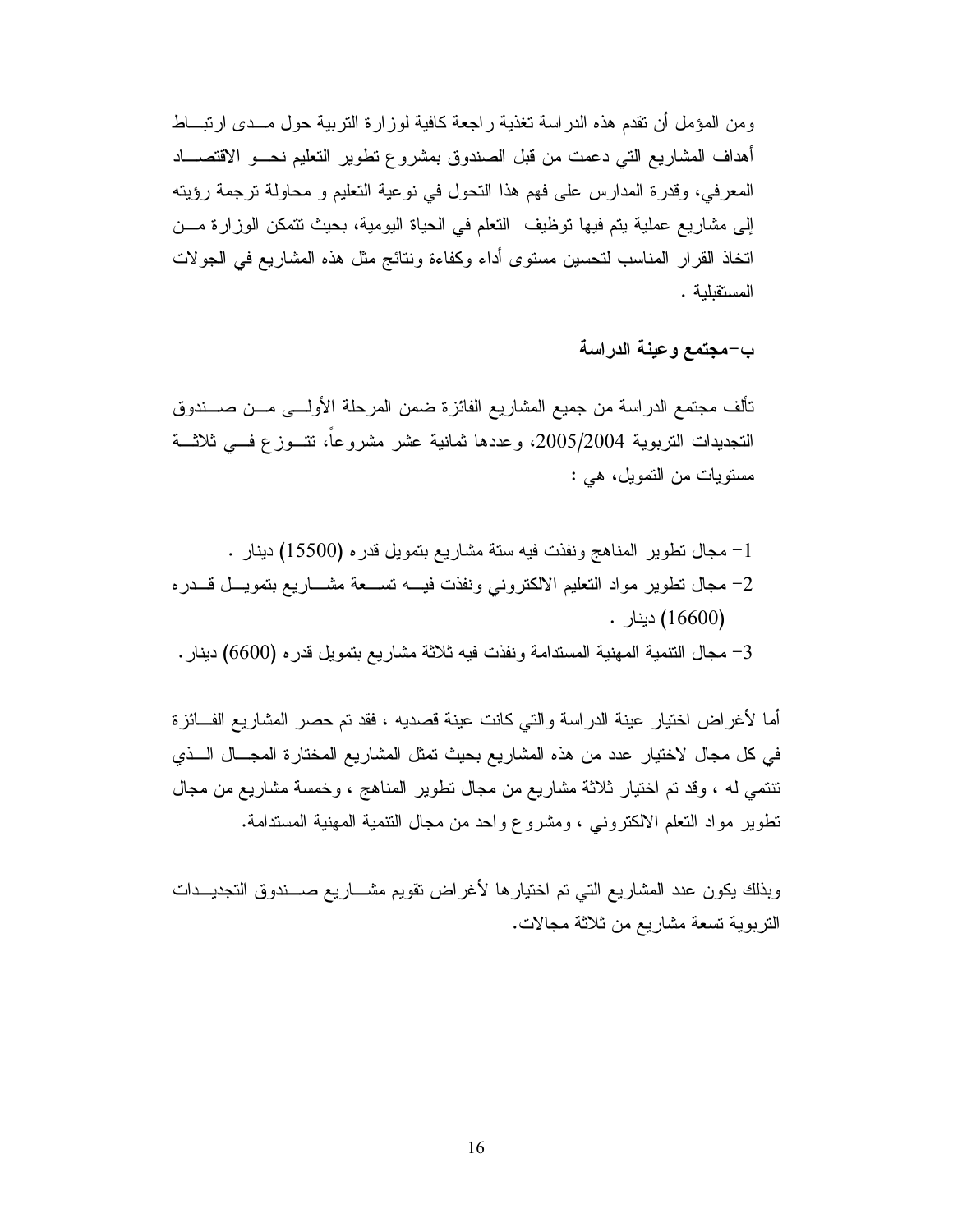ومن المؤمل أن تقدم هذه الدراسة تغذية راجعة كافية لوزارة التربية حول مدى ارتباط أهداف المشاريع التي دعمت من قبل الصندوق بمشروع تطوير التعليم نحو الاقتصاد المعرفي، وقدرة المدارس على فهم هذا التحول في نوعية التعليم و محاولة ترجمة رؤيته إلى مشاريع عملية يتم فيها توظيف التعلم في الحياة اليومية، بحيث تتمكن الوزارة من اتخاذ القرار المناسب لتحسين مستوى أداء وكفاءة ونتائج مثل هذه المشاريع في الجولات المستقبلية .

**ب-مجتمع وعينة الدراسة**

تألف مجتمع الدراسة من جميع المشاريع الفائزة ضمن المرحلة الأولى من صندوق التجديدات التربوية 2005/2004، وعددها ثمانية عشر مشروعاً، تتوزع في ثلاثة مستويات من التمويل، هي :

1- مجال تطوير المناهج ونفذت فيه ستة مشاريع بتمويل قدره (15500) دينار .
2- مجال تطوير مواد التعليم الالكتروني ونفذت فيه تسعة مشاريع بتمويل قدره (16600) دينار .
3- مجال التنمية المهنية المستدامة ونفذت فيه ثلاثة مشاريع بتمويل قدره (6600) دينار.

أما لأغراض اختيار عينة الدراسة والتي كانت عينة قصديه ، فقد تم حصر المشاريع الفائزة في كل مجال لاختيار عدد من هذه المشاريع بحيث تمثل المشاريع المختارة المجال الذي تنتمي له ، وقد تم اختيار ثلاثة مشاريع من مجال تطوير المناهج ، وخمسة مشاريع من مجال تطوير مواد التعلم الالكتروني ، ومشروع واحد من مجال التنمية المهنية المستدامة.

وبذلك يكون عدد المشاريع التي تم اختيارها لأغراض تقويم مشاريع صندوق التجديدات التربوية تسعة مشاريع من ثلاثة مجالات.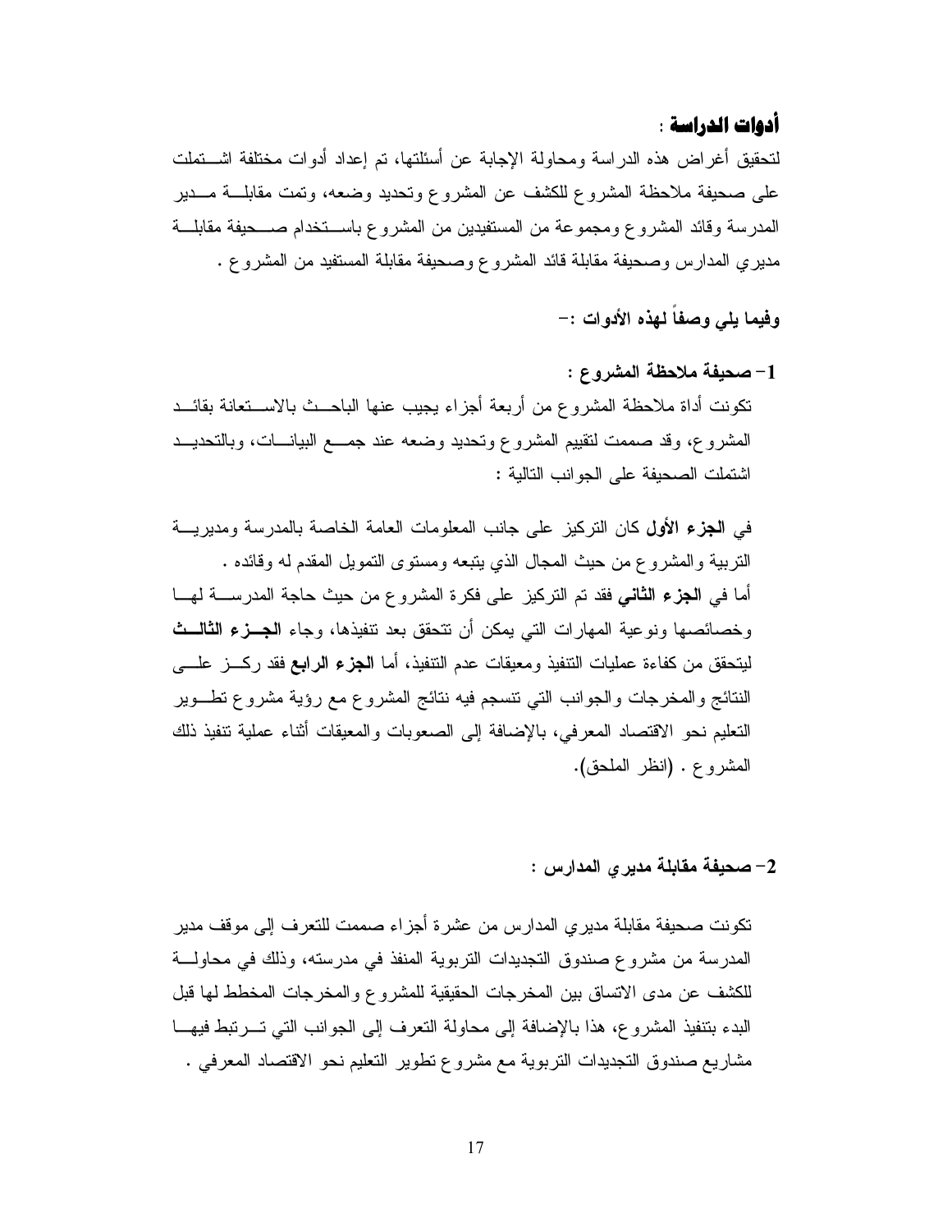## **أدوات الدراسة** :

لتحقيق أغراض هذه الدراسة ومحاولة الإجابة عن أسئلتها، تم إعداد أدوات مختلفة اشتملت على صحيفة ملاحظة المشروع للكشف عن المشروع وتحديد وضعه، وتمت مقابلة مدير المدرسة وقائد المشروع ومجموعة من المستفيدين من المشروع باستخدام صحيفة مقابلة مديري المدارس وصحيفة مقابلة قائد المشروع وصحيفة مقابلة المستفيد من المشروع .

**وفيما يلي وصفاً لهذه الأدوات :-**

### **1- صحيفة ملاحظة المشروع :**

تكونت أداة ملاحظة المشروع من أربعة أجزاء يجيب عنها الباحث بالاستعانة بقائد المشروع، وقد صممت لتقييم المشروع وتحديد وضعه عند جمع البيانات، وبالتحديد اشتملت الصحيفة على الجوانب التالية :

في **الجزء الأول** كان التركيز على جانب المعلومات العامة الخاصة بالمدرسة ومديرية التربية والمشروع من حيث المجال الذي يتبعه ومستوى التمويل المقدم له وقائده .
أما في **الجزء الثاني** فقد تم التركيز على فكرة المشروع من حيث حاجة المدرسة لها وخصائصها ونوعية المهارات التي يمكن أن تتحقق بعد تنفيذها، وجاء **الجزء الثالث** ليتحقق من كفاءة عمليات التنفيذ ومعيقات عدم التنفيذ، أما **الجزء الرابع** فقد ركز على النتائج والمخرجات والجوانب التي تنسجم فيه نتائج المشروع مع رؤية مشروع تطوير التعليم نحو الاقتصاد المعرفي، بالإضافة إلى الصعوبات والمعيقات أثناء عملية تنفيذ ذلك المشروع . (انظر الملحق).

### **2- صحيفة مقابلة مديري المدارس :**

تكونت صحيفة مقابلة مديري المدارس من عشرة أجزاء صممت للتعرف إلى موقف مدير المدرسة من مشروع صندوق التجديدات التربوية المنفذ في مدرسته، وذلك في محاولة للكشف عن مدى الاتساق بين المخرجات الحقيقية للمشروع والمخرجات المخطط لها قبل البدء بتنفيذ المشروع، هذا بالإضافة إلى محاولة التعرف إلى الجوانب التي ترتبط فيها مشاريع صندوق التجديدات التربوية مع مشروع تطوير التعليم نحو الاقتصاد المعرفي .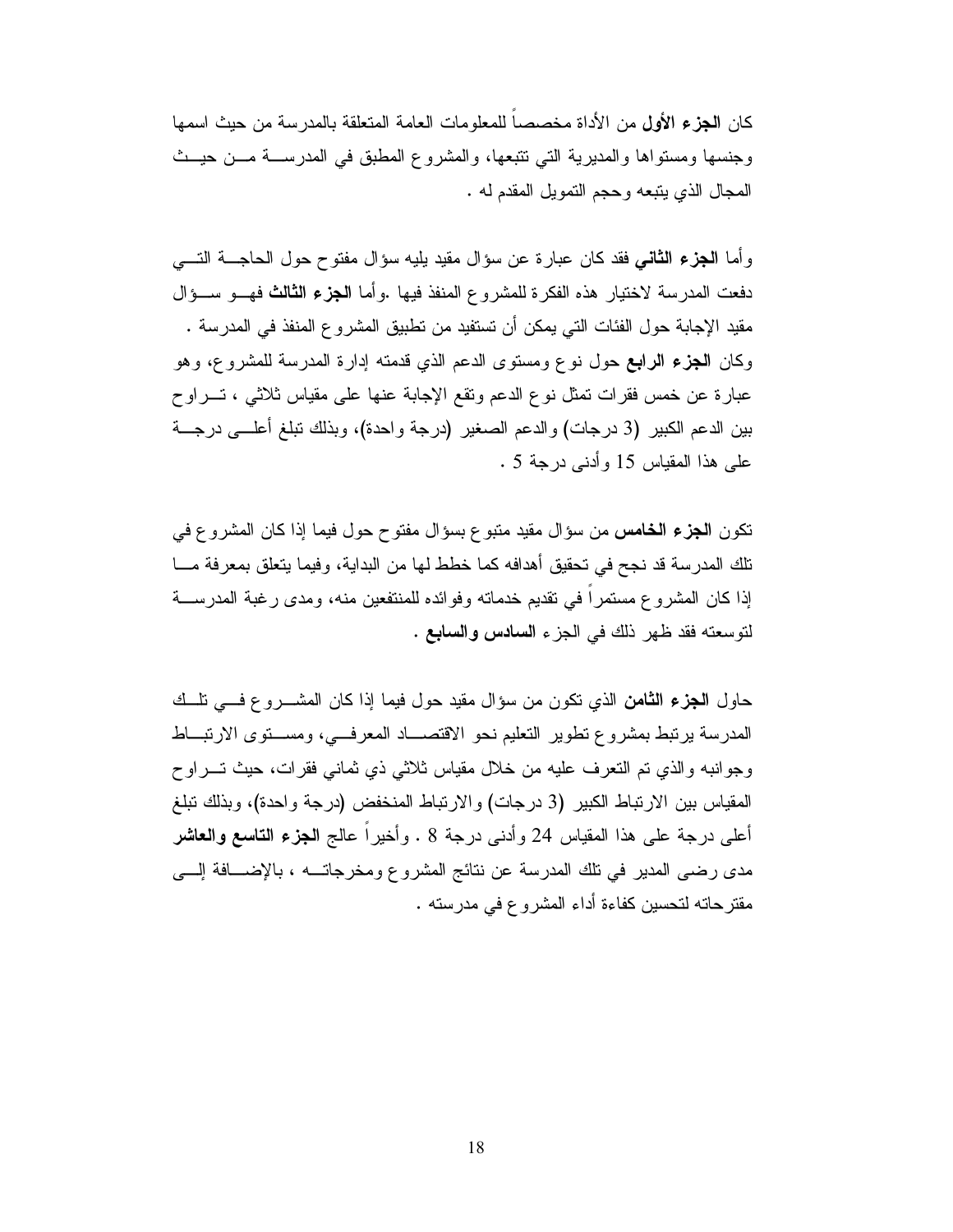كان **الجزء الأول** من الأداة مخصصاً للمعلومات العامة المتعلقة بالمدرسة من حيث اسمها وجنسها ومستواها والمديرية التي تتبعها، والمشروع المطبق في المدرسة من حيث المجال الذي يتبعه وحجم التمويل المقدم له .

وأما **الجزء الثاني** فقد كان عبارة عن سؤال مقيد يليه سؤال مفتوح حول الحاجة التي دفعت المدرسة لاختيار هذه الفكرة للمشروع المنفذ فيها .وأما **الجزء الثالث** فهو سؤال مقيد الإجابة حول الفئات التي يمكن أن تستفيد من تطبيق المشروع المنفذ في المدرسة . وكان **الجزء الرابع** حول نوع ومستوى الدعم الذي قدمته إدارة المدرسة للمشروع، وهو عبارة عن خمس فقرات تمثل نوع الدعم وتقع الإجابة عنها على مقياس ثلاثي ، تراوح بين الدعم الكبير (3 درجات) والدعم الصغير (درجة واحدة)، وبذلك تبلغ أعلى درجة على هذا المقياس 15 وأدنى درجة 5 .

تكون **الجزء الخامس** من سؤال مقيد متبوع بسؤال مفتوح حول فيما إذا كان المشروع في تلك المدرسة قد نجح في تحقيق أهدافه كما خطط لها من البداية، وفيما يتعلق بمعرفة ما إذا كان المشروع مستمراً في تقديم خدماته وفوائده للمنتفعين منه، ومدى رغبة المدرسة لتوسعته فقد ظهر ذلك في الجزء **السادس والسابع** .

حاول **الجزء الثامن** الذي تكون من سؤال مقيد حول فيما إذا كان المشروع في تلك المدرسة يرتبط بمشروع تطوير التعليم نحو الاقتصاد المعرفي، ومستوى الارتباط وجوانبه والذي تم التعرف عليه من خلال مقياس ثلاثي ذي ثماني فقرات، حيث تراوح المقياس بين الارتباط الكبير (3 درجات) والارتباط المنخفض (درجة واحدة)، وبذلك تبلغ أعلى درجة على هذا المقياس 24 وأدنى درجة 8 . وأخيراً عالج **الجزء التاسع والعاشر** مدى رضى المدير في تلك المدرسة عن نتائج المشروع ومخرجاته ، بالإضافة إلى مقترحاته لتحسين كفاءة أداء المشروع في مدرسته .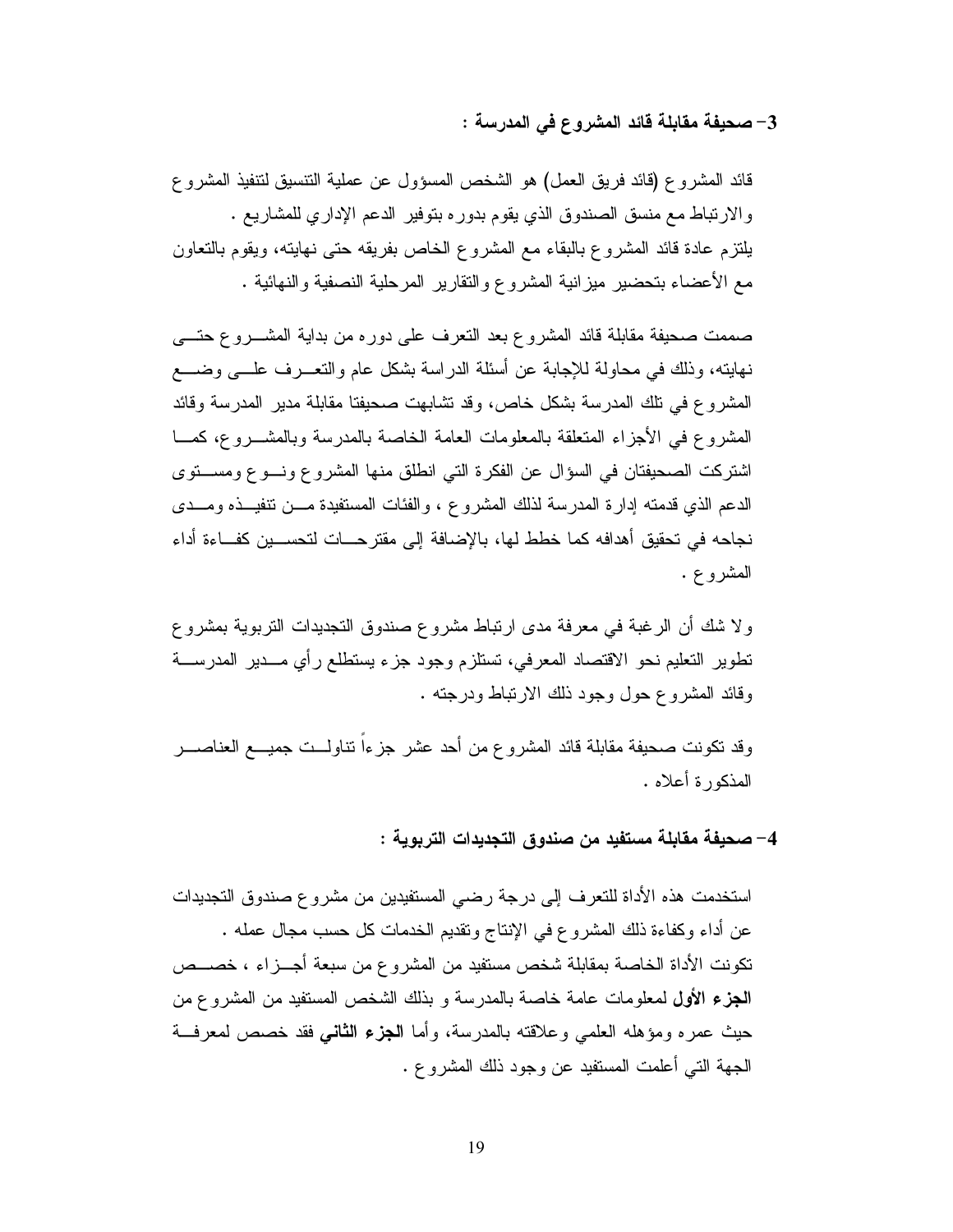### 3- صحيفة مقابلة قائد المشروع في المدرسة :

قائد المشروع (قائد فريق العمل) هو الشخص المسؤول عن عملية التنسيق لتنفيذ المشروع والارتباط مع منسق الصندوق الذي يقوم بدوره بتوفير الدعم الإداري للمشاريع .
يلتزم عادة قائد المشروع بالبقاء مع المشروع الخاص بفريقه حتى نهايته، ويقوم بالتعاون مع الأعضاء بتحضير ميزانية المشروع والتقارير المرحلية النصفية والنهائية .

صممت صحيفة مقابلة قائد المشروع بعد التعرف على دوره من بداية المشروع حتى نهايته، وذلك في محاولة للإجابة عن أسئلة الدراسة بشكل عام والتعرف على وضع المشروع في تلك المدرسة بشكل خاص، وقد تشابهت صحيفتا مقابلة مدير المدرسة وقائد المشروع في الأجزاء المتعلقة بالمعلومات العامة الخاصة بالمدرسة وبالمشروع، كما اشتركت الصحيفتان في السؤال عن الفكرة التي انطلق منها المشروع ونوع ومستوى الدعم الذي قدمته إدارة المدرسة لذلك المشروع ، والفئات المستفيدة من تنفيذه ومدى نجاحه في تحقيق أهدافه كما خطط لها، بالإضافة إلى مقترحات لتحسين كفاءة أداء المشروع .

ولا شك أن الرغبة في معرفة مدى ارتباط مشروع صندوق التجديدات التربوية بمشروع تطوير التعليم نحو الاقتصاد المعرفي، تستلزم وجود جزء يستطلع رأي مدير المدرسة وقائد المشروع حول وجود ذلك الارتباط ودرجته .

وقد تكونت صحيفة مقابلة قائد المشروع من أحد عشر جزءاً تناولت جميع العناصر المذكورة أعلاه .

### 4- صحيفة مقابلة مستفيد من صندوق التجديدات التربوية :

استخدمت هذه الأداة للتعرف إلى درجة رضى المستفيدين من مشروع صندوق التجديدات عن أداء وكفاءة ذلك المشروع في الإنتاج وتقديم الخدمات كل حسب مجال عمله .
تكونت الأداة الخاصة بمقابلة شخص مستفيد من المشروع من سبعة أجزاء ، خصص **الجزء الأول** لمعلومات عامة خاصة بالمدرسة و بذلك الشخص المستفيد من المشروع من حيث عمره ومؤهله العلمي وعلاقته بالمدرسة، وأما **الجزء الثاني** فقد خصص لمعرفة الجهة التي أعلمت المستفيد عن وجود ذلك المشروع .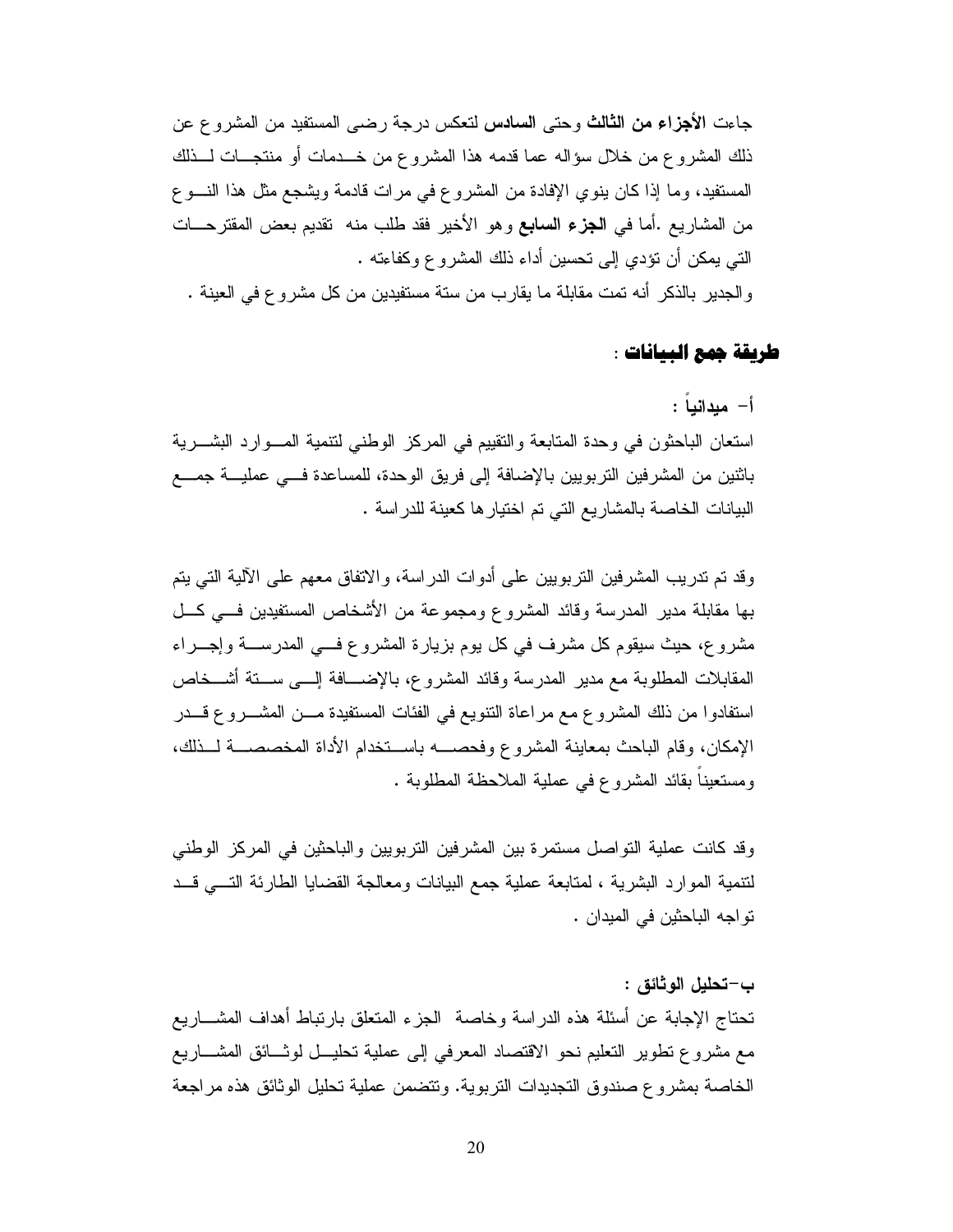جاءت **الأجزاء من الثالث** وحتى **السادس** لتعكس درجة رضى المستفيد من المشروع عن ذلك المشروع من خلال سؤاله عما قدمه هذا المشروع من خدمات أو منتجات لذلك المستفيد، وما إذا كان ينوي الإفادة من المشروع في مرات قادمة ويشجع مثل هذا النوع من المشاريع .أما في **الجزء السابع** وهو الأخير فقد طلب منه تقديم بعض المقترحات التي يمكن أن تؤدي إلى تحسين أداء ذلك المشروع وكفاءته .

والجدير بالذكر أنه تمت مقابلة ما يقارب من ستة مستفيدين من كل مشروع في العينة .

## طريقة جمع البيانات :

**أ- ميدانياً :**

استعان الباحثون في وحدة المتابعة والتقييم في المركز الوطني لتنمية الموارد البشرية باثنين من المشرفين التربويين بالإضافة إلى فريق الوحدة، للمساعدة في عملية جمع البيانات الخاصة بالمشاريع التي تم اختيارها كعينة للدراسة .

وقد تم تدريب المشرفين التربويين على أدوات الدراسة، والاتفاق معهم على الآلية التي يتم بها مقابلة مدير المدرسة وقائد المشروع ومجموعة من الأشخاص المستفيدين في كل مشروع، حيث سيقوم كل مشرف في كل يوم بزيارة المشروع في المدرسة وإجراء المقابلات المطلوبة مع مدير المدرسة وقائد المشروع، بالإضافة إلى ستة أشخاص استفادوا من ذلك المشروع مع مراعاة التنويع في الفئات المستفيدة من المشروع قدر الإمكان، وقام الباحث بمعاينة المشروع وفحصه باستخدام الأداة المخصصة لذلك، ومستعيناً بقائد المشروع في عملية الملاحظة المطلوبة .

وقد كانت عملية التواصل مستمرة بين المشرفين التربويين والباحثين في المركز الوطني لتنمية الموارد البشرية ، لمتابعة عملية جمع البيانات ومعالجة القضايا الطارئة التي قد تواجه الباحثين في الميدان .

**ب-تحليل الوثائق :**

تحتاج الإجابة عن أسئلة هذه الدراسة وخاصة الجزء المتعلق بارتباط أهداف المشاريع مع مشروع تطوير التعليم نحو الاقتصاد المعرفي إلى عملية تحليل لوثائق المشاريع الخاصة بمشروع صندوق التجديدات التربوية. وتتضمن عملية تحليل الوثائق هذه مراجعة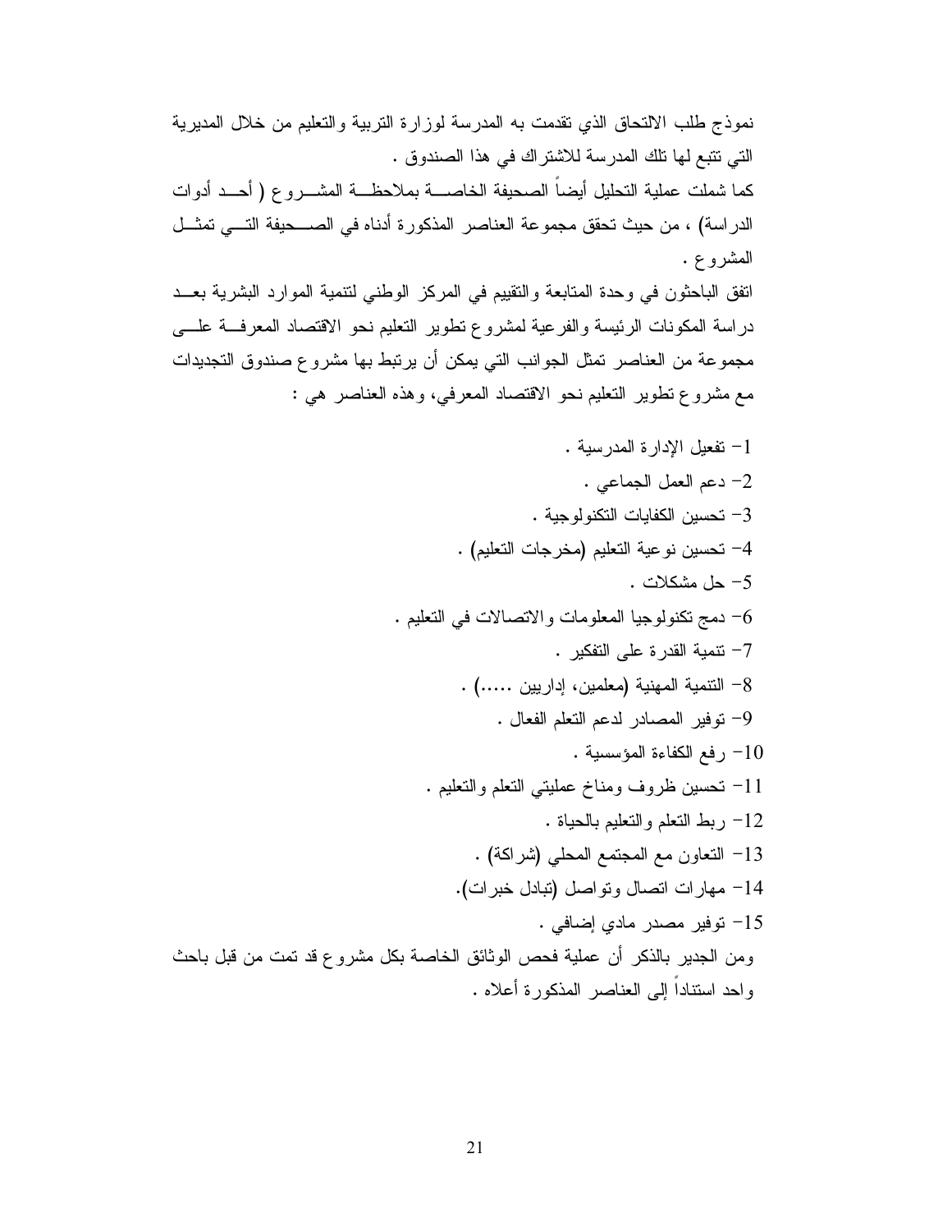نموذج طلب الالتحاق الذي تقدمت به المدرسة لوزارة التربية والتعليم من خلال المديرية التي تتبع لها تلك المدرسة للاشتراك في هذا الصندوق .

كما شملت عملية التحليل أيضاً الصحيفة الخاصة بملاحظة المشروع ( أحد أدوات الدراسة) ، من حيث تحقق مجموعة العناصر المذكورة أدناه في الصحيفة التي تمثل المشروع .

اتفق الباحثون في وحدة المتابعة والتقييم في المركز الوطني لتنمية الموارد البشرية بعد دراسة المكونات الرئيسة والفرعية لمشروع تطوير التعليم نحو الاقتصاد المعرفة على مجموعة من العناصر تمثل الجوانب التي يمكن أن يرتبط بها مشروع صندوق التجديدات مع مشروع تطوير التعليم نحو الاقتصاد المعرفي، وهذه العناصر هي :

1- تفعيل الإدارة المدرسية .
2- دعم العمل الجماعي .
3- تحسين الكفايات التكنولوجية .
4- تحسين نوعية التعليم (مخرجات التعليم) .
5- حل مشكلات .
6- دمج تكنولوجيا المعلومات والاتصالات في التعليم .
7- تنمية القدرة على التفكير .
8- التنمية المهنية (معلمين، إداريين .....) .
9- توفير المصادر لدعم التعلم الفعال .
10- رفع الكفاءة المؤسسية .
11- تحسين ظروف ومناخ عمليتي التعلم والتعليم .
12- ربط التعلم والتعليم بالحياة .
13- التعاون مع المجتمع المحلي (شراكة) .
14- مهارات اتصال وتواصل (تبادل خبرات).
15- توفير مصدر مادي إضافي .

ومن الجدير بالذكر أن عملية فحص الوثائق الخاصة بكل مشروع قد تمت من قبل باحث واحد استناداً إلى العناصر المذكورة أعلاه .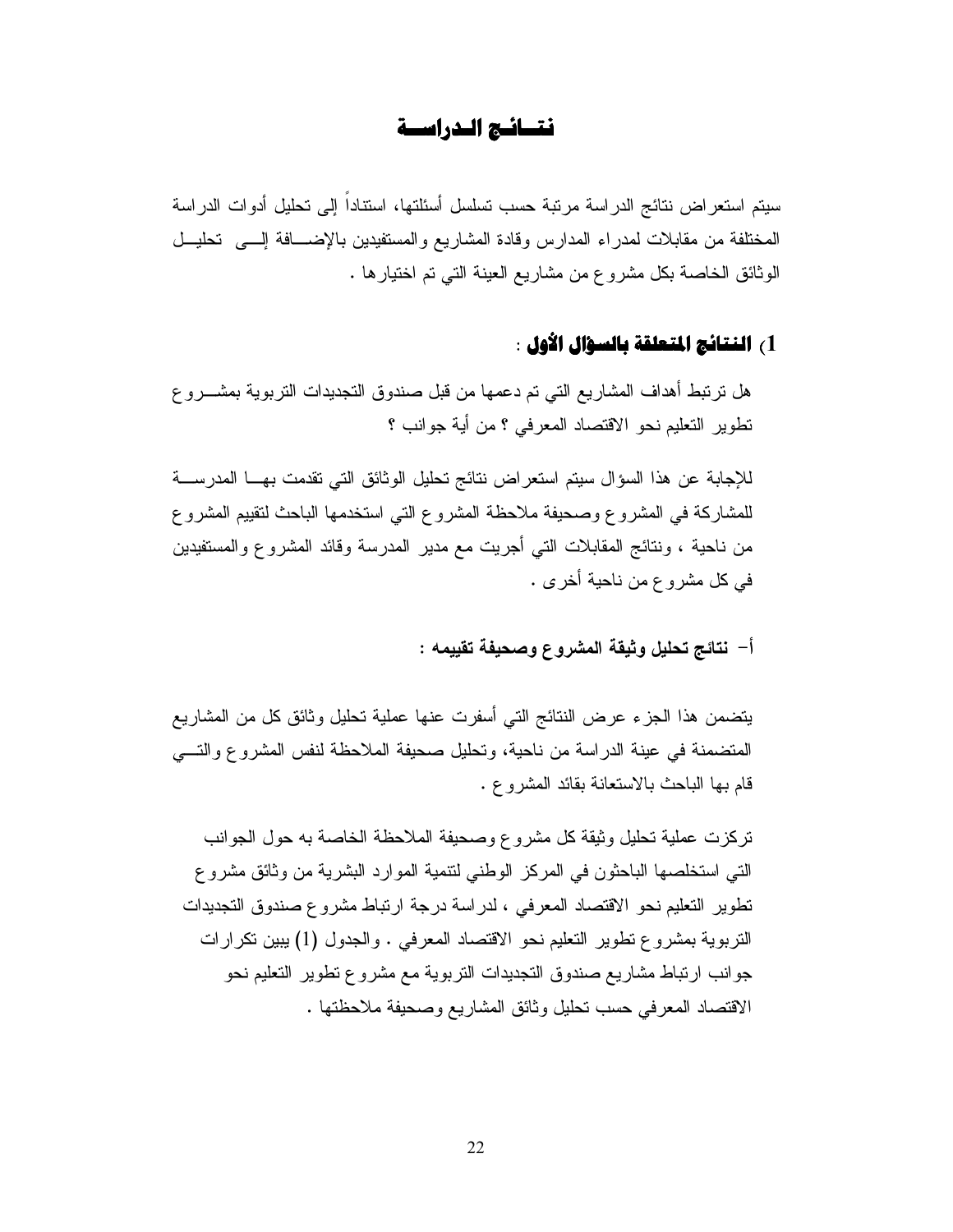# نتـــائـج الـدراســة

سيتم استعراض نتائج الدراسة مرتبة حسب تسلسل أسئلتها، استناداً إلى تحليل أدوات الدراسة المختلفة من مقابلات لمدراء المدارس وقادة المشاريع والمستفيدين بالإضافة إلى تحليل الوثائق الخاصة بكل مشروع من مشاريع العينة التي تم اختيارها .

## 1) النتائج المتعلقة بالسؤال الأول :

هل ترتبط أهداف المشاريع التي تم دعمها من قبل صندوق التجديدات التربوية بمشروع تطوير التعليم نحو الاقتصاد المعرفي ؟ من أية جوانب ؟

للإجابة عن هذا السؤال سيتم استعراض نتائج تحليل الوثائق التي تقدمت بها المدرسة للمشاركة في المشروع وصحيفة ملاحظة المشروع التي استخدمها الباحث لتقييم المشروع من ناحية ، ونتائج المقابلات التي أجريت مع مدير المدرسة وقائد المشروع والمستفيدين في كل مشروع من ناحية أخرى .

### أ- نتائج تحليل وثيقة المشروع وصحيفة تقييمه :

يتضمن هذا الجزء عرض النتائج التي أسفرت عنها عملية تحليل وثائق كل من المشاريع المتضمنة في عينة الدراسة من ناحية، وتحليل صحيفة الملاحظة لنفس المشروع والتي قام بها الباحث بالاستعانة بقائد المشروع .

تركزت عملية تحليل وثيقة كل مشروع وصحيفة الملاحظة الخاصة به حول الجوانب التي استخلصها الباحثون في المركز الوطني لتنمية الموارد البشرية من وثائق مشروع تطوير التعليم نحو الاقتصاد المعرفي ، لدراسة درجة ارتباط مشروع صندوق التجديدات التربوية بمشروع تطوير التعليم نحو الاقتصاد المعرفي . والجدول (1) يبين تكرارات جوانب ارتباط مشاريع صندوق التجديدات التربوية مع مشروع تطوير التعليم نحو الاقتصاد المعرفي حسب تحليل وثائق المشاريع وصحيفة ملاحظتها .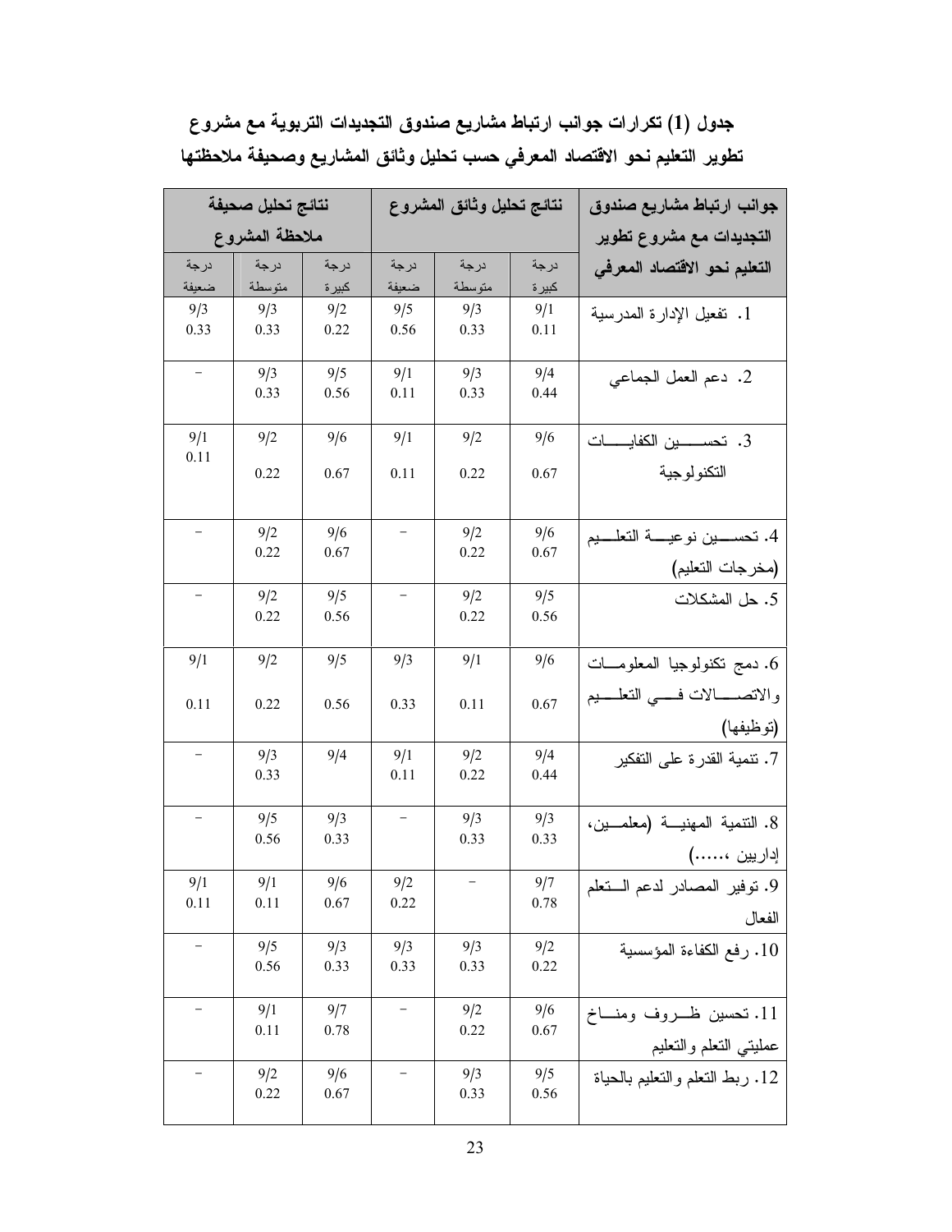**جدول (1) تكرارات جوانب ارتباط مشاريع صندوق التجديدات التربوية مع مشروع تطوير التعليم نحو الاقتصاد المعرفي حسب تحليل وثائق المشاريع وصحيفة ملاحظتها**

| جوانب ارتباط مشاريع صندوق التجديدات مع مشروع تطوير التعليم نحو الاقتصاد المعرفي | نتائج تحليل وثائق المشروع | | | نتائج تحليل صحيفة ملاحظة المشروع | | |
|---|---|---|---|---|---|---|
| | درجة كبيرة | درجة متوسطة | درجة ضعيفة | درجة كبيرة | درجة متوسطة | درجة ضعيفة |
| 1. تفعيل الإدارة المدرسية | 9/1 0.11 | 9/3 0.33 | 9/5 0.56 | 9/2 0.22 | 9/3 0.33 | 9/3 0.33 |
| 2. دعم العمل الجماعي | 9/4 0.44 | 9/3 0.33 | 9/1 0.11 | 9/5 0.56 | 9/3 0.33 | - |
| 3. تحسين الكفايات التكنولوجية | 9/6 0.67 | 9/2 0.22 | 9/1 0.11 | 9/6 0.67 | 9/2 0.22 | 9/1 0.11 |
| 4. تحسين نوعية التعليم (مخرجات التعليم) | 9/6 0.67 | 9/2 0.22 | - | 9/6 0.67 | 9/2 0.22 | - |
| 5. حل المشكلات | 9/5 0.56 | 9/2 0.22 | - | 9/5 0.56 | 9/2 0.22 | - |
| 6. دمج تكنولوجيا المعلومات والاتصالات في التعليم (توظيفها) | 9/6 0.67 | 9/1 0.11 | 9/3 0.33 | 9/5 0.56 | 9/2 0.22 | 9/1 0.11 |
| 7. تنمية القدرة على التفكير | 9/4 0.44 | 9/2 0.22 | 9/1 0.11 | 9/4 | 9/3 0.33 | - |
| 8. التنمية المهنية (معلمين، إداريين ،.....) | 9/3 0.33 | 9/3 0.33 | - | 9/3 0.33 | 9/5 0.56 | - |
| 9. توفير المصادر لدعم التعلم الفعال | 9/7 0.78 | - | 9/2 0.22 | 9/6 0.67 | 9/1 0.11 | 9/1 0.11 |
| 10. رفع الكفاءة المؤسسية | 9/2 0.22 | 9/3 0.33 | 9/3 0.33 | 9/3 0.33 | 9/5 0.56 | - |
| 11. تحسين ظروف ومناخ عمليتي التعلم والتعليم | 9/6 0.67 | 9/2 0.22 | - | 9/7 0.78 | 9/1 0.11 | - |
| 12. ربط التعلم والتعليم بالحياة | 9/5 0.56 | 9/3 0.33 | - | 9/6 0.67 | 9/2 0.22 | - |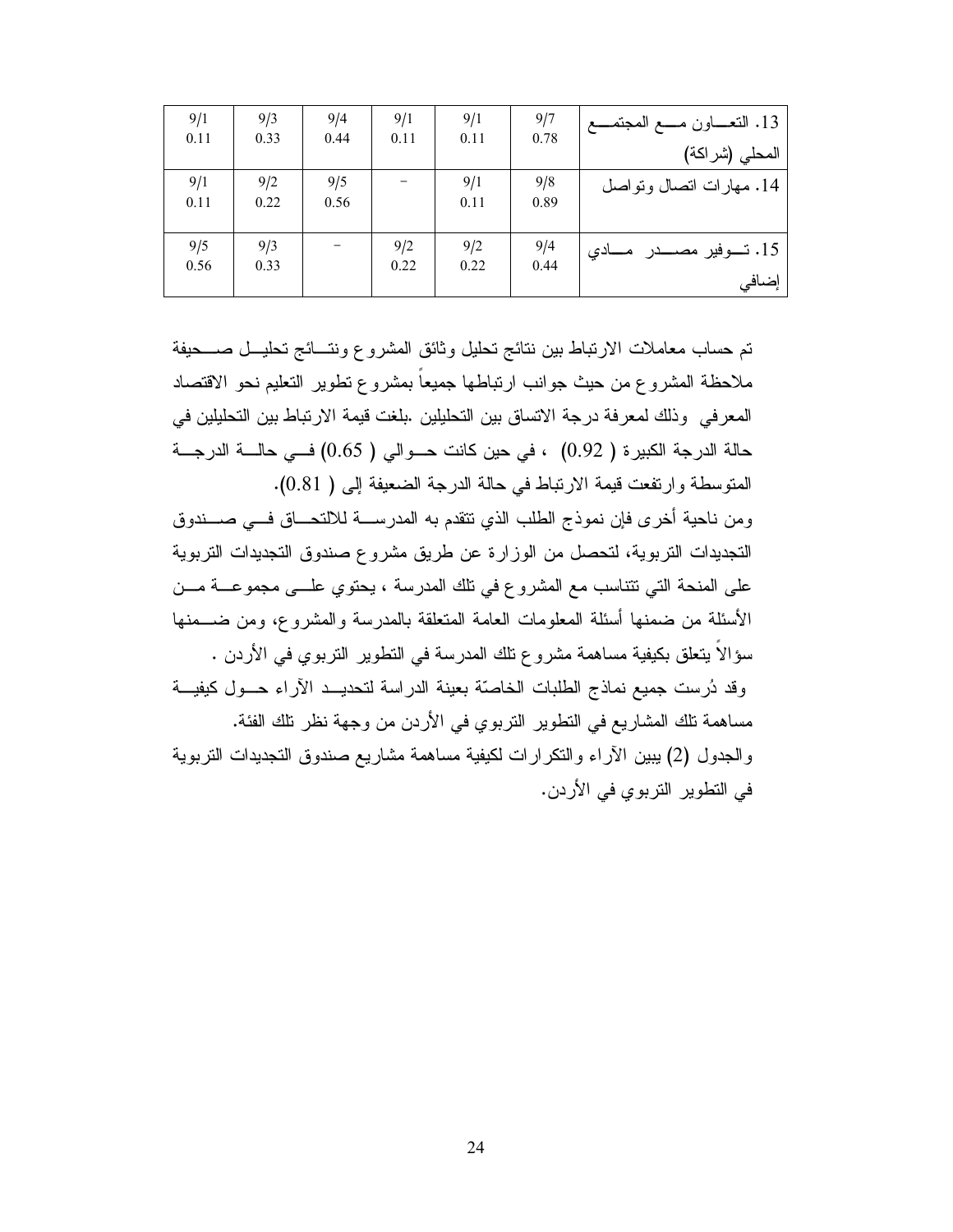| | | | | | | |
|---|---|---|---|---|---|---|
| 13. التعاون مع المجتمع المحلي (شراكة) | 9/7 0.78 | 9/1 0.11 | 9/1 0.11 | 9/4 0.44 | 9/3 0.33 | 9/1 0.11 |
| 14. مهارات اتصال وتواصل | 9/8 0.89 | 9/1 0.11 | – | 9/5 0.56 | 9/2 0.22 | 9/1 0.11 |
| 15. توفير مصدر مادي إضافي | 9/4 0.44 | 9/2 0.22 | 9/2 0.22 | – | 9/3 0.33 | 9/5 0.56 |

تم حساب معاملات الارتباط بين نتائج تحليل وثائق المشروع ونتائج تحليل صحيفة ملاحظة المشروع من حيث جوانب ارتباطها جميعاً بمشروع تطوير التعليم نحو الاقتصاد المعرفي وذلك لمعرفة درجة الاتساق بين التحليلين .بلغت قيمة الارتباط بين التحليلين في حالة الدرجة الكبيرة ( 0.92) ، في حين كانت حوالي ( 0.65) في حالة الدرجة المتوسطة وارتفعت قيمة الارتباط في حالة الدرجة الضعيفة إلى ( 0.81).

ومن ناحية أخرى فإن نموذج الطلب الذي تتقدم به المدرسة للالتحاق في صندوق التجديدات التربوية، لتحصل من الوزارة عن طريق مشروع صندوق التجديدات التربوية على المنحة التي تتناسب مع المشروع في تلك المدرسة ، يحتوي على مجموعة من الأسئلة من ضمنها أسئلة المعلومات العامة المتعلقة بالمدرسة والمشروع، ومن ضمنها سؤالاً يتعلق بكيفية مساهمة مشروع تلك المدرسة في التطوير التربوي في الأردن .

وقد دُرست جميع نماذج الطلبات الخاصّة بعينة الدراسة لتحديد الآراء حول كيفية مساهمة تلك المشاريع في التطوير التربوي في الأردن من وجهة نظر تلك الفئة.

والجدول (2) يبين الآراء والتكرارات لكيفية مساهمة مشاريع صندوق التجديدات التربوية في التطوير التربوي في الأردن.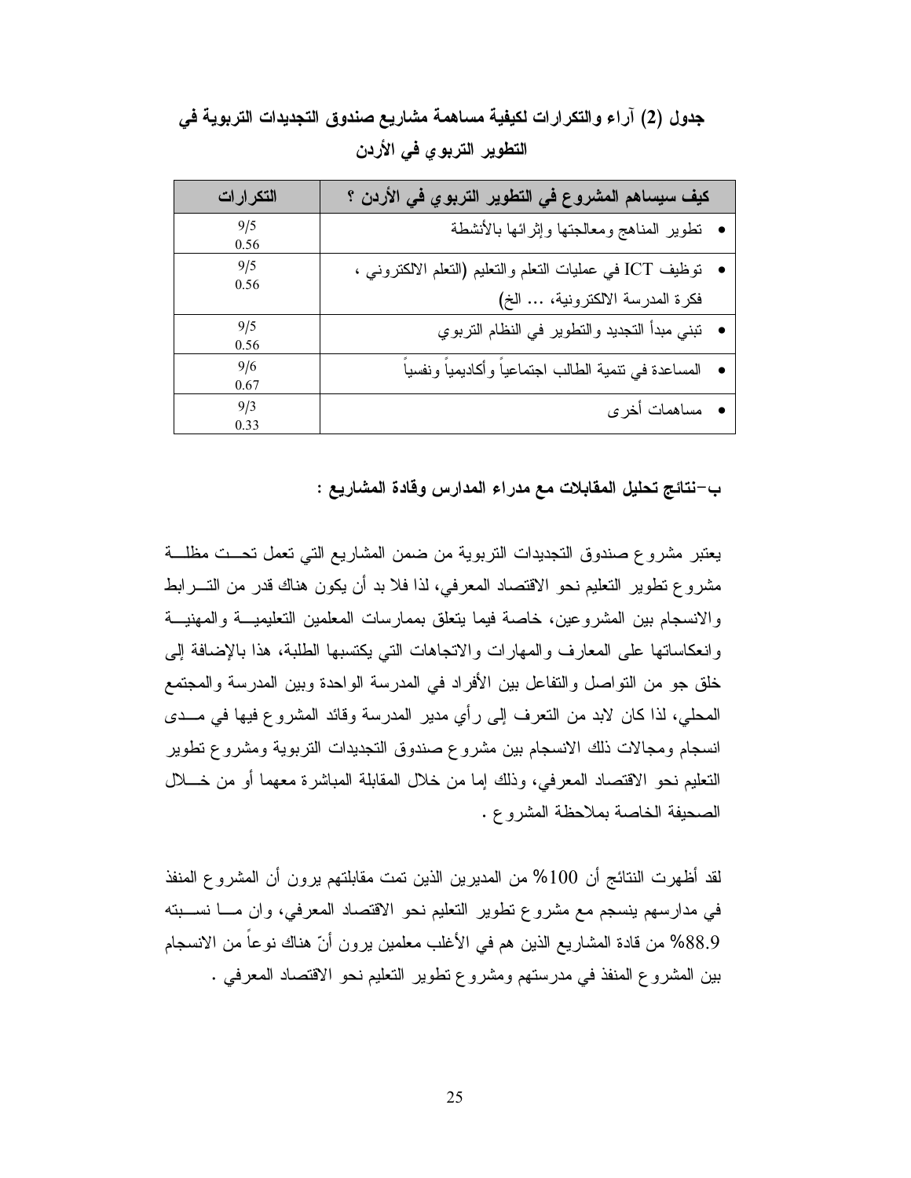**جدول (2) آراء والتكرارات لكيفية مساهمة مشاريع صندوق التجديدات التربوية في التطوير التربوي في الأردن**

| كيف سيساهم المشروع في التطوير التربوي في الأردن ؟ | التكرارات |
| --- | --- |
| • تطوير المناهج ومعالجتها وإثرائها بالأنشطة | 9/5<br>0.56 |
| • توظيف ICT في عمليات التعلم والتعليم (التعلم الالكتروني ، فكرة المدرسة الالكترونية، ... الخ) | 9/5<br>0.56 |
| • تبني مبدأ التجديد والتطوير في النظام التربوي | 9/5<br>0.56 |
| • المساعدة في تنمية الطالب اجتماعياً وأكاديمياً ونفسياً | 9/6<br>0.67 |
| • مساهمات أخرى | 9/3<br>0.33 |

**ب-نتائج تحليل المقابلات مع مدراء المدارس وقادة المشاريع :**

يعتبر مشروع صندوق التجديدات التربوية من ضمن المشاريع التي تعمل تحت مظلة مشروع تطوير التعليم نحو الاقتصاد المعرفي، لذا فلا بد أن يكون هناك قدر من الترابط والانسجام بين المشروعين، خاصة فيما يتعلق بممارسات المعلمين التعليمية والمهنية وانعكاساتها على المعارف والمهارات والاتجاهات التي يكتسبها الطلبة، هذا بالإضافة إلى خلق جو من التواصل والتفاعل بين الأفراد في المدرسة الواحدة وبين المدرسة والمجتمع المحلي، لذا كان لابد من التعرف إلى رأي مدير المدرسة وقائد المشروع فيها في مدى انسجام ومجالات ذلك الانسجام بين مشروع صندوق التجديدات التربوية ومشروع تطوير التعليم نحو الاقتصاد المعرفي، وذلك إما من خلال المقابلة المباشرة معهما أو من خلال الصحيفة الخاصة بملاحظة المشروع .

لقد أظهرت النتائج أن 100% من المديرين الذين تمت مقابلتهم يرون أن المشروع المنفذ في مدارسهم ينسجم مع مشروع تطوير التعليم نحو الاقتصاد المعرفي، وان ما نسبته 88.9% من قادة المشاريع الذين هم في الأغلب معلمين يرون أنّ هناك نوعاً من الانسجام بين المشروع المنفذ في مدرستهم ومشروع تطوير التعليم نحو الاقتصاد المعرفي .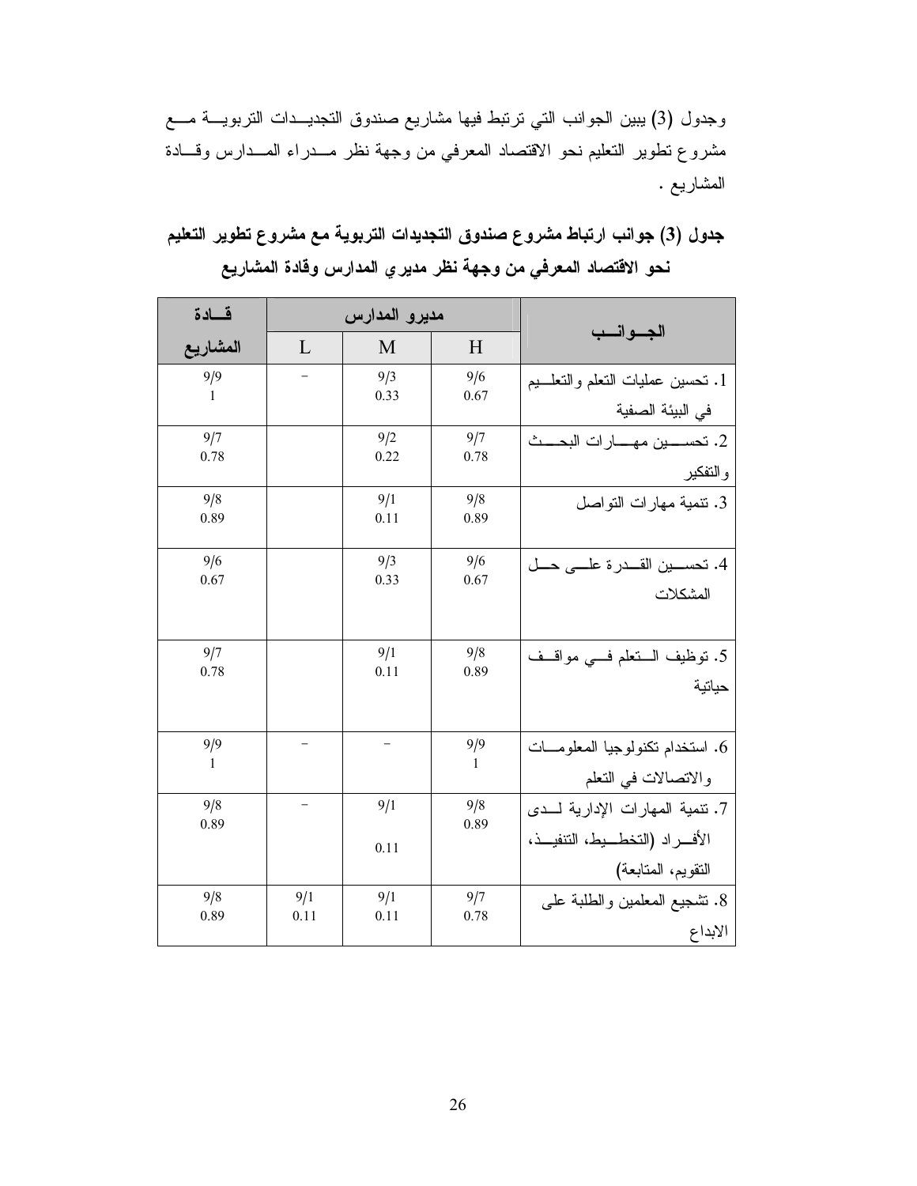وجدول (3) يبين الجوانب التي ترتبط فيها مشاريع صندوق التجديــدات التربويــة مــع مشروع تطوير التعليم نحو الاقتصاد المعرفي من وجهة نظر مــدراء المــدارس وقــادة المشاريع .

**جدول (3) جوانب ارتباط مشروع صندوق التجديدات التربوية مع مشروع تطوير التعليم نحو الاقتصاد المعرفي من وجهة نظر مديري المدارس وقادة المشاريع**

| الجــوانــب | مديرو المدارس | | | قــادة المشاريع |
|---|---|---|---|---|
| | H | M | L | |
| 1. تحسين عمليات التعلم والتعلــيم في البيئة الصفية | 9/6 0.67 | 9/3 0.33 | – | 9/9 1 |
| 2. تحســين مهــارات البحــث والتفكير | 9/7 0.78 | 9/2 0.22 | | 9/7 0.78 |
| 3. تنمية مهارات التواصل | 9/8 0.89 | 9/1 0.11 | | 9/8 0.89 |
| 4. تحســين القــدرة علــى حــل المشكلات | 9/6 0.67 | 9/3 0.33 | | 9/6 0.67 |
| 5. توظيف الــتعلم فــي مواقــف حياتية | 9/8 0.89 | 9/1 0.11 | | 9/7 0.78 |
| 6. استخدام تكنولوجيا المعلومــات والاتصالات في التعلم | 9/9 1 | – | – | 9/9 1 |
| 7. تنمية المهارات الإدارية لــدى الأفــراد (التخطــيط، التنفيــذ، التقويم، المتابعة) | 9/8 0.89 | 9/1 0.11 | – | 9/8 0.89 |
| 8. تشجيع المعلمين والطلبة على الابداع | 9/7 0.78 | 9/1 0.11 | 9/1 0.11 | 9/8 0.89 |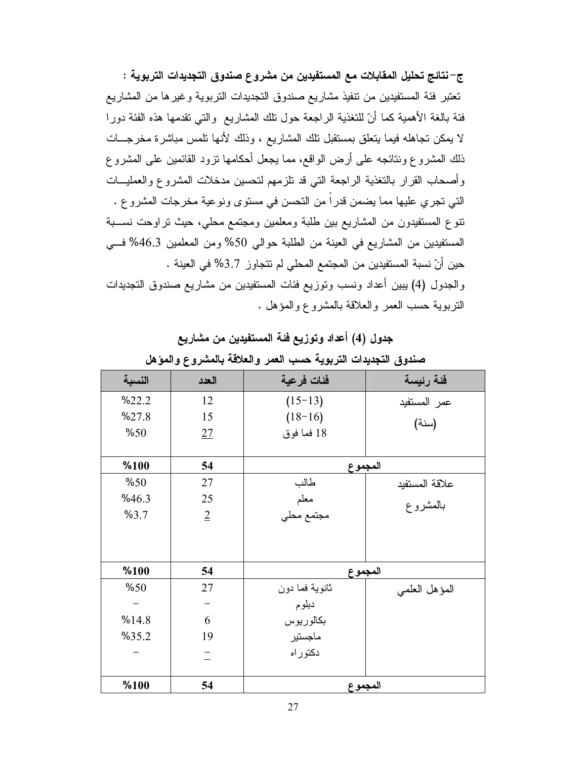**ج- نتائج تحليل المقابلات مع المستفيدين من مشروع صندوق التجديدات التربوية :**

تعتبر فئة المستفيدين من تنفيذ مشاريع صندوق التجديدات التربوية وغيرها من المشاريع فئة بالغة الأهمية كما أنّ للتغذية الراجعة حول تلك المشاريع والتي تقدمها هذه الفئة دورا لا يمكن تجاهله فيما يتعلق بمستقبل تلك المشاريع ، وذلك لأنها تلمس مباشرة مخرجات ذلك المشروع ونتائجه على أرض الواقع، مما يجعل أحكامها تزود القائمين على المشروع وأصحاب القرار بالتغذية الراجعة التي قد تلزمهم لتحسين مدخلات المشروع والعمليات التي تجري عليها مما يضمن قدراً من التحسن في مستوى ونوعية مخرجات المشروع .

تنوع المستفيدون من المشاريع بين طلبة ومعلمين ومجتمع محلي، حيث تراوحت نسبة المستفيدين من المشاريع في العينة من الطلبة حوالي 50% ومن المعلمين 46.3% في حين أنّ نسبة المستفيدين من المجتمع المحلي لم تتجاوز 3.7% في العينة .

والجدول (4) يبين أعداد ونسب وتوزيع فئات المستفيدين من مشاريع صندوق التجديدات التربوية حسب العمر والعلاقة بالمشروع والمؤهل .

**جدول (4) أعداد وتوزيع فئة المستفيدين من مشاريع صندوق التجديدات التربوية حسب العمر والعلاقة بالمشروع والمؤهل**

| فئة رئيسة | فئات فرعية | العدد | النسبة |
|---|---|---|---|
| عمر المستفيد (سنة) | (13-15) | 12 | %22.2 |
| | (16-18) | 15 | %27.8 |
| | 18 فما فوق | 27 | %50 |
| **المجموع** | | **54** | **%100** |
| علاقة المستفيد بالمشروع | طالب | 27 | %50 |
| | معلم | 25 | %46.3 |
| | مجتمع محلي | 2 | %3.7 |
| **المجموع** | | **54** | **%100** |
| المؤهل العلمي | ثانوية فما دون | 27 | %50 |
| | دبلوم | - | - |
| | بكالوريوس | 6 | %14.8 |
| | ماجستير | 19 | %35.2 |
| | دكتوراه | - | - |
| **المجموع** | | **54** | **%100** |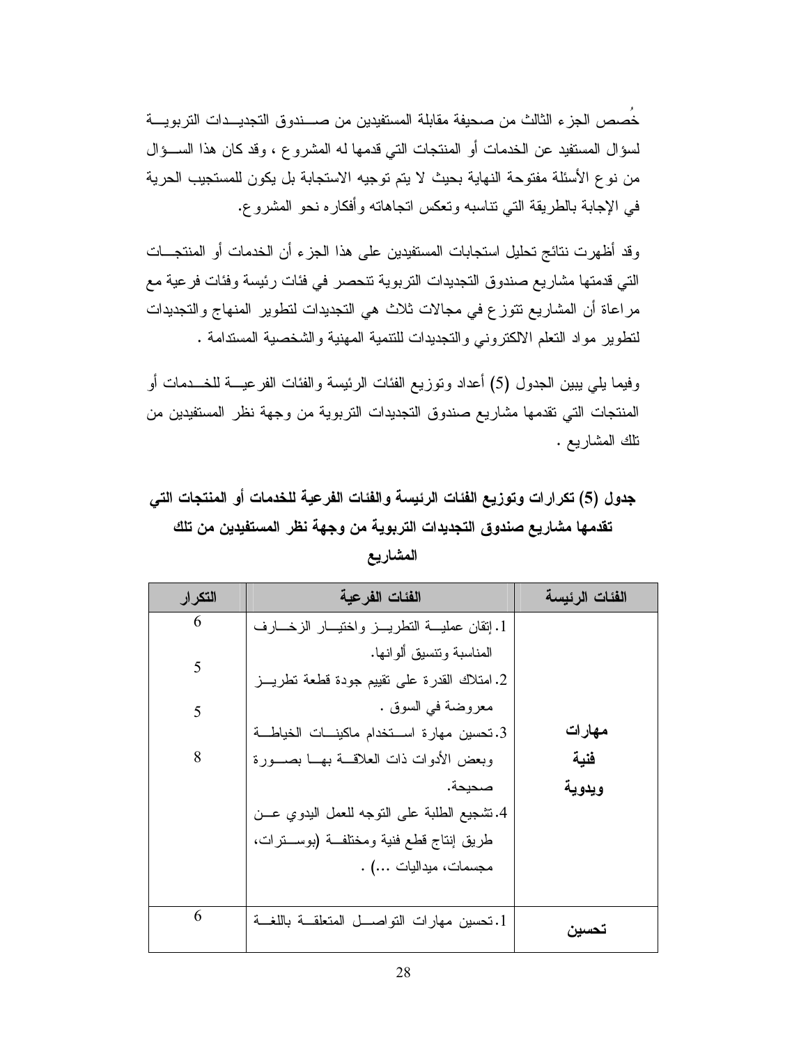خُصص الجزء الثالث من صحيفة مقابلة المستفيدين من صندوق التجديدات التربوية لسؤال المستفيد عن الخدمات أو المنتجات التي قدمها له المشروع ، وقد كان هذا السؤال من نوع الأسئلة مفتوحة النهاية بحيث لا يتم توجيه الاستجابة بل يكون للمستجيب الحرية في الإجابة بالطريقة التي تناسبه وتعكس اتجاهاته وأفكاره نحو المشروع.

وقد أظهرت نتائج تحليل استجابات المستفيدين على هذا الجزء أن الخدمات أو المنتجات التي قدمتها مشاريع صندوق التجديدات التربوية تنحصر في فئات رئيسة وفئات فرعية مع مراعاة أن المشاريع تتوزع في مجالات ثلاث هي التجديدات لتطوير المنهاج والتجديدات لتطوير مواد التعلم الالكتروني والتجديدات للتنمية المهنية والشخصية المستدامة .

وفيما يلي يبين الجدول (5) أعداد وتوزيع الفئات الرئيسة والفئات الفرعية للخدمات أو المنتجات التي تقدمها مشاريع صندوق التجديدات التربوية من وجهة نظر المستفيدين من تلك المشاريع .

**جدول (5) تكرارات وتوزيع الفئات الرئيسة والفئات الفرعية للخدمات أو المنتجات التي تقدمها مشاريع صندوق التجديدات التربوية من وجهة نظر المستفيدين من تلك المشاريع**

| الفئات الرئيسة | الفئات الفرعية | التكرار |
|---|---|---|
| **مهارات فنية ويدوية** | 1. إتقان عملية التطريز واختيار الزخارف المناسبة وتنسيق ألوانها. | 6 |
| | 2. امتلاك القدرة على تقييم جودة قطعة تطريز معروضة في السوق . | 5 |
| | 3. تحسين مهارة استخدام ماكينات الخياطة وبعض الأدوات ذات العلاقة بها بصورة صحيحة. | 5 |
| | 4. تشجيع الطلبة على التوجه للعمل اليدوي عن طريق إنتاج قطع فنية ومختلفة (بوسترات، مجسمات، ميداليات ...) . | 8 |
| **تحسين** | 1. تحسين مهارات التواصل المتعلقة باللغة | 6 |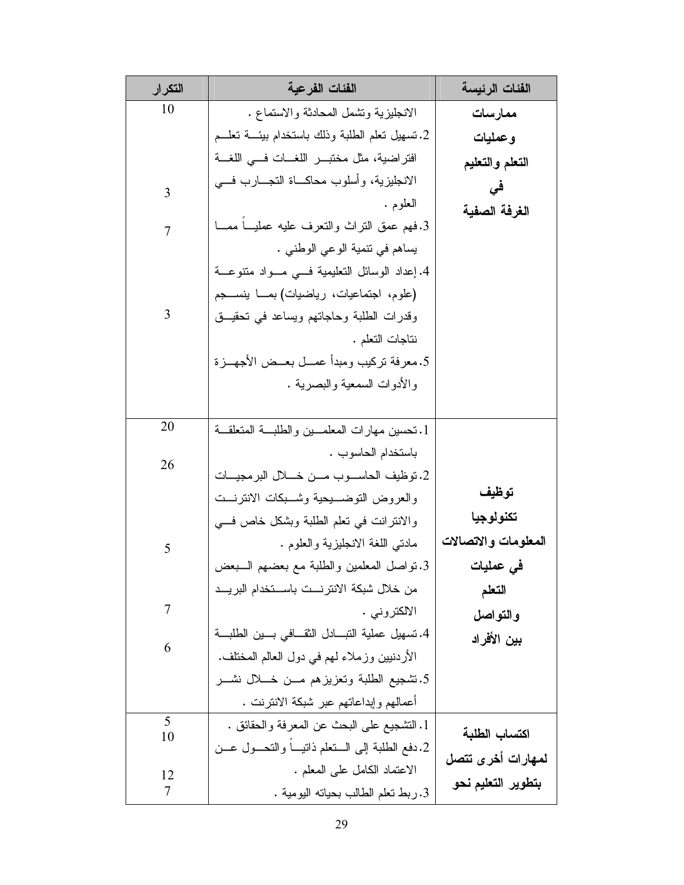| التكرار | الفئات الفرعية | الفئات الرئيسة |
|---|---|---|
| 10 | الانجليزية وتشمل المحادثة والاستماع . | **ممارسات وعمليات التعلم والتعليم في الغرفة الصفية** |
| 3 | 2. تسهيل تعلم الطلبة وذلك باستخدام بيئة تعلم افتراضية، مثل مختبر اللغات في اللغة الانجليزية، وأسلوب محاكاة التجارب في العلوم . | |
| 7 | 3. فهم عمق التراث والتعرف عليه عملياً مما يساهم في تنمية الوعي الوطني . | |
| 3 | 4. إعداد الوسائل التعليمية في مواد متنوعة (علوم، اجتماعيات، رياضيات) بما ينسجم وقدرات الطلبة وحاجاتهم ويساعد في تحقيق نتاجات التعلم . | |
| | 5. معرفة تركيب ومبدأ عمل بعض الأجهزة والأدوات السمعية والبصرية . | |
| 20 | 1. تحسين مهارات المعلمين والطلبة المتعلقة باستخدام الحاسوب . | **توظيف تكنولوجيا المعلومات والاتصالات في عمليات التعلم والتواصل بين الأفراد** |
| 26 | 2. توظيف الحاسوب من خلال البرمجيات والعروض التوضيحية وشبكات الانترنت والانترانت في تعلم الطلبة وبشكل خاص في مادتي اللغة الانجليزية والعلوم . | |
| 5 | 3. تواصل المعلمين والطلبة مع بعضهم البعض من خلال شبكة الانترنت باستخدام البريد الالكتروني . | |
| 7 | 4. تسهيل عملية التبادل الثقافي بين الطلبة الأردنيين وزملاء لهم في دول العالم المختلف. | |
| 6 | 5. تشجيع الطلبة وتعزيزهم من خلال نشر أعمالهم وإبداعاتهم عبر شبكة الانترنت . | |
| 5 | 1. التشجيع على البحث عن المعرفة والحقائق . | **اكتساب الطلبة لمهارات أخرى تتصل بتطوير التعليم نحو** |
| 10 | 2. دفع الطلبة إلى التعلم ذاتياً والتحول عن الاعتماد الكامل على المعلم . | |
| 12 | | |
| 7 | 3. ربط تعلم الطالب بحياته اليومية . | |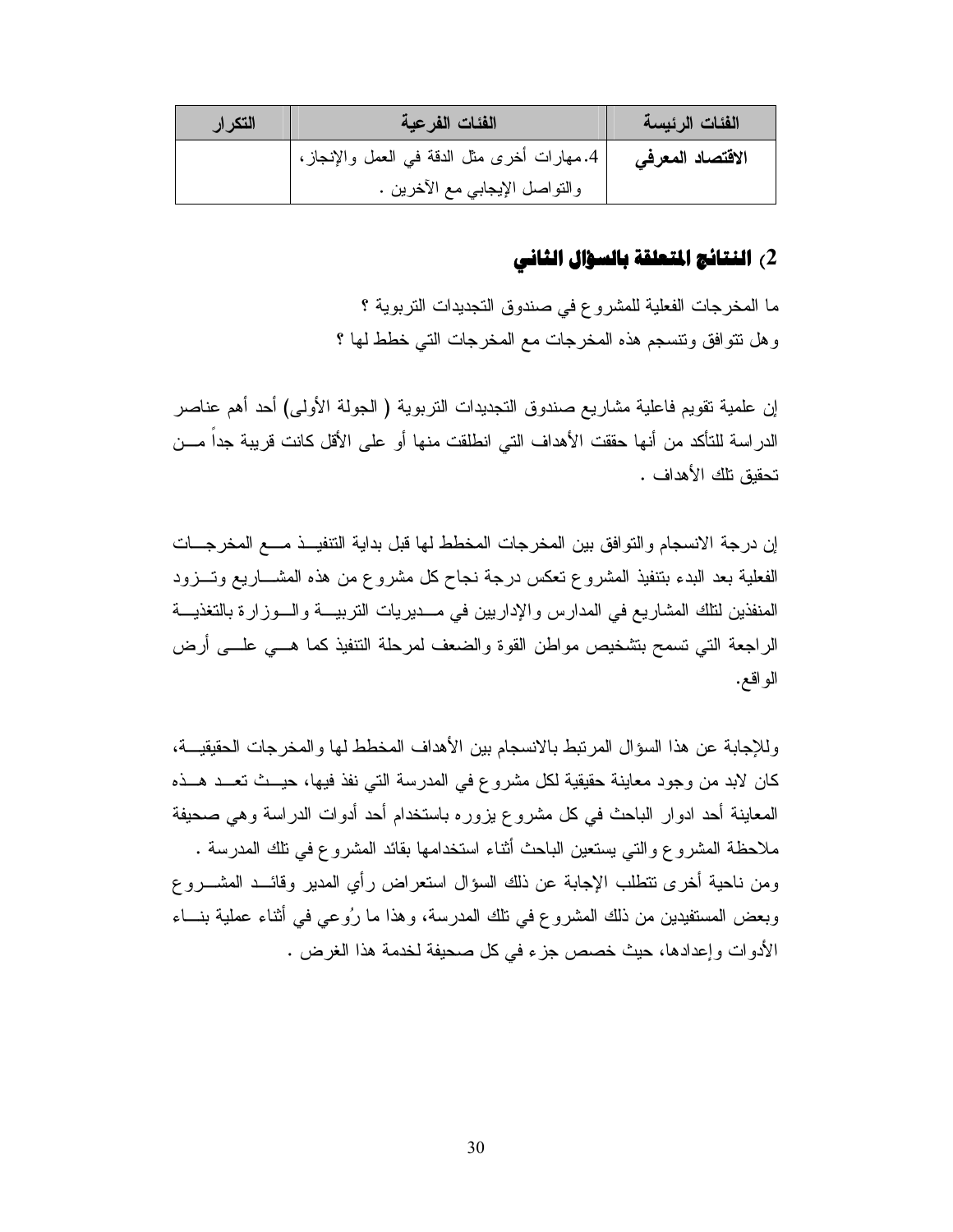| الفئات الرئيسة | الفئات الفرعية | التكرار |
| --- | --- | --- |
| **الاقتصاد المعرفي** | 4. مهارات أخرى مثل الدقة في العمل والإنجاز، والتواصل الإيجابي مع الآخرين . | |

## 2) النتائج المتعلقة بالسؤال الثاني

ما المخرجات الفعلية للمشروع في صندوق التجديدات التربوية ؟
وهل تتوافق وتنسجم هذه المخرجات مع المخرجات التي خطط لها ؟

إن علمية تقويم فاعلية مشاريع صندوق التجديدات التربوية ( الجولة الأولى) أحد أهم عناصر الدراسة للتأكد من أنها حققت الأهداف التي انطلقت منها أو على الأقل كانت قريبة جداً من تحقيق تلك الأهداف .

إن درجة الانسجام والتوافق بين المخرجات المخطط لها قبل بداية التنفيذ مع المخرجات الفعلية بعد البدء بتنفيذ المشروع تعكس درجة نجاح كل مشروع من هذه المشاريع وتزود المنفذين لتلك المشاريع في المدارس والإداريين في مديريات التربية والوزارة بالتغذية الراجعة التي تسمح بتشخيص مواطن القوة والضعف لمرحلة التنفيذ كما هي على أرض الواقع.

وللإجابة عن هذا السؤال المرتبط بالانسجام بين الأهداف المخطط لها والمخرجات الحقيقية، كان لابد من وجود معاينة حقيقية لكل مشروع في المدرسة التي نفذ فيها، حيث تعد هذه المعاينة أحد ادوار الباحث في كل مشروع يزوره باستخدام أحد أدوات الدراسة وهي صحيفة ملاحظة المشروع والتي يستعين الباحث أثناء استخدامها بقائد المشروع في تلك المدرسة .
ومن ناحية أخرى تتطلب الإجابة عن ذلك السؤال استعراض رأي المدير وقائد المشروع وبعض المستفيدين من ذلك المشروع في تلك المدرسة، وهذا ما رُوعي في أثناء عملية بناء الأدوات وإعدادها، حيث خصص جزء في كل صحيفة لخدمة هذا الغرض .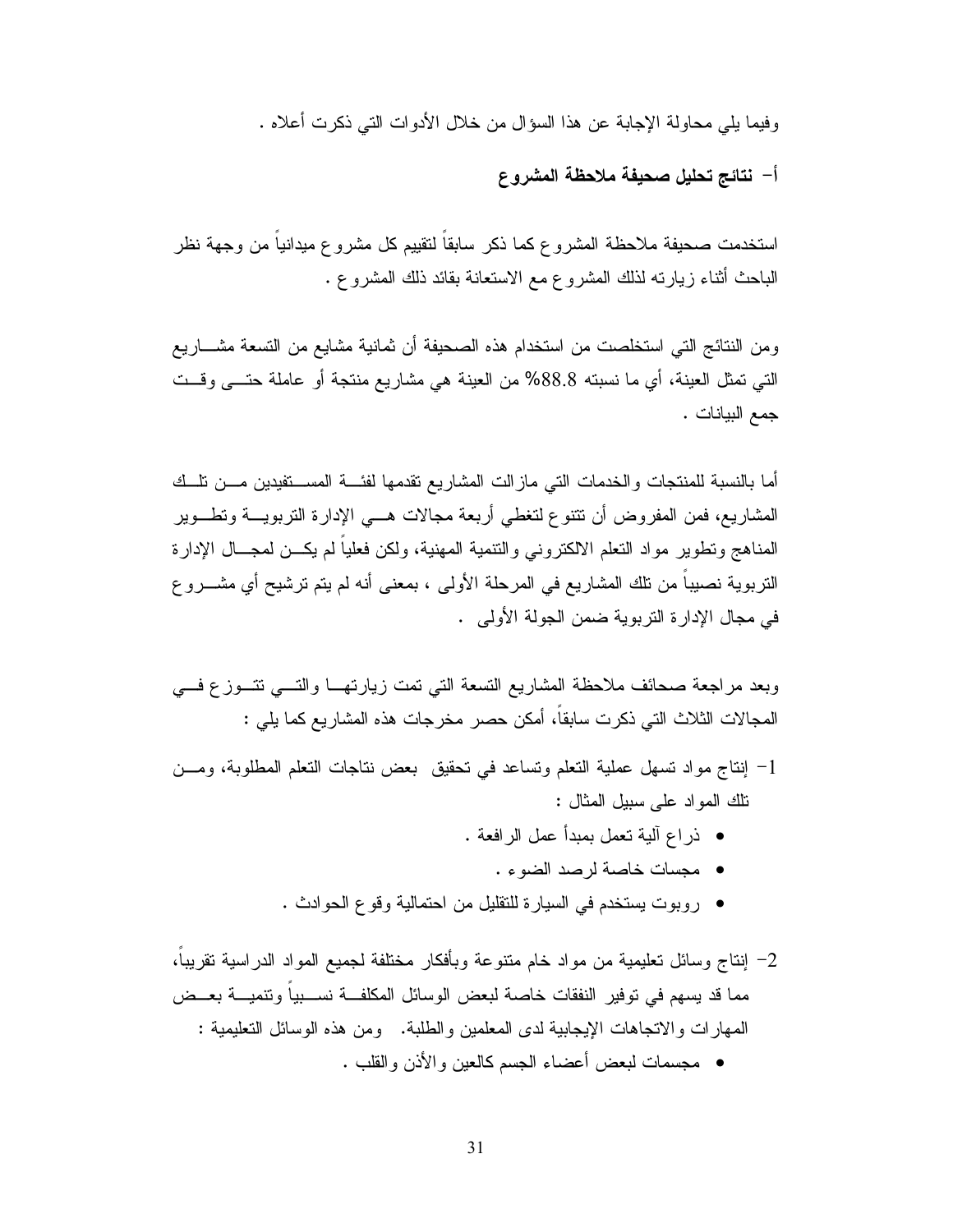وفيما يلي محاولة الإجابة عن هذا السؤال من خلال الأدوات التي ذكرت أعلاه .

### أ- نتائج تحليل صحيفة ملاحظة المشروع

استخدمت صحيفة ملاحظة المشروع كما ذكر سابقاً لتقييم كل مشروع ميدانياً من وجهة نظر الباحث أثناء زيارته لذلك المشروع مع الاستعانة بقائد ذلك المشروع .

ومن النتائج التي استخلصت من استخدام هذه الصحيفة أن ثمانية مشايع من التسعة مشاريع التي تمثل العينة، أي ما نسبته 88.8% من العينة هي مشاريع منتجة أو عاملة حتى وقت جمع البيانات .

أما بالنسبة للمنتجات والخدمات التي مازالت المشاريع تقدمها لفئة المستفيدين من تلك المشاريع، فمن المفروض أن تتنوع لتغطي أربعة مجالات هي الإدارة التربوية وتطوير المناهج وتطوير مواد التعلم الالكتروني والتنمية المهنية، ولكن فعلياً لم يكن لمجال الإدارة التربوية نصيباً من تلك المشاريع في المرحلة الأولى ، بمعنى أنه لم يتم ترشيح أي مشروع في مجال الإدارة التربوية ضمن الجولة الأولى .

وبعد مراجعة صحائف ملاحظة المشاريع التسعة التي تمت زيارتها والتي تتوزع في المجالات الثلاث التي ذكرت سابقاً، أمكن حصر مخرجات هذه المشاريع كما يلي :

1- إنتاج مواد تسهل عملية التعلم وتساعد في تحقيق بعض نتاجات التعلم المطلوبة، ومن تلك المواد على سبيل المثال :
   - ذراع آلية تعمل بمبدأ عمل الرافعة .
   - مجسات خاصة لرصد الضوء .
   - روبوت يستخدم في السيارة للتقليل من احتمالية وقوع الحوادث .

2- إنتاج وسائل تعليمية من مواد خام متنوعة وبأفكار مختلفة لجميع المواد الدراسية تقريباً، مما قد يسهم في توفير النفقات خاصة لبعض الوسائل المكلفة نسبياً وتنمية بعض المهارات والاتجاهات الإيجابية لدى المعلمين والطلبة. ومن هذه الوسائل التعليمية :
   - مجسمات لبعض أعضاء الجسم كالعين والأذن والقلب .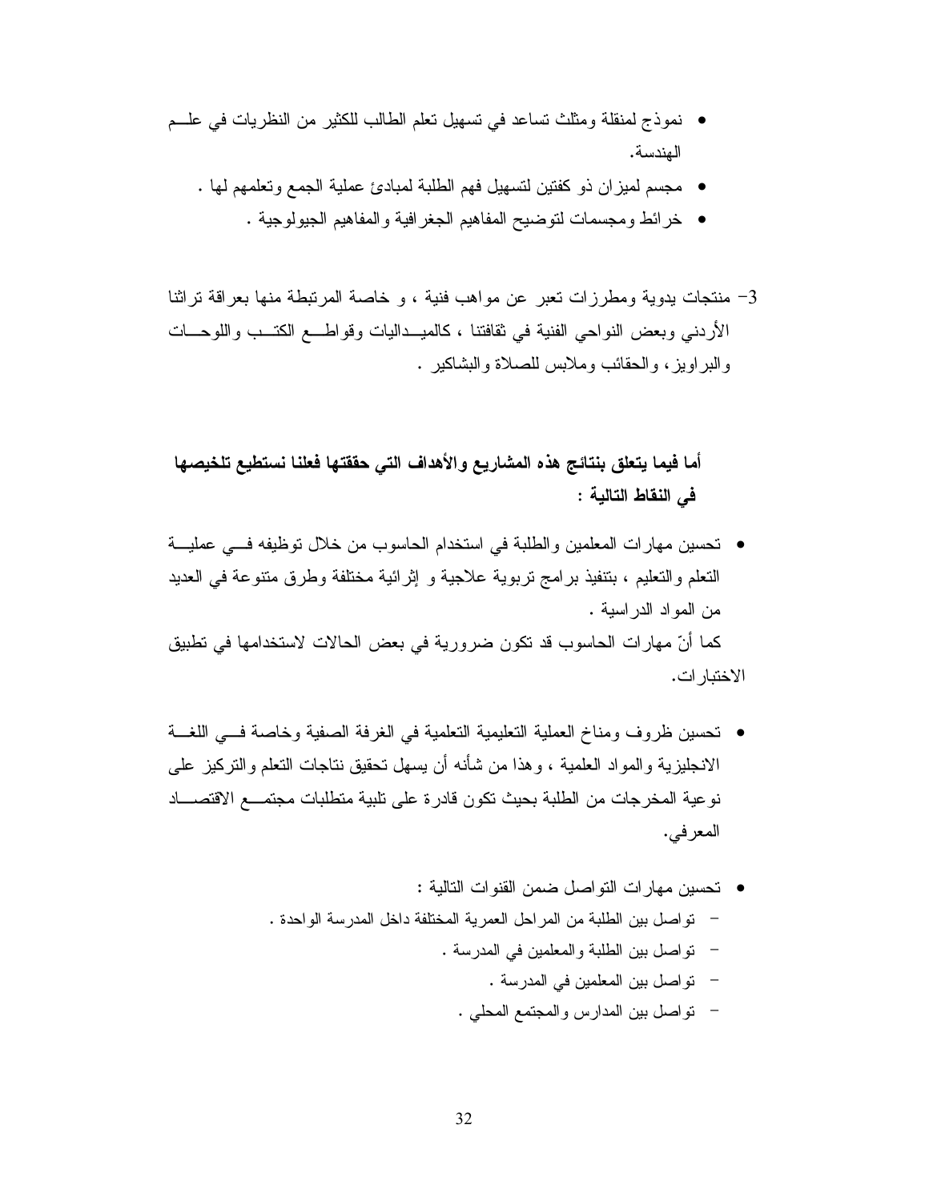- نموذج لمنقلة ومثلث تساعد في تسهيل تعلم الطالب للكثير من النظريات في علم الهندسة.
- مجسم لميزان ذو كفتين لتسهيل فهم الطلبة لمبادئ عملية الجمع وتعلمهم لها .
- خرائط ومجسمات لتوضيح المفاهيم الجغرافية والمفاهيم الجيولوجية .

3- منتجات يدوية ومطرزات تعبر عن مواهب فنية ، و خاصة المرتبطة منها بعراقة تراثنا الأردني وبعض النواحي الفنية في ثقافتنا ، كالميداليات وقواطع الكتب واللوحات والبراويز، والحقائب وملابس للصلاة والبشاكير .

**أما فيما يتعلق بنتائج هذه المشاريع والأهداف التي حققتها فلعلنا نستطيع تلخيصها في النقاط التالية :**

- تحسين مهارات المعلمين والطلبة في استخدام الحاسوب من خلال توظيفه في عملية التعلم والتعليم ، بتنفيذ برامج تربوية علاجية و إثرائية مختلفة وطرق متنوعة في العديد من المواد الدراسية .

  كما أنّ مهارات الحاسوب قد تكون ضرورية في بعض الحالات لاستخدامها في تطبيق الاختبارات.

- تحسين ظروف ومناخ العملية التعليمية التعلمية في الغرفة الصفية وخاصة في اللغة الانجليزية والمواد العلمية ، وهذا من شأنه أن يسهل تحقيق نتاجات التعلم والتركيز على نوعية المخرجات من الطلبة بحيث تكون قادرة على تلبية متطلبات مجتمع الاقتصاد المعرفي.

- تحسين مهارات التواصل ضمن القنوات التالية :
  - تواصل بين الطلبة من المراحل العمرية المختلفة داخل المدرسة الواحدة .
  - تواصل بين الطلبة والمعلمين في المدرسة .
  - تواصل بين المعلمين في المدرسة .
  - تواصل بين المدارس والمجتمع المحلي .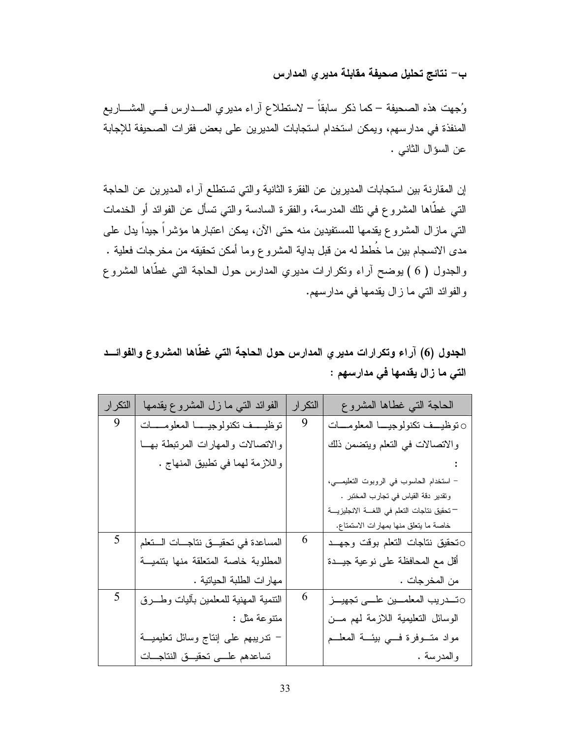### ب- نتائج تحليل صحيفة مقابلة مديري المدارس

وُجهت هذه الصحيفة – كما ذكر سابقاً – لاستطلاع آراء مديري المدارس في المشاريع المنفذة في مدارسهم، ويمكن استخدام استجابات المديرين على بعض فقرات الصحيفة للإجابة عن السؤال الثاني .

إن المقارنة بين استجابات المديرين عن الفقرة الثانية والتي تستطلع آراء المديرين عن الحاجة التي غطّاها المشروع في تلك المدرسة، والفقرة السادسة والتي تسأل عن الفوائد أو الخدمات التي مازال المشروع يقدمها للمستفيدين منه حتى الآن، يمكن اعتبارها مؤشراً جيداً يدل على مدى الانسجام بين ما خُطط له من قبل بداية المشروع وما أمكن تحقيقه من مخرجات فعلية . والجدول ( 6 ) يوضح آراء وتكرارات مديري المدارس حول الحاجة التي غطّاها المشروع والفوائد التي ما زال يقدمها في مدارسهم.

**الجدول (6) آراء وتكرارات مديري المدارس حول الحاجة التي غطّاها المشروع والفوائد التي ما زال يقدمها في مدارسهم :**

| الحاجة التي غطاها المشروع | التكرار | الفوائد التي ما زل المشروع يقدمها | التكرار |
|---|---|---|---|
| o توظيف تكنولوجيا المعلومات والاتصالات في التعلم ويتضمن ذلك :<br>- استخدام الحاسوب في الروبوت التعليمي، وتقدير دقة القياس في تجارب المختبر .<br>- تحقيق نتاجات التعلم في اللغة الانجليزية خاصة ما يتعلق منها بمهارات الاستمتاع. | 9 | توظيف تكنولوجيا المعلومات والاتصالات والمهارات المرتبطة بها واللازمة لهما في تطبيق المنهاج . | 9 |
| o تحقيق نتاجات التعلم بوقت وجهد أقل مع المحافظة على نوعية جيدة من المخرجات . | 6 | المساعدة في تحقيق نتاجات التعلم المطلوبة خاصة المتعلقة منها بتنمية مهارات الطلبة الحياتية . | 5 |
| o تدريب المعلمين على تجهيز الوسائل التعليمية اللازمة لهم من مواد متوفرة في بيئة المعلم والمدرسة . | 6 | التنمية المهنية للمعلمين بآليات وطرق متنوعة مثل :<br>- تدريبهم على إنتاج وسائل تعليمية تساعدهم على تحقيق النتاجات | 5 |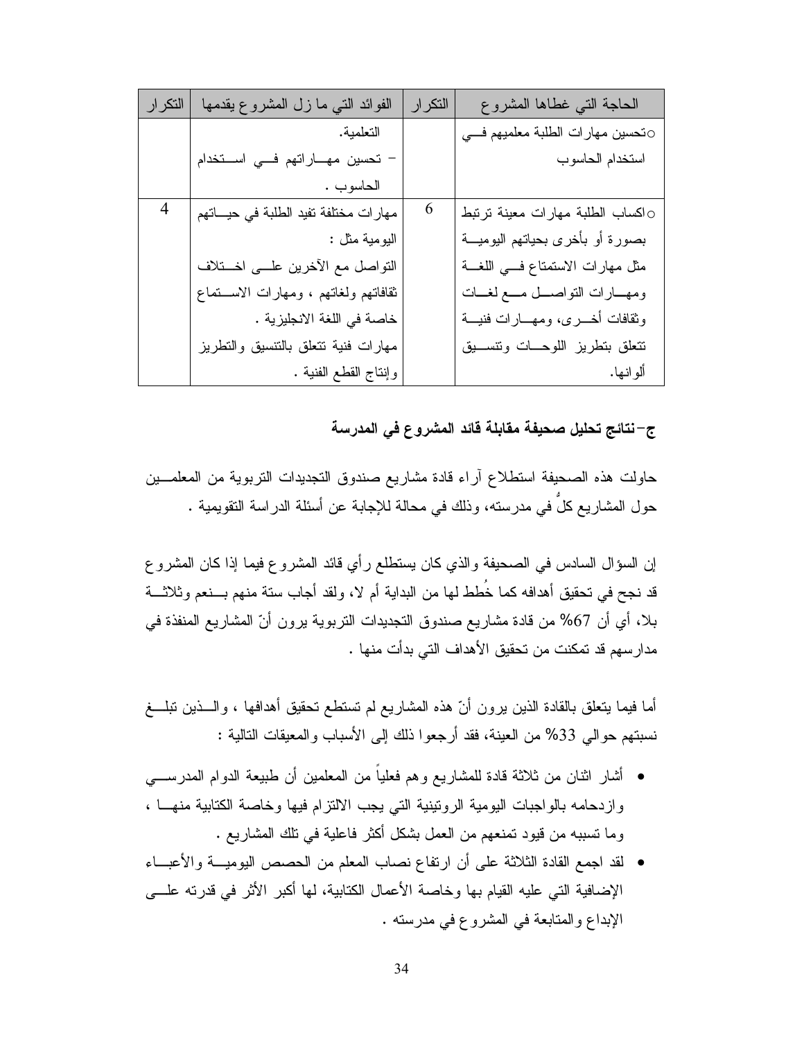| الحاجة التي غطاها المشروع | التكرار | الفوائد التي ما زل المشروع يقدمها | التكرار |
|---|---|---|---|
| ○تحسين مهارات الطلبة معلميهم في استخدام الحاسوب | | التعلمية.<br>- تحسين مهاراتهم في استخدام الحاسوب . | |
| ○اكساب الطلبة مهارات معينة ترتبط بصورة أو بأخرى بحياتهم اليومية مثل مهارات الاستمتاع في اللغة ومهارات التواصل مع لغات وثقافات أخرى، ومهارات فنية تتعلق بتطريز اللوحات وتنسيق ألوانها. | 6 | مهارات مختلفة تفيد الطلبة في حياتهم اليومية مثل :<br>التواصل مع الآخرين على اختلاف ثقافاتهم ولغاتهم ، ومهارات الاستماع خاصة في اللغة الانجليزية .<br>مهارات فنية تتعلق بالتنسيق والتطريز وإنتاج القطع الفنية . | 4 |

### ج-نتائج تحليل صحيفة مقابلة قائد المشروع في المدرسة

حاولت هذه الصحيفة استطلاع آراء قادة مشاريع صندوق التجديدات التربوية من المعلمين حول المشاريع كلٌ في مدرسته، وذلك في محالة للإجابة عن أسئلة الدراسة التقويمية .

إن السؤال السادس في الصحيفة والذي كان يستطلع رأي قائد المشروع فيما إذا كان المشروع قد نجح في تحقيق أهدافه كما خُطط لها من البداية أم لا، ولقد أجاب ستة منهم بنعم وثلاثة بلا، أي أن 67% من قادة مشاريع صندوق التجديدات التربوية يرون أنّ المشاريع المنفذة في مدارسهم قد تمكنت من تحقيق الأهداف التي بدأت منها .

أما فيما يتعلق بالقادة الذين يرون أنّ هذه المشاريع لم تستطع تحقيق أهدافها ، والذين تبلغ نسبتهم حوالي 33% من العينة، فقد أرجعوا ذلك إلى الأسباب والمعيقات التالية :

- أشار اثنان من ثلاثة قادة للمشاريع وهم فعلياً من المعلمين أن طبيعة الدوام المدرسي وازدحامه بالواجبات اليومية الروتينية التي يجب الالتزام فيها وخاصة الكتابية منها ، وما تسببه من قيود تمنعهم من العمل بشكل أكثر فاعلية في تلك المشاريع .
- لقد اجمع القادة الثلاثة على أن ارتفاع نصاب المعلم من الحصص اليومية والأعباء الإضافية التي عليه القيام بها وخاصة الأعمال الكتابية، لها أكبر الأثر في قدرته على الإبداع والمتابعة في المشروع في مدرسته .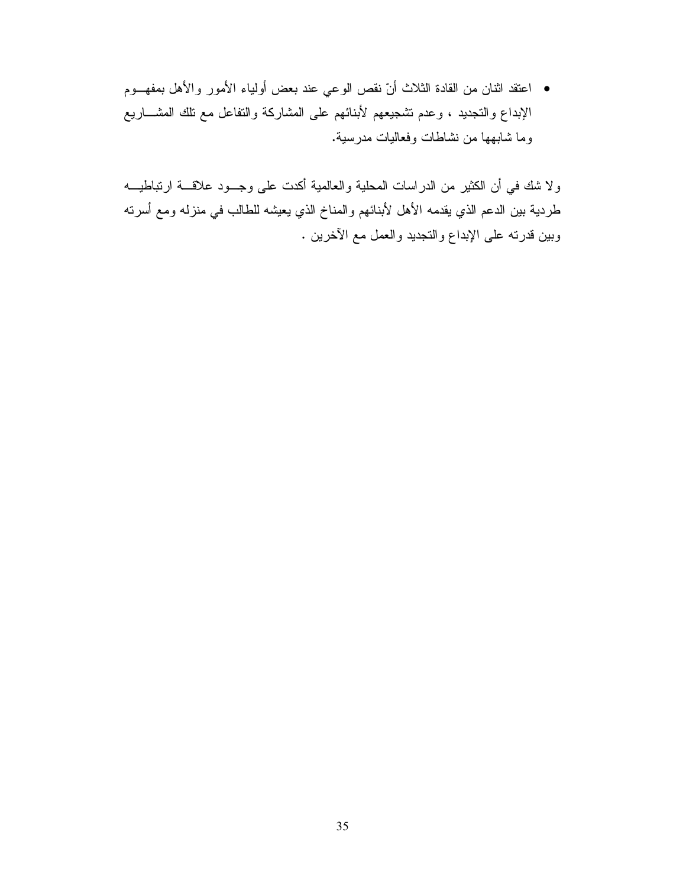- اعتقد اثنان من القادة الثلاث أنّ نقص الوعي عند بعض أولياء الأمور والأهل بمفهوم الإبداع والتجديد ، وعدم تشجيعهم لأبنائهم على المشاركة والتفاعل مع تلك المشاريع وما شابهها من نشاطات وفعاليات مدرسية.

ولا شك في أن الكثير من الدراسات المحلية والعالمية أكدت على وجود علاقة ارتباطيه طردية بين الدعم الذي يقدمه الأهل لأبنائهم والمناخ الذي يعيشه للطالب في منزله ومع أسرته وبين قدرته على الإبداع والتجديد والعمل مع الآخرين .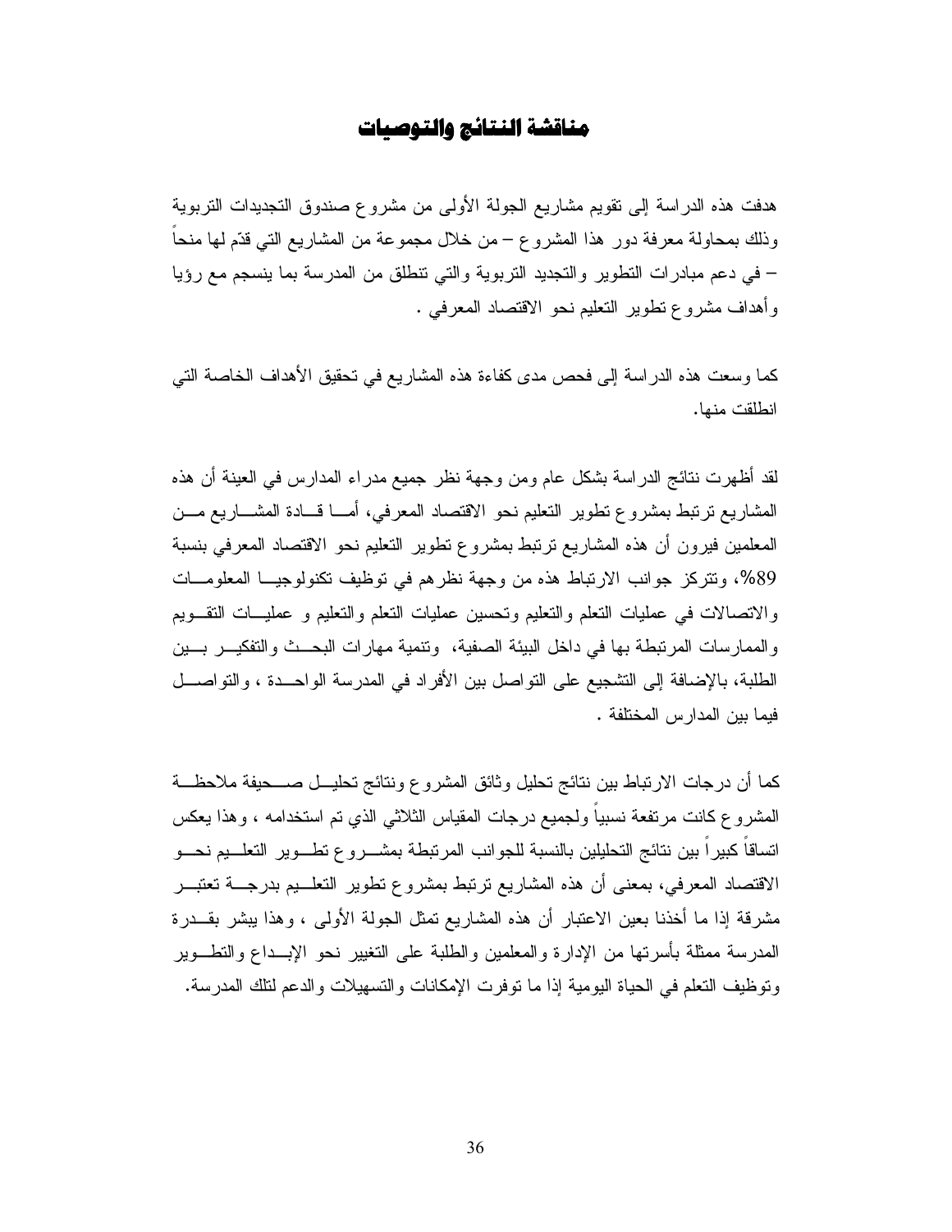# مناقشة النتائج والتوصيات

هدفت هذه الدراسة إلى تقويم مشاريع الجولة الأولى من مشروع صندوق التجديدات التربوية وذلك بمحاولة معرفة دور هذا المشروع – من خلال مجموعة من المشاريع التي قدّم لها منحاً – في دعم مبادرات التطوير والتجديد التربوية والتي تنطلق من المدرسة بما ينسجم مع رؤيا وأهداف مشروع تطوير التعليم نحو الاقتصاد المعرفي .

كما وسعت هذه الدراسة إلى فحص مدى كفاءة هذه المشاريع في تحقيق الأهداف الخاصة التي انطلقت منها.

لقد أظهرت نتائج الدراسة بشكل عام ومن وجهة نظر جميع مدراء المدارس في العينة أن هذه المشاريع ترتبط بمشروع تطوير التعليم نحو الاقتصاد المعرفي، أما قادة المشاريع من المعلمين فيرون أن هذه المشاريع ترتبط بمشروع تطوير التعليم نحو الاقتصاد المعرفي بنسبة 89%، وتتركز جوانب الارتباط هذه من وجهة نظرهم في توظيف تكنولوجيا المعلومات والاتصالات في عمليات التعلم والتعليم وتحسين عمليات التعلم والتعليم و عمليات التقويم والممارسات المرتبطة بها في داخل البيئة الصفية، وتنمية مهارات البحث والتفكير بين الطلبة، بالإضافة إلى التشجيع على التواصل بين الأفراد في المدرسة الواحدة ، والتواصل فيما بين المدارس المختلفة .

كما أن درجات الارتباط بين نتائج تحليل وثائق المشروع ونتائج تحليل صحيفة ملاحظة المشروع كانت مرتفعة نسبياً ولجميع درجات المقياس الثلاثي الذي تم استخدامه ، وهذا يعكس اتساقاً كبيراً بين نتائج التحليلين بالنسبة للجوانب المرتبطة بمشروع تطوير التعليم نحو الاقتصاد المعرفي، بمعنى أن هذه المشاريع ترتبط بمشروع تطوير التعليم بدرجة تعتبر مشرقة إذا ما أخذنا بعين الاعتبار أن هذه المشاريع تمثل الجولة الأولى ، وهذا يبشر بقدرة المدرسة ممثلة بأسرتها من الإدارة والمعلمين والطلبة على التغيير نحو الإبداع والتطوير وتوظيف التعلم في الحياة اليومية إذا ما توفرت الإمكانات والتسهيلات والدعم لتلك المدرسة.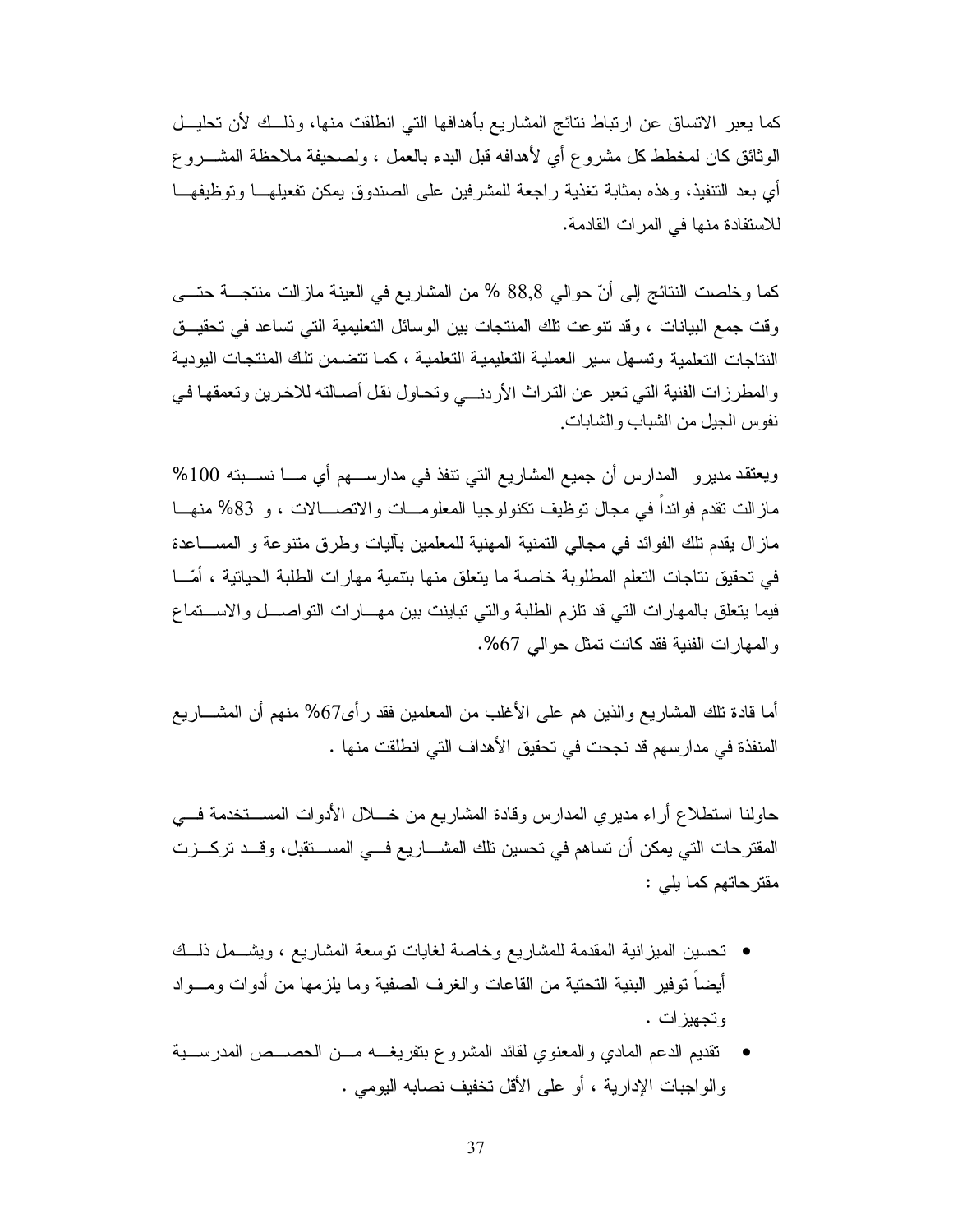كما يعبر الاتساق عن ارتباط نتائج المشاريع بأهدافها التي انطلقت منها، وذلك لأن تحليل الوثائق كان لمخطط كل مشروع أي لأهدافه قبل البدء بالعمل ، ولصحيفة ملاحظة المشروع أي بعد التنفيذ، وهذه بمثابة تغذية راجعة للمشرفين على الصندوق يمكن تفعيلها وتوظيفها للاستفادة منها في المرات القادمة.

كما وخلصت النتائج إلى أنّ حوالي 88,8 % من المشاريع في العينة مازالت منتجة حتى وقت جمع البيانات ، وقد تنوعت تلك المنتجات بين الوسائل التعليمية التي تساعد في تحقيق النتاجات التعلمية وتسهل سير العملية التعليمية التعلمية ، كما تتضمن تلك المنتجات اليدوية والمطرزات الفنية التي تعبر عن التراث الأردني وتحاول نقل أصالته للاخرين وتعمقها في نفوس الجيل من الشباب والشابات.

ويعتقد مديرو المدارس أن جميع المشاريع التي تنفذ في مدارسهم أي ما نسبته 100% مازالت تقدم فوائداً في مجال توظيف تكنولوجيا المعلومات والاتصالات ، و 83% منها مازال يقدم تلك الفوائد في مجالي التنمية المهنية للمعلمين بآليات وطرق متنوعة و المساعدة في تحقيق نتاجات التعلم المطلوبة خاصة ما يتعلق منها بتنمية مهارات الطلبة الحياتية ، أمّا فيما يتعلق بالمهارات التي قد تلزم الطلبة والتي تباينت بين مهارات التواصل والاستماع والمهارات الفنية فقد كانت تمثل حوالي 67%.

أما قادة تلك المشاريع والذين هم على الأغلب من المعلمين فقد رأى67% منهم أن المشاريع المنفذة في مدارسهم قد نجحت في تحقيق الأهداف التي انطلقت منها .

حاولنا استطلاع أراء مديري المدارس وقادة المشاريع من خلال الأدوات المستخدمة في المقترحات التي يمكن أن تساهم في تحسين تلك المشاريع في المستقبل، وقد تركزت مقترحاتهم كما يلي :

- تحسين الميزانية المقدمة للمشاريع وخاصة لغايات توسعة المشاريع ، ويشمل ذلك أيضاً توفير البنية التحتية من القاعات والغرف الصفية وما يلزمها من أدوات ومواد وتجهيزات .
- تقديم الدعم المادي والمعنوي لقائد المشروع بتفريغه من الحصص المدرسية والواجبات الإدارية ، أو على الأقل تخفيف نصابه اليومي .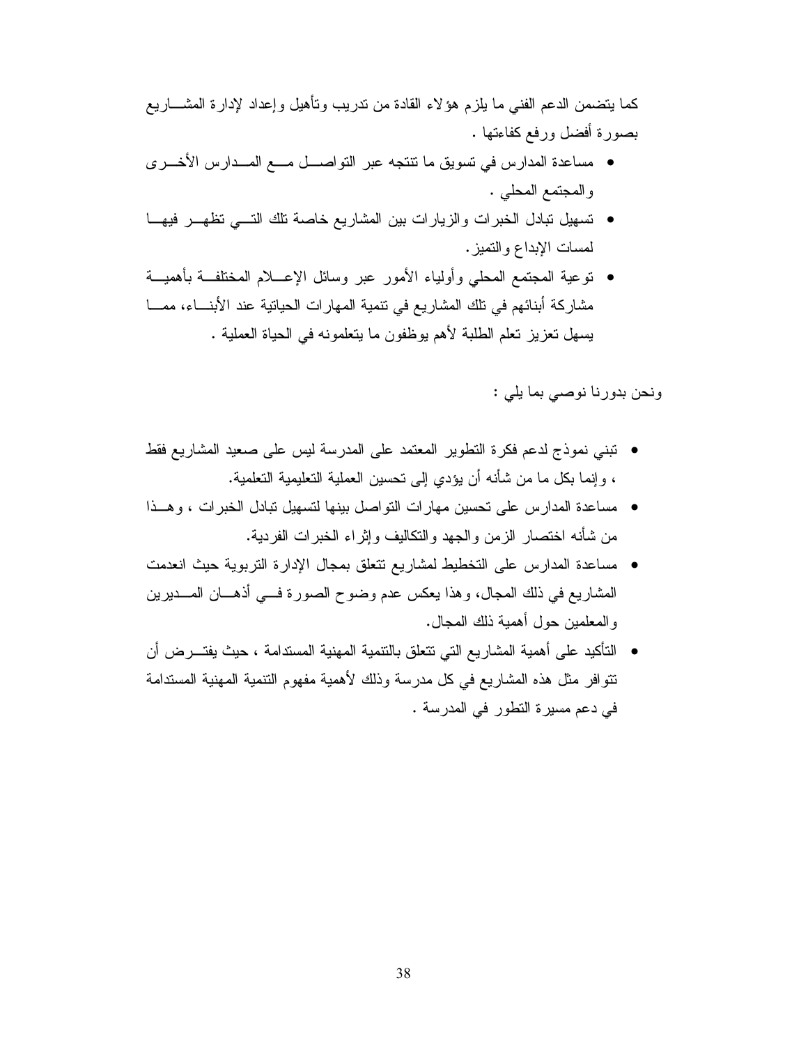كما يتضمن الدعم الفني ما يلزم هؤلاء القادة من تدريب وتأهيل وإعداد لإدارة المشاريع بصورة أفضل ورفع كفاءتها .

- مساعدة المدارس في تسويق ما تنتجه عبر التواصل مع المدارس الأخرى والمجتمع المحلي .
- تسهيل تبادل الخبرات والزيارات بين المشاريع خاصة تلك التي تظهر فيها لمسات الإبداع والتميز.
- توعية المجتمع المحلي وأولياء الأمور عبر وسائل الإعلام المختلفة بأهمية مشاركة أبنائهم في تلك المشاريع في تنمية المهارات الحياتية عند الأبناء، مما يسهل تعزيز تعلم الطلبة لأهم يوظفون ما يتعلمونه في الحياة العملية .

ونحن بدورنا نوصي بما يلي :

- تبني نموذج لدعم فكرة التطوير المعتمد على المدرسة ليس على صعيد المشاريع فقط ، وإنما بكل ما من شأنه أن يؤدي إلى تحسين العملية التعليمية التعلمية.
- مساعدة المدارس على تحسين مهارات التواصل بينها لتسهيل تبادل الخبرات ، وهذا من شأنه اختصار الزمن والجهد والتكاليف وإثراء الخبرات الفردية.
- مساعدة المدارس على التخطيط لمشاريع تتعلق بمجال الإدارة التربوية حيث انعدمت المشاريع في ذلك المجال، وهذا يعكس عدم وضوح الصورة في أذهان المديرين والمعلمين حول أهمية ذلك المجال.
- التأكيد على أهمية المشاريع التي تتعلق بالتنمية المهنية المستدامة ، حيث يفترض أن تتوافر مثل هذه المشاريع في كل مدرسة وذلك لأهمية مفهوم التنمية المهنية المستدامة في دعم مسيرة التطور في المدرسة .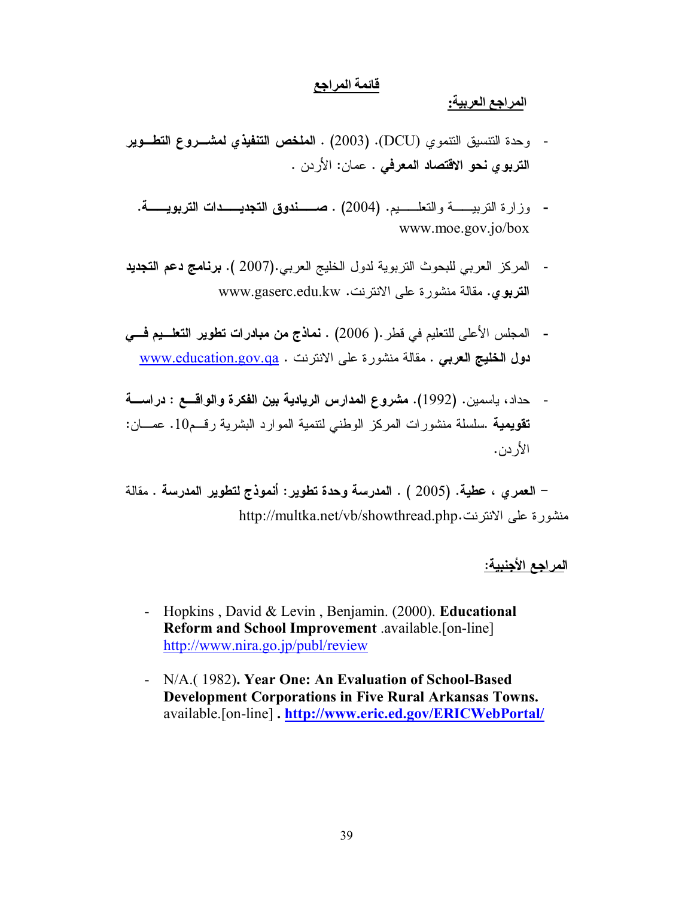## قائمة المراجع

### المراجع العربية:

- وحدة التنسيق التنموي (DCU). (2003) . **الملخص التنفيذي لمشروع التطوير التربوي نحو الاقتصاد المعرفي** . عمان: الأردن .

- وزارة التربية والتعليم. (2004) . **صندوق التجديدات التربوية**. www.moe.gov.jo/box

- المركز العربي للبحوث التربوية لدول الخليج العربي.(2007 ). **برنامج دعم التجديد التربوي**. مقالة منشورة على الانترنت. www.gaserc.edu.kw

- المجلس الأعلى للتعليم في قطر.( 2006) . **نماذج من مبادرات تطوير التعليم في دول الخليج العربي** . مقالة منشورة على الانترنت . www.education.gov.qa

- حداد، ياسمين. (1992). **مشروع المدارس الريادية بين الفكرة والواقع : دراسة تقويمية** .سلسلة منشورات المركز الوطني لتنمية الموارد البشرية رقم10. عمان: الأردن.

- **العمري ، عطية**. (2005 ) . **المدرسة وحدة تطوير: أنموذج لتطوير المدرسة** . مقالة منشورة على الانترنت.http://multka.net/vb/showthread.php

### المراجع الأجنبية:

- Hopkins , David & Levin , Benjamin. (2000). **Educational Reform and School Improvement** .available.[on-line] http://www.nira.go.jp/publ/review

- N/A.( 1982)**. Year One: An Evaluation of School-Based Development Corporations in Five Rural Arkansas Towns.** available.[on-line] **. http://www.eric.ed.gov/ERICWebPortal/**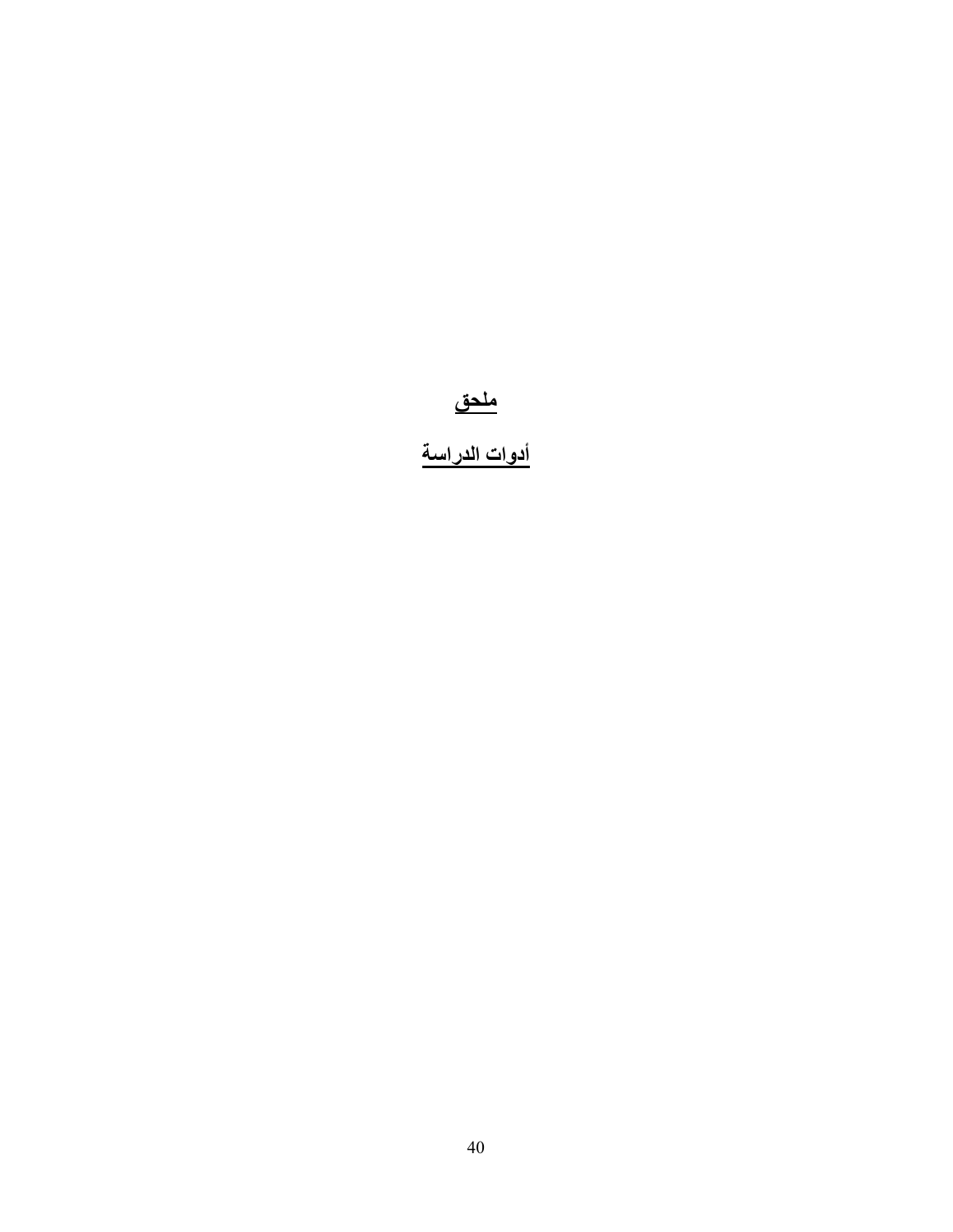# ملحق

## أدوات الدراسة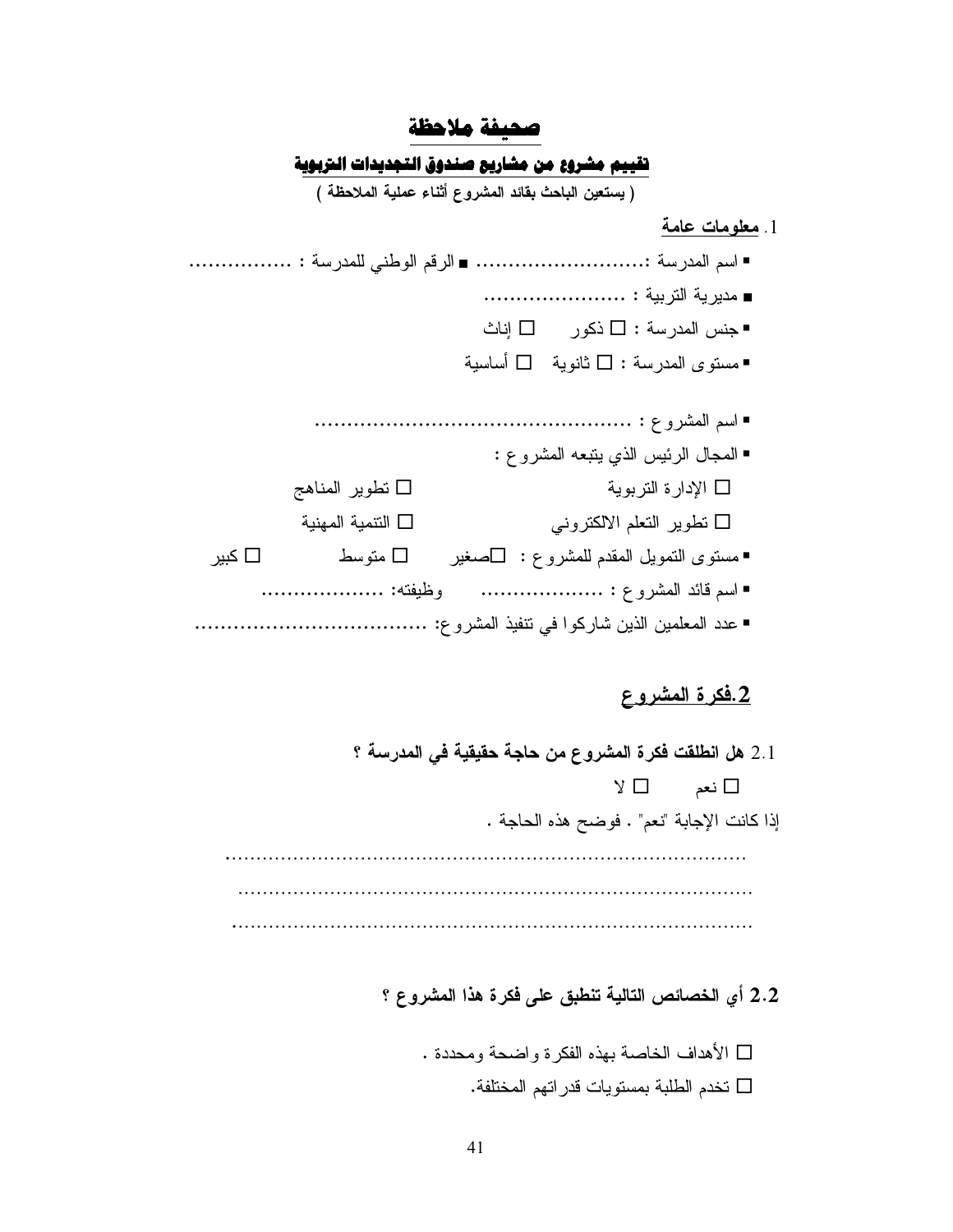## صحيفة ملاحظة

### تقييم مشروع من مشاريع صندوق التجديدات التربوية

**( يستعين الباحث بقائد المشروع أثناء عملية الملاحظة )**

1. **معلومات عامة**

- اسم المدرسة :.......................... ■ الرقم الوطني للمدرسة : ................
- مديرية التربية : ......................
- جنس المدرسة : ☐ ذكور ☐ إناث
- مستوى المدرسة : ☐ ثانوية ☐ أساسية

- اسم المشروع : ..................................................
- المجال الرئيس الذي يتبعه المشروع :
  - ☐ الإدارة التربوية ☐ تطوير المناهج
  - ☐ تطوير التعلم الالكتروني ☐ التنمية المهنية
- مستوى التمويل المقدم للمشروع : ☐صغير ☐ متوسط ☐ كبير
- اسم قائد المشروع : ................... وظيفته: ...................
- عدد المعلمين الذين شاركوا في تنفيذ المشروع: ....................................

### 2.فكرة المشروع

2.1 **هل انطلقت فكرة المشروع من حاجة حقيقية في المدرسة ؟**

☐ نعم ☐ لا

إذا كانت الإجابة "نعم" . فوضح هذه الحاجة .

..............................................................................

..............................................................................

..............................................................................

**2.2 أي الخصائص التالية تنطبق على فكرة هذا المشروع ؟**

☐ الأهداف الخاصة بهذه الفكرة واضحة ومحددة .

☐ تخدم الطلبة بمستويات قدراتهم المختلفة.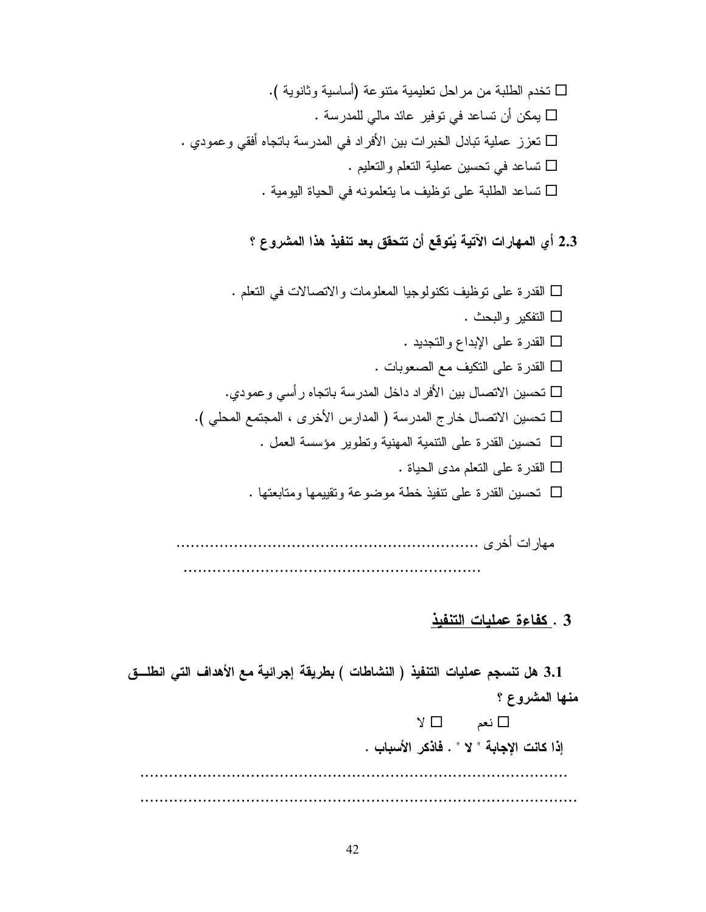☐ تخدم الطلبة من مراحل تعليمية متنوعة (أساسية وثانوية ).

☐ يمكن أن تساعد في توفير عائد مالي للمدرسة .

☐ تعزز عملية تبادل الخبرات بين الأفراد في المدرسة باتجاه أفقي وعمودي .

☐ تساعد في تحسين عملية التعلم والتعليم .

☐ تساعد الطلبة على توظيف ما يتعلمونه في الحياة اليومية .

**2.3 أي المهارات الآتية يُتوقع أن تتحقق بعد تنفيذ هذا المشروع ؟**

☐ القدرة على توظيف تكنولوجيا المعلومات والاتصالات في التعلم .

☐ التفكير والبحث .

☐ القدرة على الإبداع والتجديد .

☐ القدرة على التكيف مع الصعوبات .

☐ تحسين الاتصال بين الأفراد داخل المدرسة باتجاه رأسي وعمودي.

☐ تحسين الاتصال خارج المدرسة ( المدارس الأخرى ، المجتمع المحلي ).

☐ تحسين القدرة على التنمية المهنية وتطوير مؤسسة العمل .

☐ القدرة على التعلم مدى الحياة .

☐ تحسين القدرة على تنفيذ خطة موضوعة وتقييمها ومتابعتها .

مهارات أخرى ...............................................................

..........................................................

## 3 . <u>كفاءة عمليات التنفيذ</u>

**3.1 هل تنسجم عمليات التنفيذ ( النشاطات ) بطريقة إجرائية مع الأهداف التي انطلق منها المشروع ؟**

☐ نعم ☐ لا

**إذا كانت الإجابة " لا " . فاذكر الأسباب .**

..................................................................................

..................................................................................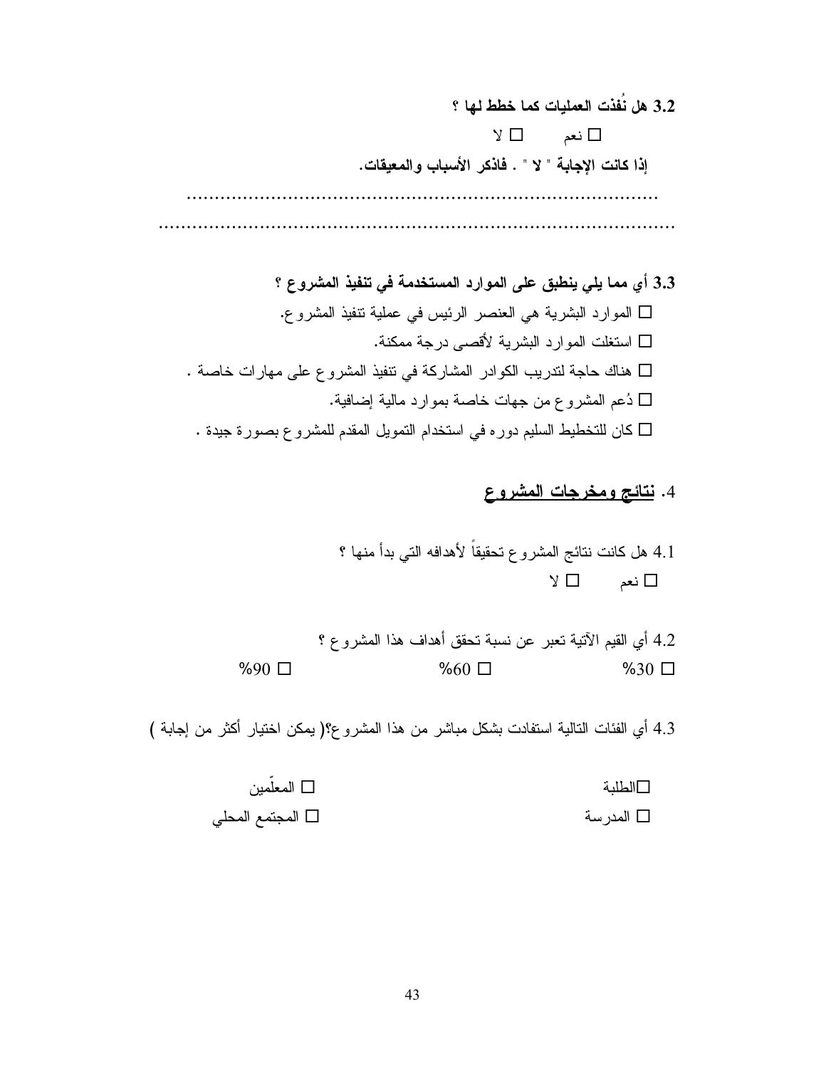**3.2 هل نُفذت العمليات كما خطط لها ؟**

☐ نعم ☐ لا

**إذا كانت الإجابة " لا " . فاذكر الأسباب والمعيقات.**

.................................................................................

......................................................................................

**3.3 أي مما يلي ينطبق على الموارد المستخدمة في تنفيذ المشروع ؟**

☐ الموارد البشرية هي العنصر الرئيس في عملية تنفيذ المشروع.

☐ استغلت الموارد البشرية لأقصى درجة ممكنة.

☐ هناك حاجة لتدريب الكوادر المشاركة في تنفيذ المشروع على مهارات خاصة .

☐ دُعم المشروع من جهات خاصة بموارد مالية إضافية.

☐ كان للتخطيط السليم دوره في استخدام التمويل المقدم للمشروع بصورة جيدة .

## 4. نتائج ومخرجات المشروع

4.1 هل كانت نتائج المشروع تحقيقاً لأهدافه التي بدأ منها ؟

☐ نعم ☐ لا

4.2 أي القيم الآتية تعبر عن نسبة تحقق أهداف هذا المشروع ؟

☐ 30% ☐ 60% ☐ 90%

4.3 أي الفئات التالية استفادت بشكل مباشر من هذا المشروع؟( يمكن اختيار أكثر من إجابة )

☐الطلبة ☐ المعلّمين

☐ المدرسة ☐ المجتمع المحلي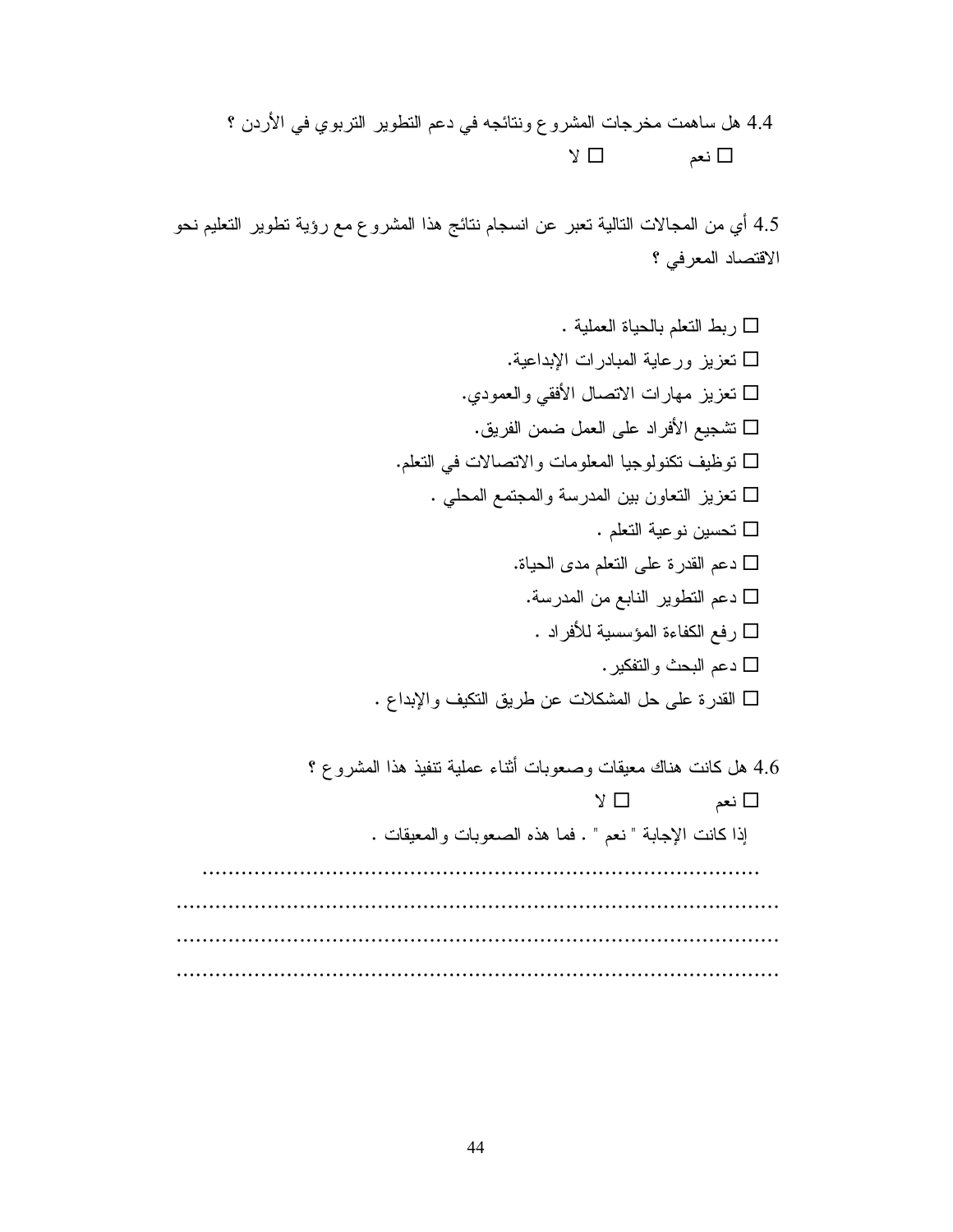4.4 هل ساهمت مخرجات المشروع ونتائجه في دعم التطوير التربوي في الأردن ؟

☐ نعم ☐ لا

4.5 أي من المجالات التالية تعبر عن انسجام نتائج هذا المشروع مع رؤية تطوير التعليم نحو الاقتصاد المعرفي ؟

☐ ربط التعلم بالحياة العملية .
☐ تعزيز ورعاية المبادرات الإبداعية.
☐ تعزيز مهارات الاتصال الأفقي والعمودي.
☐ تشجيع الأفراد على العمل ضمن الفريق.
☐ توظيف تكنولوجيا المعلومات والاتصالات في التعلم.
☐ تعزيز التعاون بين المدرسة والمجتمع المحلي .
☐ تحسين نوعية التعلم .
☐ دعم القدرة على التعلم مدى الحياة.
☐ دعم التطوير النابع من المدرسة.
☐ رفع الكفاءة المؤسسية للأفراد .
☐ دعم البحث والتفكير.
☐ القدرة على حل المشكلات عن طريق التكيف والإبداع .

4.6 هل كانت هناك معيقات وصعوبات أثناء عملية تنفيذ هذا المشروع ؟

☐ نعم ☐ لا

إذا كانت الإجابة " نعم " . فما هذه الصعوبات والمعيقات .

..............................................................................................
..............................................................................................
..............................................................................................
..............................................................................................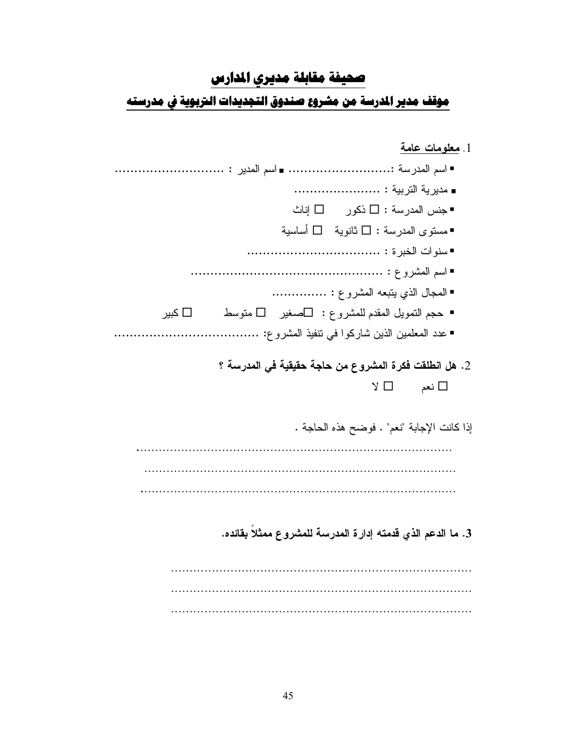# صحيفة مقابلة مديري المدارس

## موقف مدير المدرسة من مشروع صندوق التجديدات التربوية في مدرسته

1. **معلومات عامة**

- اسم المدرسة :.......................... ▪ اسم المدير : ............................
- مديرية التربية : ......................
- جنس المدرسة : ☐ ذكور ☐ إناث
- مستوى المدرسة : ☐ ثانوية ☐ أساسية
- سنوات الخبرة : ..................................
- اسم المشروع : .................................................
- المجال الذي يتبعه المشروع : ..............
- حجم التمويل المقدم للمشروع : ☐صغير ☐ متوسط ☐ كبير
- عدد المعلمين الذين شاركوا في تنفيذ المشروع: .....................................

2. **هل انطلقت فكرة المشروع من حاجة حقيقية في المدرسة ؟**

☐ نعم ☐ لا

إذا كانت الإجابة "نعم" . فوضح هذه الحاجة .

.....................................................................................

.....................................................................................

.....................................................................................

3. **ما الدعم الذي قدمته إدارة المدرسة للمشروع ممثلاً بقائده.**

.....................................................................................

.....................................................................................

.....................................................................................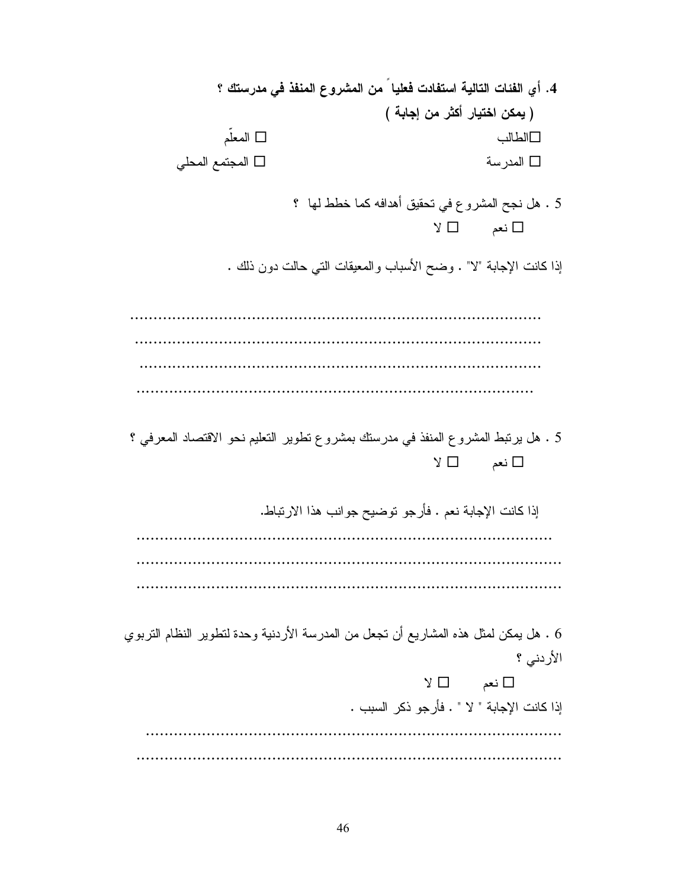**4. أي الفئات التالية استفادت فعلياً من المشروع المنفذ في مدرستك ؟**

**( يمكن اختيار أكثر من إجابة )**

☐الطالب ☐ المعلّم

☐ المدرسة ☐ المجتمع المحلي

5 . هل نجح المشروع في تحقيق أهدافه كما خطط لها ؟

☐ نعم ☐ لا

إذا كانت الإجابة "لا" . وضح الأسباب والمعيقات التي حالت دون ذلك .

…………………………………………………………………………………
…………………………………………………………………………………
…………………………………………………………………………………
…………………………………………………………………………………

5 . هل يرتبط المشروع المنفذ في مدرستك بمشروع تطوير التعليم نحو الاقتصاد المعرفي ؟

☐ نعم ☐ لا

إذا كانت الإجابة نعم . فأرجو توضيح جوانب هذا الارتباط.

…………………………………………………………………………………
…………………………………………………………………………………
…………………………………………………………………………………

6 . هل يمكن لمثل هذه المشاريع أن تجعل من المدرسة الأردنية وحدة لتطوير النظام التربوي الأردني ؟

☐ نعم ☐ لا

إذا كانت الإجابة " لا " . فأرجو ذكر السبب .

…………………………………………………………………………………
…………………………………………………………………………………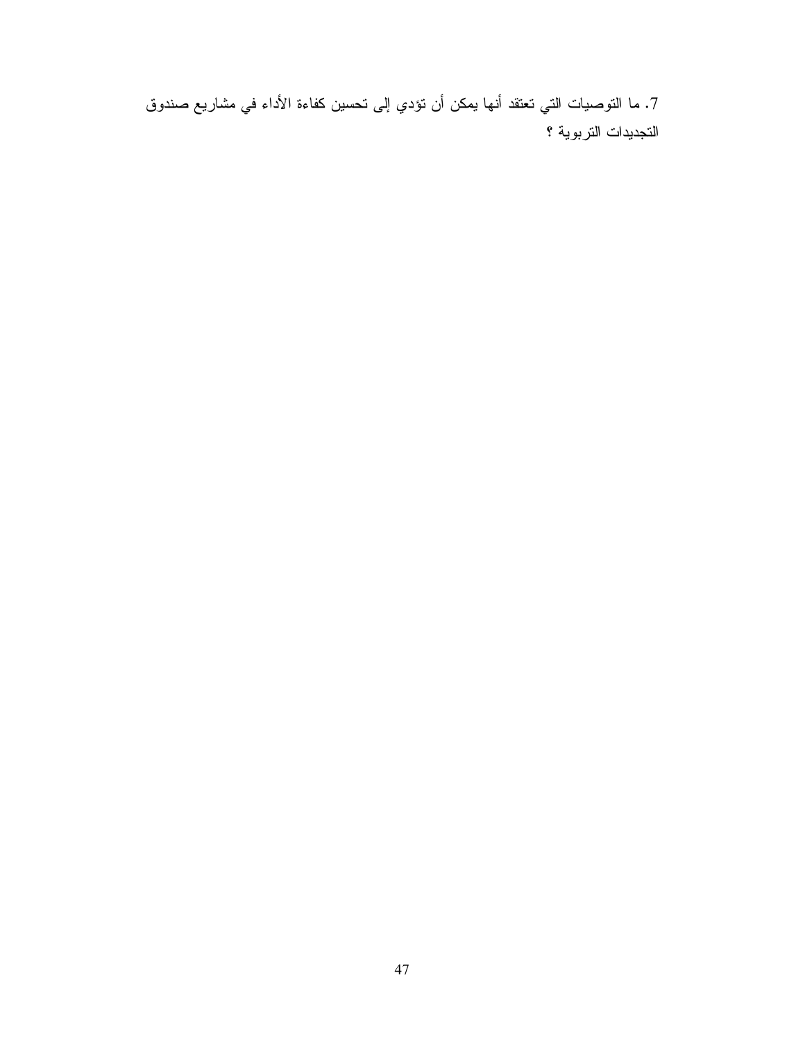7. ما التوصيات التي تعتقد أنها يمكن أن تؤدي إلى تحسين كفاءة الأداء في مشاريع صندوق التجديدات التربوية ؟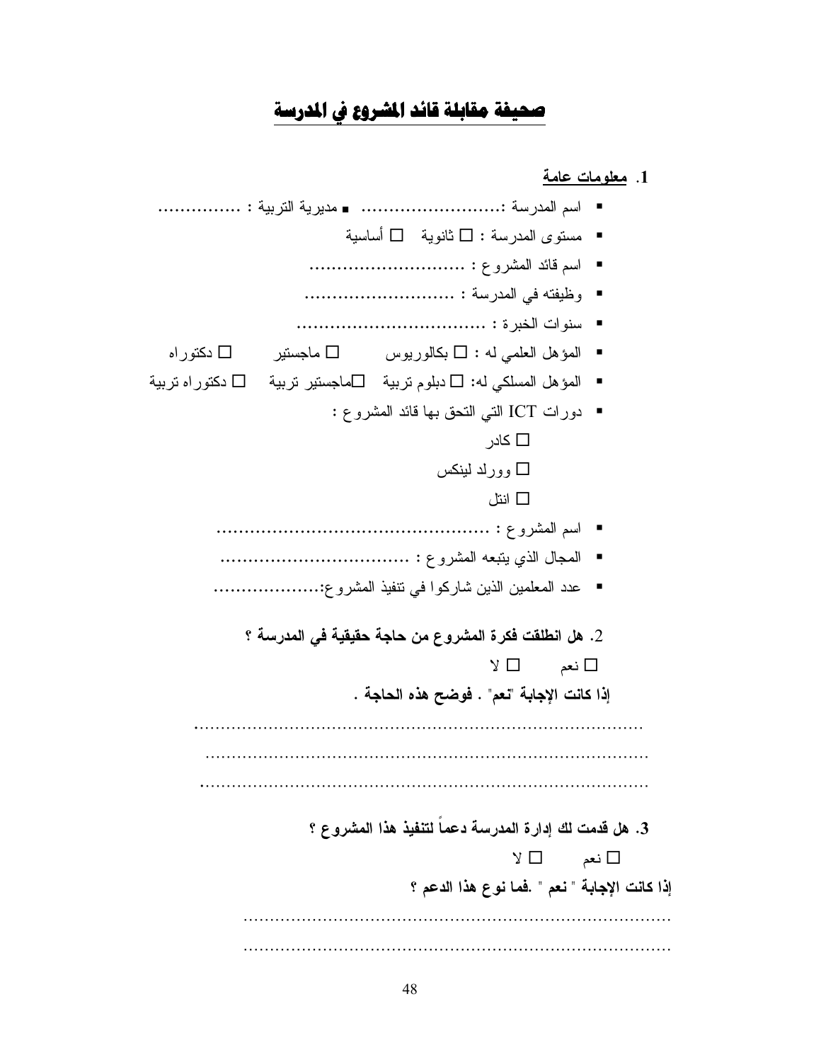# صحيفة مقابلة قائد المشروع في المدرسة

1. **معلومات عامة**

- اسم المدرسة :........................ ▪ مديرية التربية : ...............
- مستوى المدرسة : ☐ ثانوية ☐ أساسية
- اسم قائد المشروع : ...........................
- وظيفته في المدرسة : ..........................
- سنوات الخبرة : ................................
- المؤهل العلمي له : ☐ بكالوريوس ☐ ماجستير ☐ دكتوراه
- المؤهل المسلكي له: ☐ دبلوم تربية ☐ماجستير تربية ☐ دكتوراه تربية
- دورات ICT التي التحق بها قائد المشروع :
  - ☐ كادر
  - ☐ وورلد لينكس
  - ☐ انتل
- اسم المشروع : ...............................................
- المجال الذي يتبعه المشروع : ................................
- عدد المعلمين الذين شاركوا في تنفيذ المشروع:..................

2. **هل انطلقت فكرة المشروع من حاجة حقيقية في المدرسة ؟**

☐ نعم ☐ لا

**إذا كانت الإجابة "نعم" . فوضح هذه الحاجة .**

..........................................................................................
..........................................................................................
..........................................................................................

3. **هل قدمت لك إدارة المدرسة دعماً لتنفيذ هذا المشروع ؟**

☐ نعم ☐ لا

**إذا كانت الإجابة " نعم " .فما نوع هذا الدعم ؟**

..........................................................................................
..........................................................................................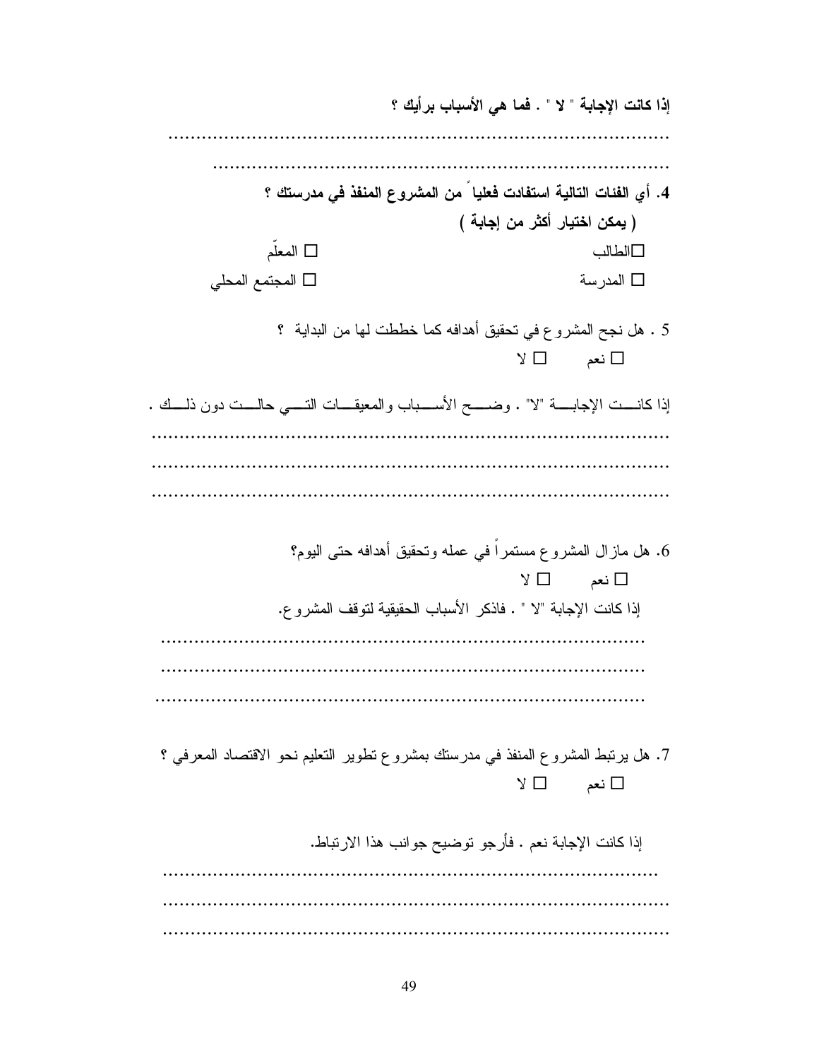**إذا كانت الإجابة " لا " . فما هي الأسباب برأيك ؟**

....................................................................................

....................................................................................

**4. أي الفئات التالية استفادت فعلياً من المشروع المنفذ في مدرستك ؟**

**( يمكن اختيار أكثر من إجابة )**

□ الطالب &nbsp;&nbsp;&nbsp;&nbsp;&nbsp;&nbsp;&nbsp;&nbsp; □ المعلّم

□ المدرسة &nbsp;&nbsp;&nbsp;&nbsp;&nbsp;&nbsp;&nbsp;&nbsp; □ المجتمع المحلي

5 . هل نجح المشروع في تحقيق أهدافه كما خططت لها من البداية ؟

□ نعم &nbsp;&nbsp;&nbsp;&nbsp; □ لا

إذا كانت الإجابة "لا" . وضح الأسباب والمعيقات التي حالت دون ذلك .

....................................................................................

....................................................................................

....................................................................................

6. هل مازال المشروع مستمراً في عمله وتحقيق أهدافه حتى اليوم؟

□ نعم &nbsp;&nbsp;&nbsp;&nbsp; □ لا

إذا كانت الإجابة "لا " . فاذكر الأسباب الحقيقية لتوقف المشروع.

....................................................................................

....................................................................................

....................................................................................

7. هل يرتبط المشروع المنفذ في مدرستك بمشروع تطوير التعليم نحو الاقتصاد المعرفي ؟

□ نعم &nbsp;&nbsp;&nbsp;&nbsp; □ لا

إذا كانت الإجابة نعم . فأرجو توضيح جوانب هذا الارتباط.

....................................................................................

....................................................................................

....................................................................................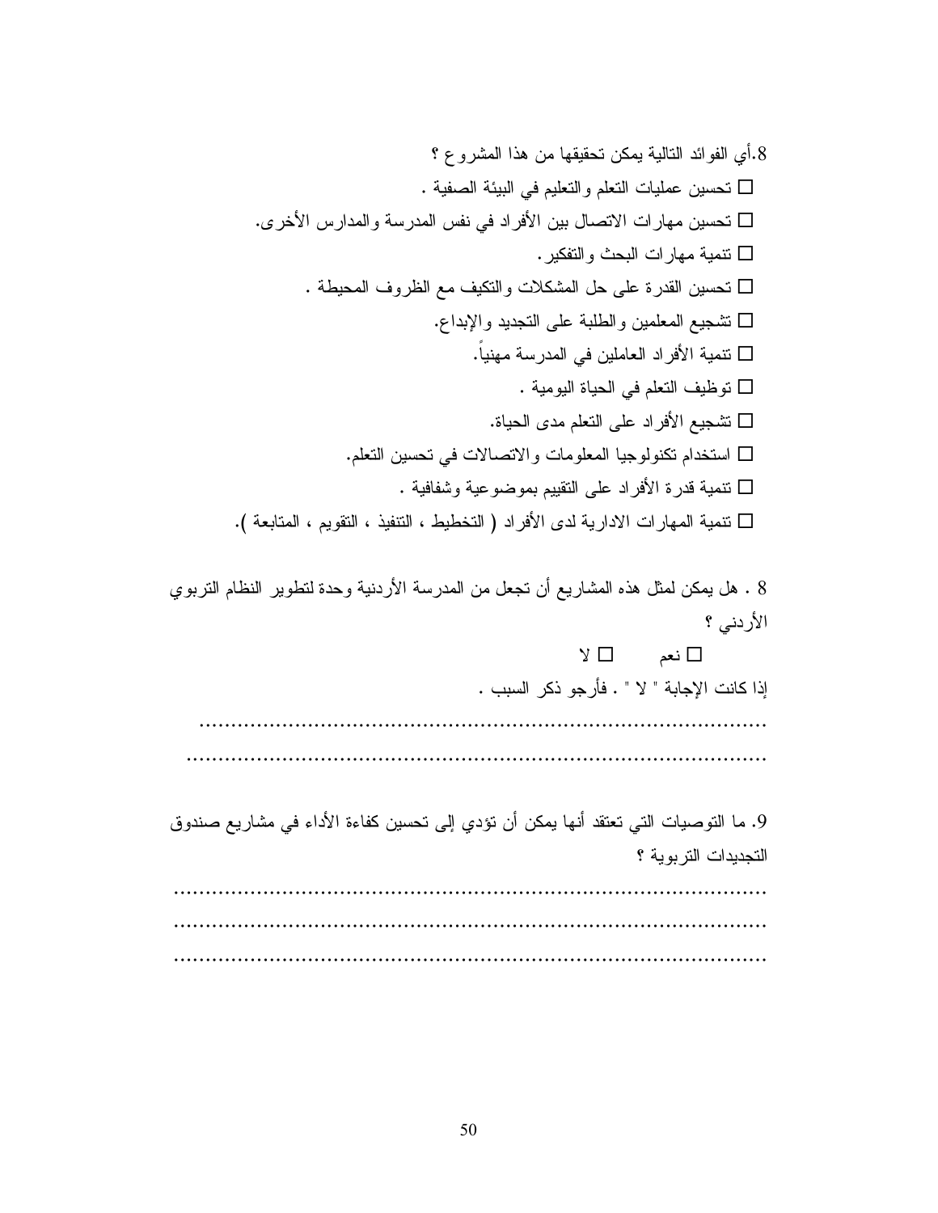8.أي الفوائد التالية يمكن تحقيقها من هذا المشروع ؟

☐ تحسين عمليات التعلم والتعليم في البيئة الصفية .

☐ تحسين مهارات الاتصال بين الأفراد في نفس المدرسة والمدارس الأخرى.

☐ تنمية مهارات البحث والتفكير.

☐ تحسين القدرة على حل المشكلات والتكيف مع الظروف المحيطة .

☐ تشجيع المعلمين والطلبة على التجديد والإبداع.

☐ تنمية الأفراد العاملين في المدرسة مهنياً.

☐ توظيف التعلم في الحياة اليومية .

☐ تشجيع الأفراد على التعلم مدى الحياة.

☐ استخدام تكنولوجيا المعلومات والاتصالات في تحسين التعلم.

☐ تنمية قدرة الأفراد على التقييم بموضوعية وشفافية .

☐ تنمية المهارات الادارية لدى الأفراد ( التخطيط ، التنفيذ ، التقويم ، المتابعة ).

8 . هل يمكن لمثل هذه المشاريع أن تجعل من المدرسة الأردنية وحدة لتطوير النظام التربوي الأردني ؟

☐ نعم ☐ لا

إذا كانت الإجابة " لا " . فأرجو ذكر السبب .

.......................................................................................

.......................................................................................

9. ما التوصيات التي تعتقد أنها يمكن أن تؤدي إلى تحسين كفاءة الأداء في مشاريع صندوق التجديدات التربوية ؟

.......................................................................................

.......................................................................................

.......................................................................................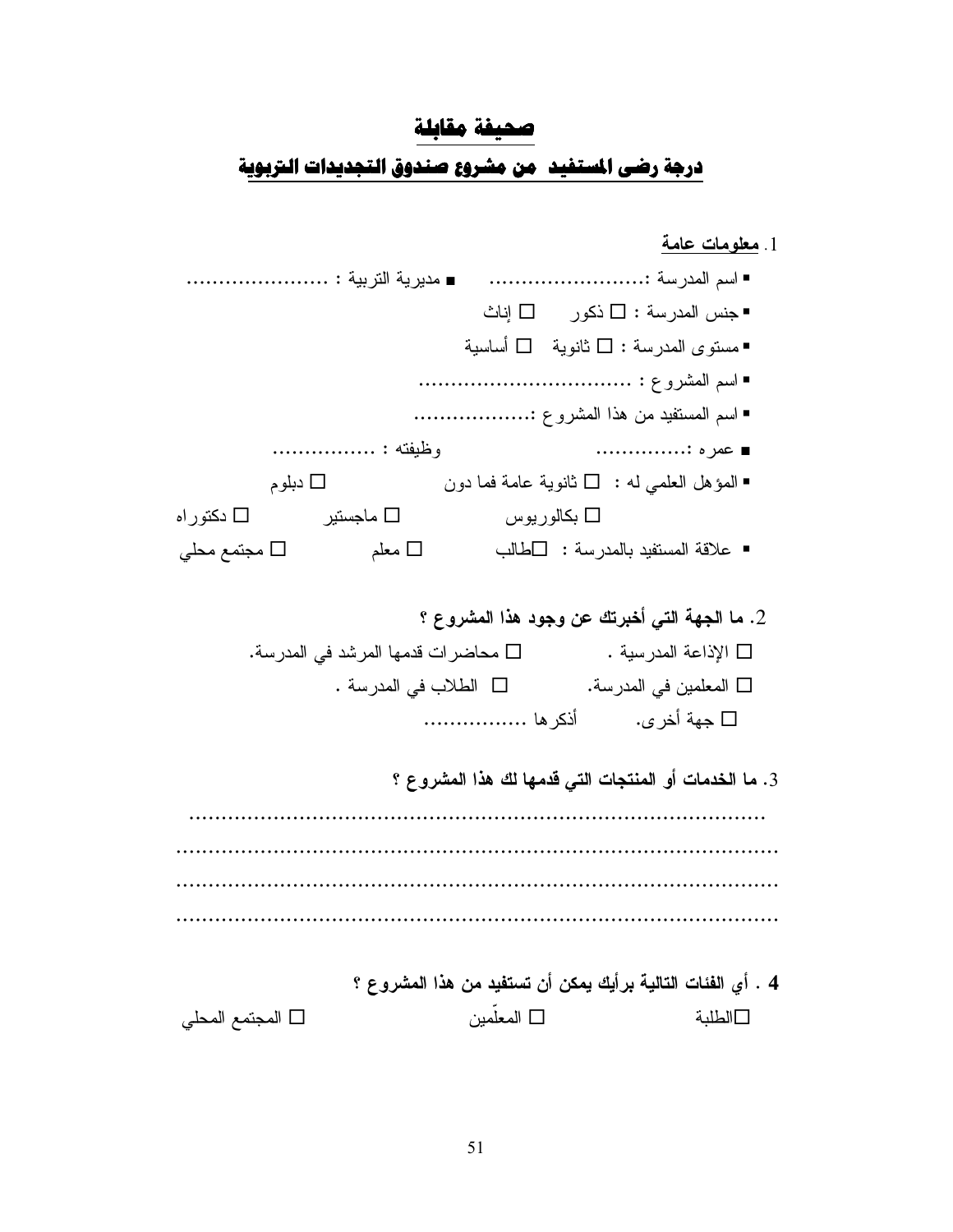# صحيفة مقابلة

## درجة رضى المستفيد من مشروع صندوق التجديدات التربوية

1. **معلومات عامة**

- اسم المدرسة :........................ ▪ مديرية التربية : ......................
- جنس المدرسة : ☐ ذكور ☐ إناث
- مستوى المدرسة : ☐ ثانوية ☐ أساسية
- اسم المشروع : ................................
- اسم المستفيد من هذا المشروع :..................
- عمره :.............. وظيفته : ................
- المؤهل العلمي له : ☐ ثانوية عامة فما دون ☐ دبلوم ☐ بكالوريوس ☐ ماجستير ☐ دكتوراه
- علاقة المستفيد بالمدرسة : ☐طالب ☐ معلم ☐ مجتمع محلي

2. **ما الجهة التي أخبرتك عن وجود هذا المشروع ؟**

☐ الإذاعة المدرسية . ☐ محاضرات قدمها المرشد في المدرسة.

☐ المعلمين في المدرسة. ☐ الطلاب في المدرسة .

☐ جهة أخرى. أذكرها ................

3. **ما الخدمات أو المنتجات التي قدمها لك هذا المشروع ؟**

..................................................................................

..................................................................................

..................................................................................

..................................................................................

4 . **أي الفئات التالية برأيك يمكن أن تستفيد من هذا المشروع ؟**

☐الطلبة ☐ المعلّمين ☐ المجتمع المحلي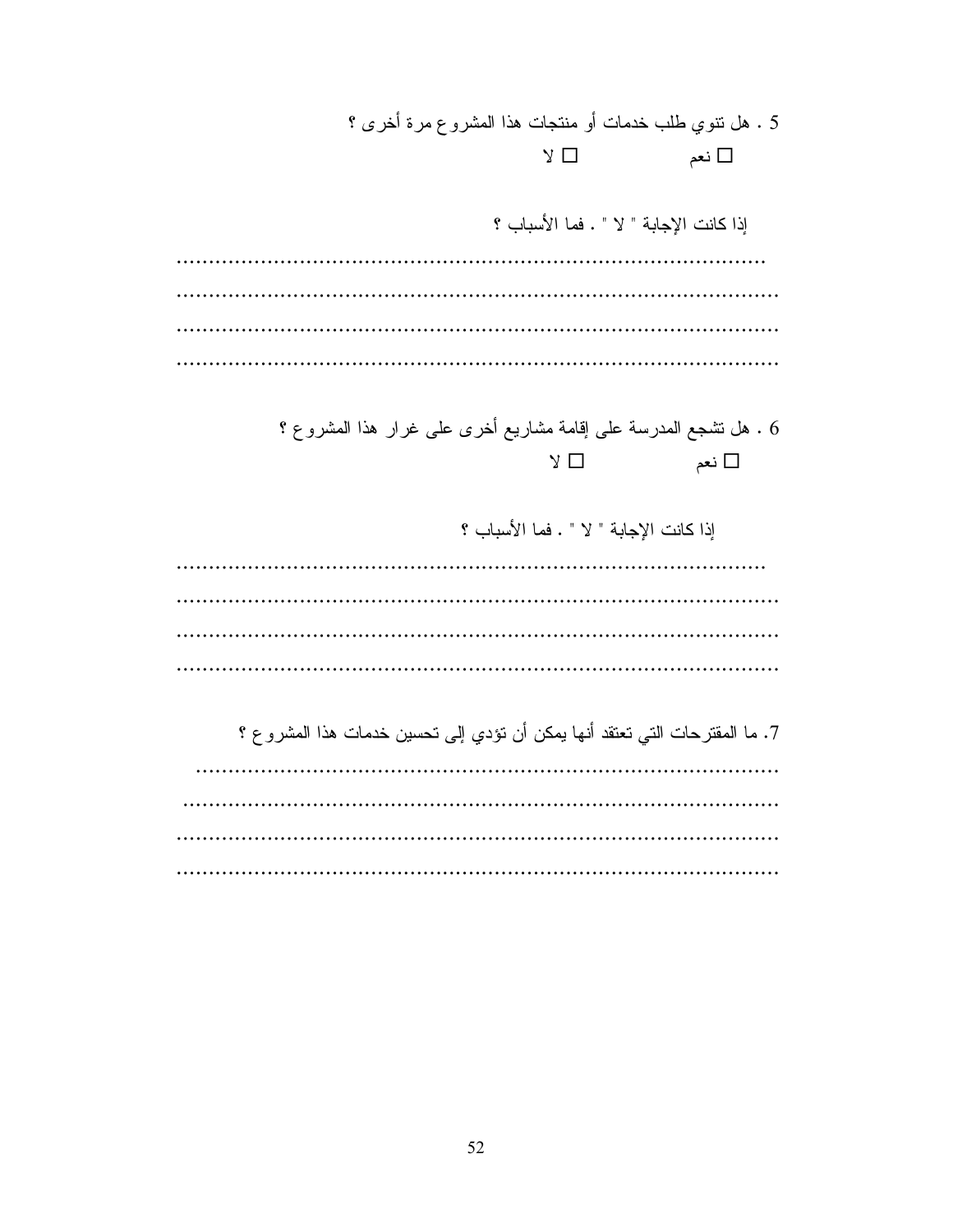5 . هل تنوي طلب خدمات أو منتجات هذا المشروع مرة أخرى ؟

☐ نعم ☐ لا

إذا كانت الإجابة " لا " . فما الأسباب ؟

……………………………………………………………………………………
……………………………………………………………………………………
……………………………………………………………………………………
……………………………………………………………………………………

6 . هل تشجع المدرسة على إقامة مشاريع أخرى على غرار هذا المشروع ؟

☐ نعم ☐ لا

إذا كانت الإجابة " لا " . فما الأسباب ؟

……………………………………………………………………………………
……………………………………………………………………………………
……………………………………………………………………………………
……………………………………………………………………………………

7. ما المقترحات التي تعتقد أنها يمكن أن تؤدي إلى تحسين خدمات هذا المشروع ؟

……………………………………………………………………………………
……………………………………………………………………………………
……………………………………………………………………………………
……………………………………………………………………………………